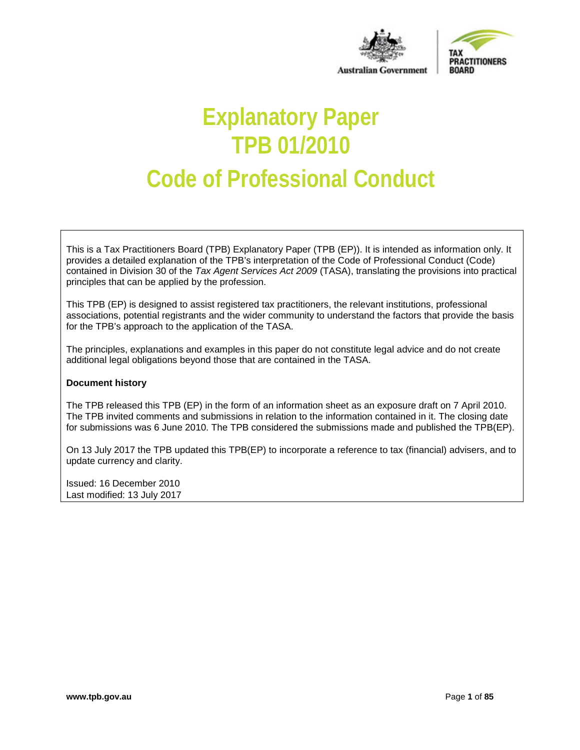# Explanatory Paper TPB 01/2010

# Code of Professional Conduct

This is a Tax Practitioners Board (TPB) Explanatory Paper (TPB (EP)). It is intended as information only. It provides a detailed explanation of the TPB's interpretation of the Code of Professional Conduct (Code) contained in Division 30 of the *Tax Agent Services Act 2009* (TASA), translating the provisions into practical principles that can be applied by the profession.

This TPB (EP) is designed to assist registered tax practitioners, the relevant institutions, professional associations, potential registrants and the wider community to understand the factors that provide the basis for the TPB's approach to the application of the TASA.

The principles, explanations and examples in this paper do not constitute legal advice and do not create additional legal obligations beyond those that are contained in the TASA.

**Document history**

The TPB released this TPB (EP) in the form of an information sheet as an exposure draft on 7 April 2010. The TPB invited comments and submissions in relation to the information contained in it. The closing date for submissions was 6 June 2010. The TPB considered the submissions made and published the TPB(EP).

On 13 July 2017 the TPB updated this TPB(EP) to incorporate a reference to tax (financial) advisers, and to update currency and clarity.

Issued: 16 December 2010
Last modified: 13 July 2017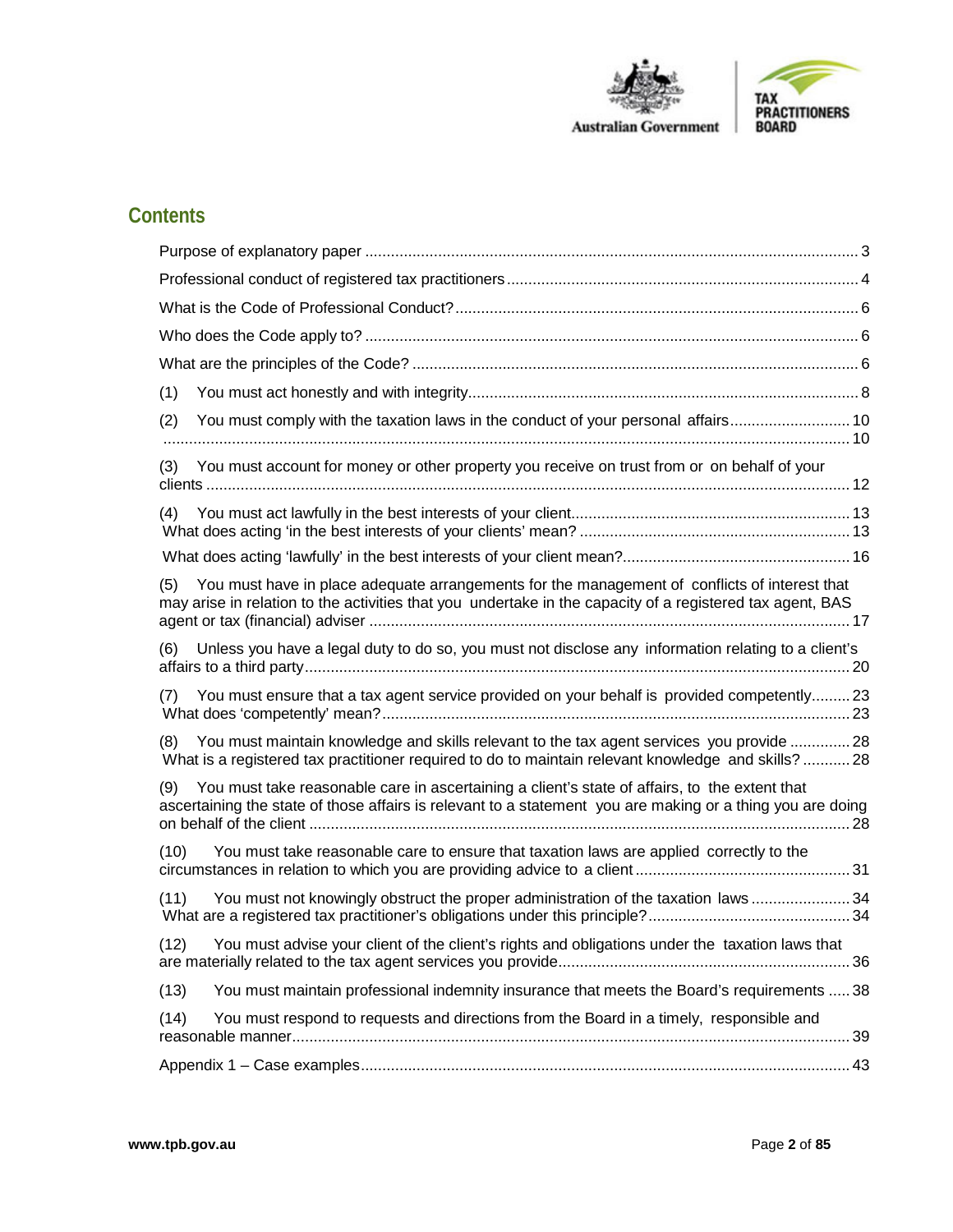## Contents

Purpose of explanatory paper ... 3

Professional conduct of registered tax practitioners ... 4

What is the Code of Professional Conduct? ... 6

Who does the Code apply to? ... 6

What are the principles of the Code? ... 6

(1) You must act honestly and with integrity ... 8

(2) You must comply with the taxation laws in the conduct of your personal affairs ... 10
... 10

(3) You must account for money or other property you receive on trust from or on behalf of your clients ... 12

(4) You must act lawfully in the best interests of your client ... 13
What does acting 'in the best interests of your clients' mean? ... 13

What does acting 'lawfully' in the best interests of your client mean? ... 16

(5) You must have in place adequate arrangements for the management of conflicts of interest that may arise in relation to the activities that you undertake in the capacity of a registered tax agent, BAS agent or tax (financial) adviser ... 17

(6) Unless you have a legal duty to do so, you must not disclose any information relating to a client's affairs to a third party ... 20

(7) You must ensure that a tax agent service provided on your behalf is provided competently ... 23
What does 'competently' mean? ... 23

(8) You must maintain knowledge and skills relevant to the tax agent services you provide ... 28
What is a registered tax practitioner required to do to maintain relevant knowledge and skills? ... 28

(9) You must take reasonable care in ascertaining a client's state of affairs, to the extent that ascertaining the state of those affairs is relevant to a statement you are making or a thing you are doing on behalf of the client ... 28

(10) You must take reasonable care to ensure that taxation laws are applied correctly to the circumstances in relation to which you are providing advice to a client ... 31

(11) You must not knowingly obstruct the proper administration of the taxation laws ... 34
What are a registered tax practitioner's obligations under this principle? ... 34

(12) You must advise your client of the client's rights and obligations under the taxation laws that are materially related to the tax agent services you provide ... 36

(13) You must maintain professional indemnity insurance that meets the Board's requirements ... 38

(14) You must respond to requests and directions from the Board in a timely, responsible and reasonable manner ... 39

Appendix 1 – Case examples ... 43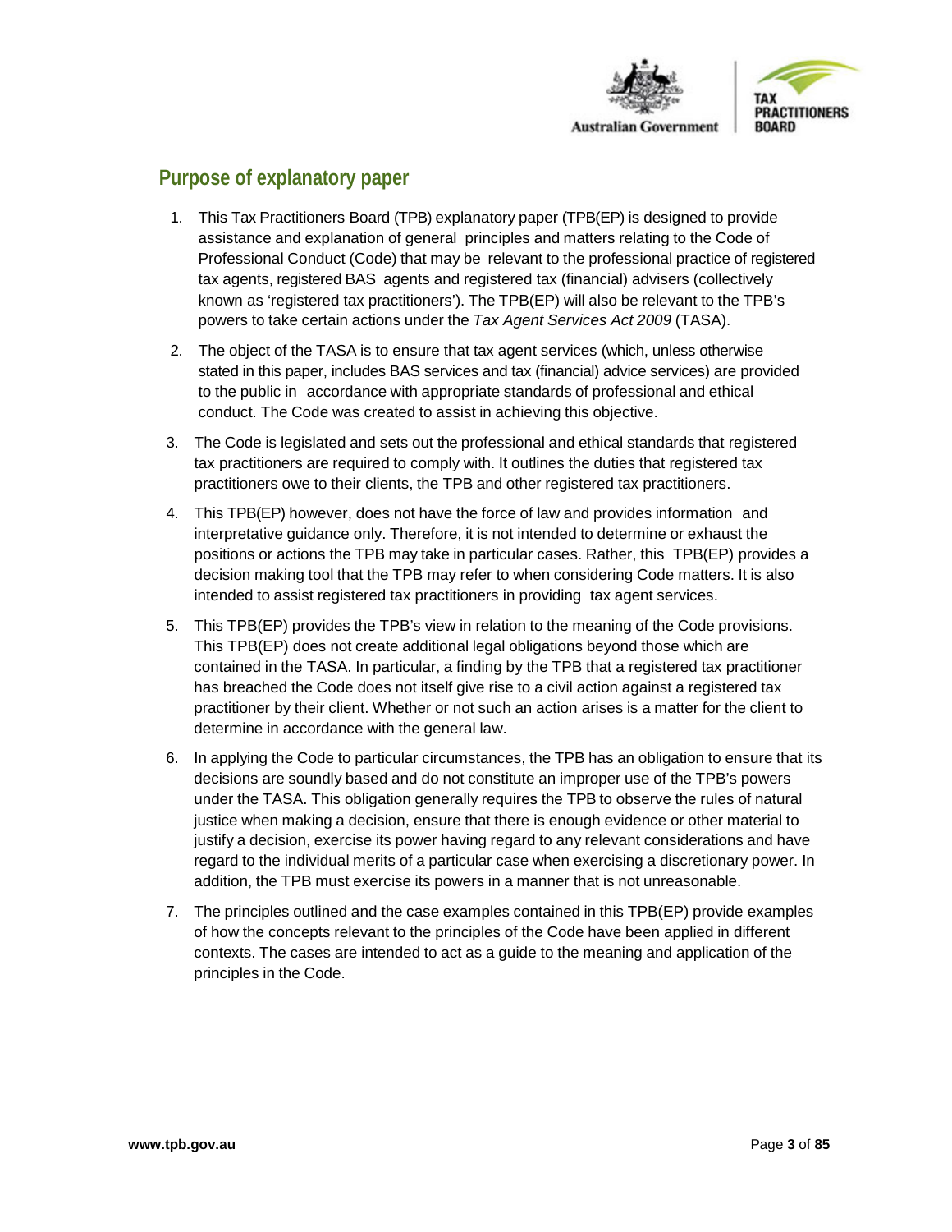## Purpose of explanatory paper

1. This Tax Practitioners Board (TPB) explanatory paper (TPB(EP) is designed to provide assistance and explanation of general principles and matters relating to the Code of Professional Conduct (Code) that may be relevant to the professional practice of registered tax agents, registered BAS agents and registered tax (financial) advisers (collectively known as 'registered tax practitioners'). The TPB(EP) will also be relevant to the TPB's powers to take certain actions under the *Tax Agent Services Act 2009* (TASA).

2. The object of the TASA is to ensure that tax agent services (which, unless otherwise stated in this paper, includes BAS services and tax (financial) advice services) are provided to the public in accordance with appropriate standards of professional and ethical conduct. The Code was created to assist in achieving this objective.

3. The Code is legislated and sets out the professional and ethical standards that registered tax practitioners are required to comply with. It outlines the duties that registered tax practitioners owe to their clients, the TPB and other registered tax practitioners.

4. This TPB(EP) however, does not have the force of law and provides information and interpretative guidance only. Therefore, it is not intended to determine or exhaust the positions or actions the TPB may take in particular cases. Rather, this TPB(EP) provides a decision making tool that the TPB may refer to when considering Code matters. It is also intended to assist registered tax practitioners in providing tax agent services.

5. This TPB(EP) provides the TPB's view in relation to the meaning of the Code provisions. This TPB(EP) does not create additional legal obligations beyond those which are contained in the TASA. In particular, a finding by the TPB that a registered tax practitioner has breached the Code does not itself give rise to a civil action against a registered tax practitioner by their client. Whether or not such an action arises is a matter for the client to determine in accordance with the general law.

6. In applying the Code to particular circumstances, the TPB has an obligation to ensure that its decisions are soundly based and do not constitute an improper use of the TPB's powers under the TASA. This obligation generally requires the TPB to observe the rules of natural justice when making a decision, ensure that there is enough evidence or other material to justify a decision, exercise its power having regard to any relevant considerations and have regard to the individual merits of a particular case when exercising a discretionary power. In addition, the TPB must exercise its powers in a manner that is not unreasonable.

7. The principles outlined and the case examples contained in this TPB(EP) provide examples of how the concepts relevant to the principles of the Code have been applied in different contexts. The cases are intended to act as a guide to the meaning and application of the principles in the Code.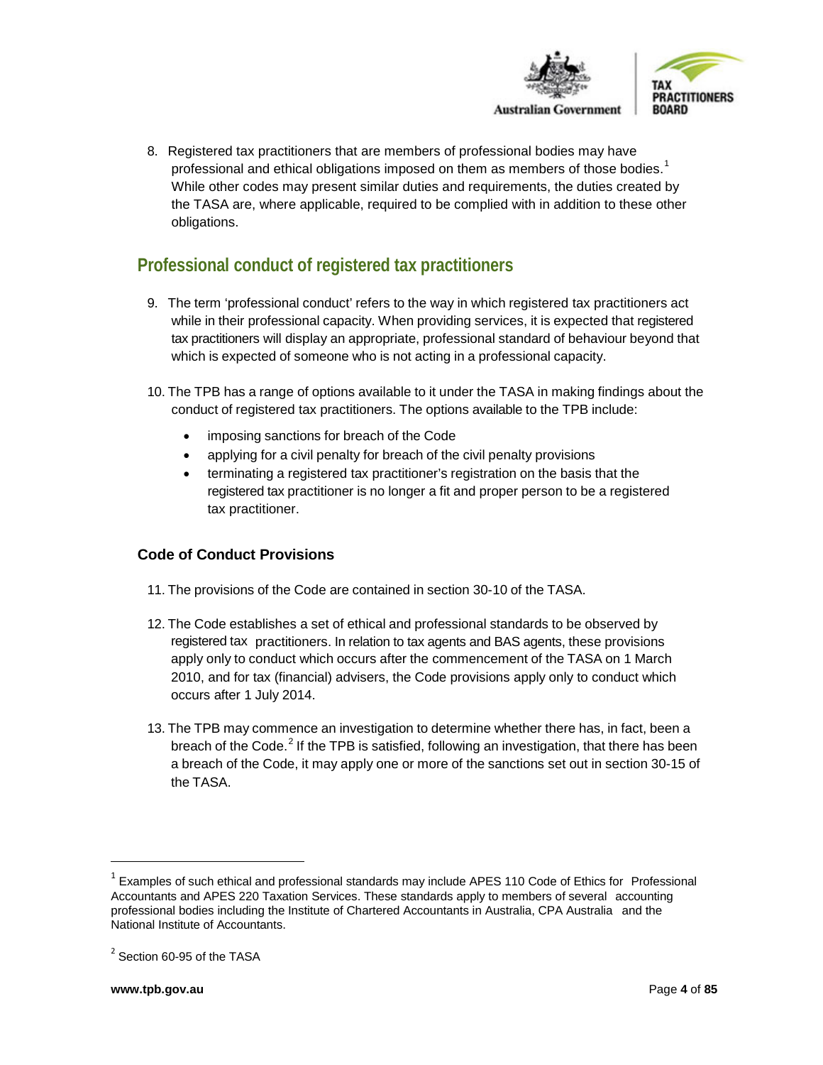8. Registered tax practitioners that are members of professional bodies may have professional and ethical obligations imposed on them as members of those bodies.[1] While other codes may present similar duties and requirements, the duties created by the TASA are, where applicable, required to be complied with in addition to these other obligations.

## Professional conduct of registered tax practitioners

9. The term 'professional conduct' refers to the way in which registered tax practitioners act while in their professional capacity. When providing services, it is expected that registered tax practitioners will display an appropriate, professional standard of behaviour beyond that which is expected of someone who is not acting in a professional capacity.

10. The TPB has a range of options available to it under the TASA in making findings about the conduct of registered tax practitioners. The options available to the TPB include:
    - imposing sanctions for breach of the Code
    - applying for a civil penalty for breach of the civil penalty provisions
    - terminating a registered tax practitioner's registration on the basis that the registered tax practitioner is no longer a fit and proper person to be a registered tax practitioner.

### Code of Conduct Provisions

11. The provisions of the Code are contained in section 30-10 of the TASA.

12. The Code establishes a set of ethical and professional standards to be observed by registered tax practitioners. In relation to tax agents and BAS agents, these provisions apply only to conduct which occurs after the commencement of the TASA on 1 March 2010, and for tax (financial) advisers, the Code provisions apply only to conduct which occurs after 1 July 2014.

13. The TPB may commence an investigation to determine whether there has, in fact, been a breach of the Code.[2] If the TPB is satisfied, following an investigation, that there has been a breach of the Code, it may apply one or more of the sanctions set out in section 30-15 of the TASA.

---

[1] Examples of such ethical and professional standards may include APES 110 Code of Ethics for Professional Accountants and APES 220 Taxation Services. These standards apply to members of several accounting professional bodies including the Institute of Chartered Accountants in Australia, CPA Australia and the National Institute of Accountants.

[2] Section 60-95 of the TASA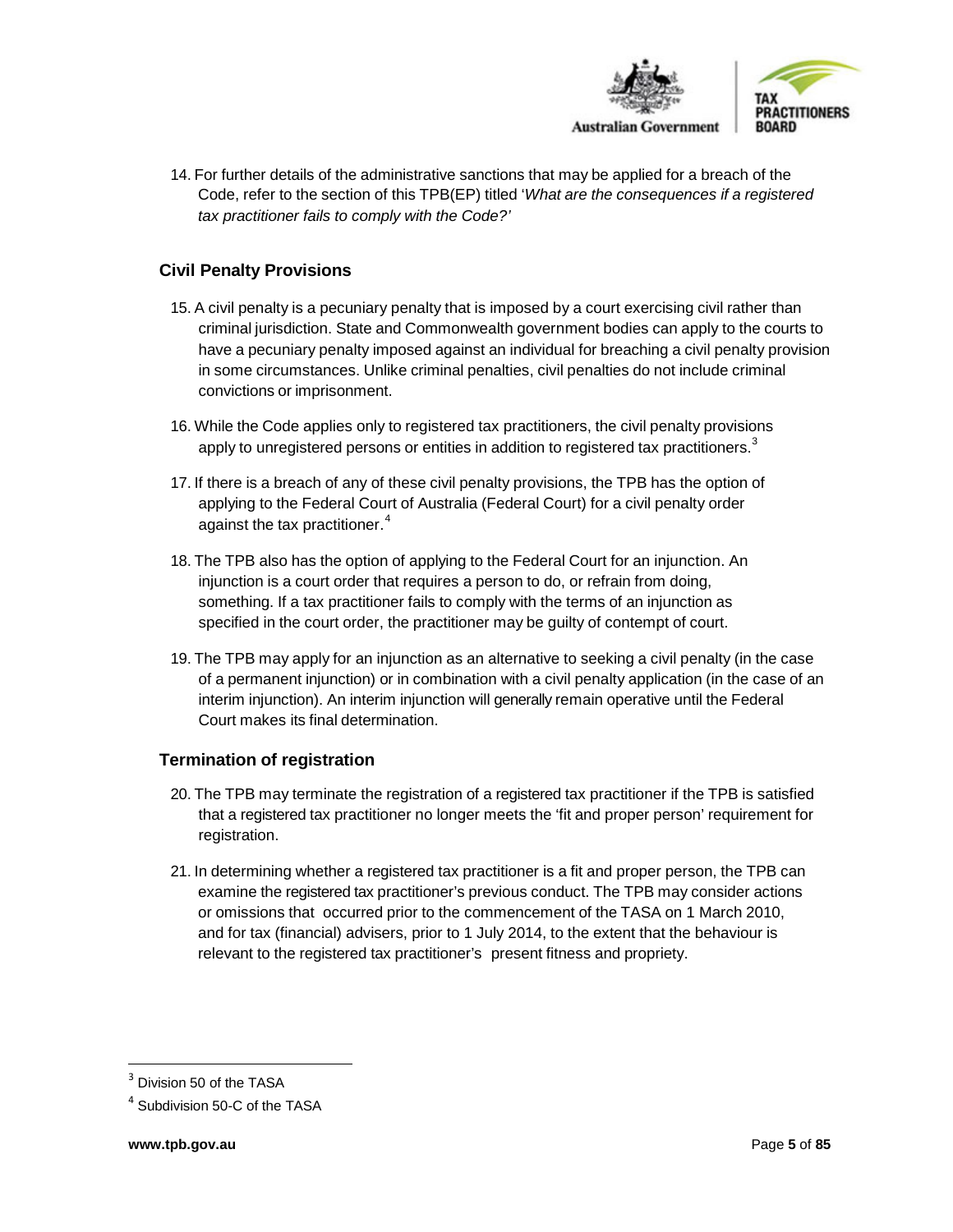14. For further details of the administrative sanctions that may be applied for a breach of the Code, refer to the section of this TPB(EP) titled '*What are the consequences if a registered tax practitioner fails to comply with the Code?'*

## Civil Penalty Provisions

15. A civil penalty is a pecuniary penalty that is imposed by a court exercising civil rather than criminal jurisdiction. State and Commonwealth government bodies can apply to the courts to have a pecuniary penalty imposed against an individual for breaching a civil penalty provision in some circumstances. Unlike criminal penalties, civil penalties do not include criminal convictions or imprisonment.

16. While the Code applies only to registered tax practitioners, the civil penalty provisions apply to unregistered persons or entities in addition to registered tax practitioners.[3]

17. If there is a breach of any of these civil penalty provisions, the TPB has the option of applying to the Federal Court of Australia (Federal Court) for a civil penalty order against the tax practitioner.[4]

18. The TPB also has the option of applying to the Federal Court for an injunction. An injunction is a court order that requires a person to do, or refrain from doing, something. If a tax practitioner fails to comply with the terms of an injunction as specified in the court order, the practitioner may be guilty of contempt of court.

19. The TPB may apply for an injunction as an alternative to seeking a civil penalty (in the case of a permanent injunction) or in combination with a civil penalty application (in the case of an interim injunction). An interim injunction will generally remain operative until the Federal Court makes its final determination.

## Termination of registration

20. The TPB may terminate the registration of a registered tax practitioner if the TPB is satisfied that a registered tax practitioner no longer meets the 'fit and proper person' requirement for registration.

21. In determining whether a registered tax practitioner is a fit and proper person, the TPB can examine the registered tax practitioner's previous conduct. The TPB may consider actions or omissions that occurred prior to the commencement of the TASA on 1 March 2010, and for tax (financial) advisers, prior to 1 July 2014, to the extent that the behaviour is relevant to the registered tax practitioner's present fitness and propriety.

---

[3] Division 50 of the TASA

[4] Subdivision 50-C of the TASA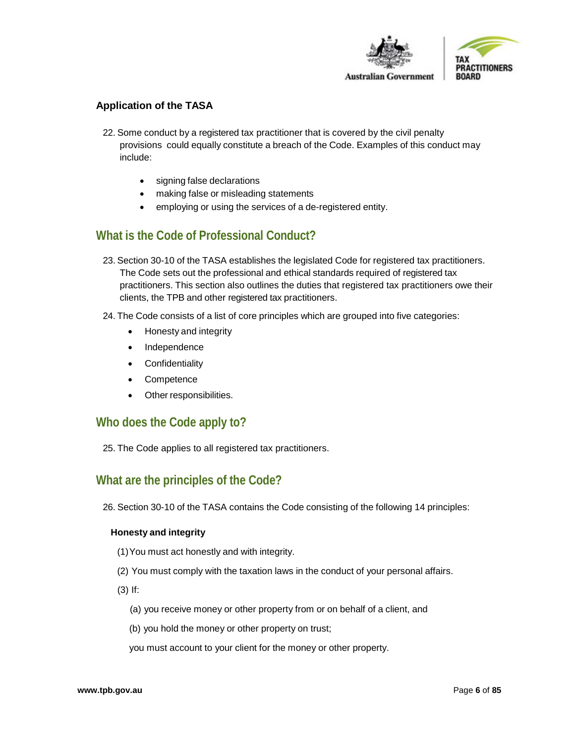### Application of the TASA

22. Some conduct by a registered tax practitioner that is covered by the civil penalty provisions could equally constitute a breach of the Code. Examples of this conduct may include:

    - signing false declarations
    - making false or misleading statements
    - employing or using the services of a de-registered entity.

## What is the Code of Professional Conduct?

23. Section 30-10 of the TASA establishes the legislated Code for registered tax practitioners. The Code sets out the professional and ethical standards required of registered tax practitioners. This section also outlines the duties that registered tax practitioners owe their clients, the TPB and other registered tax practitioners.

24. The Code consists of a list of core principles which are grouped into five categories:

    - Honesty and integrity
    - Independence
    - Confidentiality
    - Competence
    - Other responsibilities.

## Who does the Code apply to?

25. The Code applies to all registered tax practitioners.

## What are the principles of the Code?

26. Section 30-10 of the TASA contains the Code consisting of the following 14 principles:

**Honesty and integrity**

(1) You must act honestly and with integrity.

(2) You must comply with the taxation laws in the conduct of your personal affairs.

(3) If:

(a) you receive money or other property from or on behalf of a client, and

(b) you hold the money or other property on trust;

you must account to your client for the money or other property.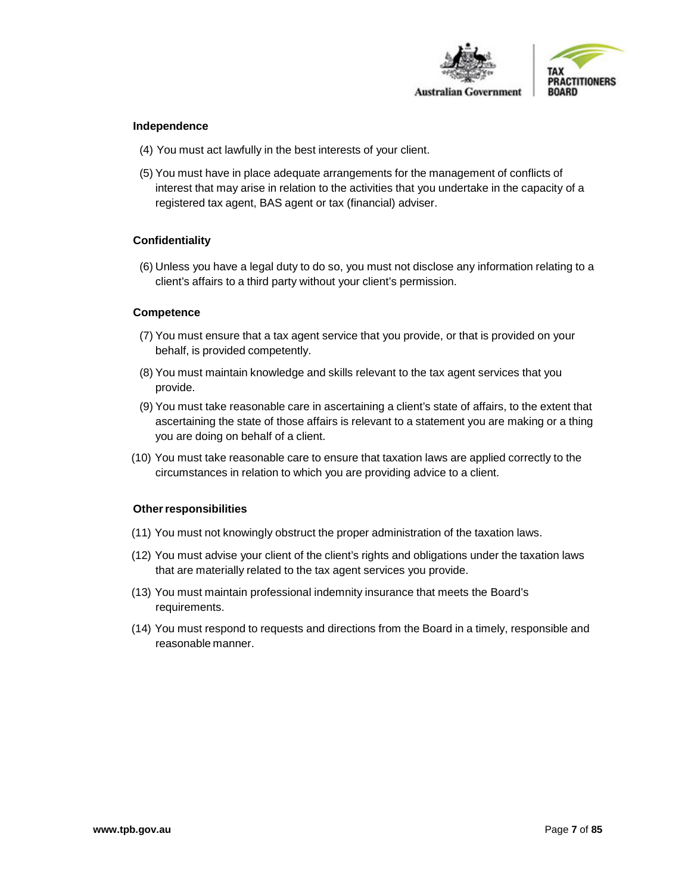### Independence

(4) You must act lawfully in the best interests of your client.

(5) You must have in place adequate arrangements for the management of conflicts of interest that may arise in relation to the activities that you undertake in the capacity of a registered tax agent, BAS agent or tax (financial) adviser.

### Confidentiality

(6) Unless you have a legal duty to do so, you must not disclose any information relating to a client's affairs to a third party without your client's permission.

### Competence

(7) You must ensure that a tax agent service that you provide, or that is provided on your behalf, is provided competently.

(8) You must maintain knowledge and skills relevant to the tax agent services that you provide.

(9) You must take reasonable care in ascertaining a client's state of affairs, to the extent that ascertaining the state of those affairs is relevant to a statement you are making or a thing you are doing on behalf of a client.

(10) You must take reasonable care to ensure that taxation laws are applied correctly to the circumstances in relation to which you are providing advice to a client.

### Other responsibilities

(11) You must not knowingly obstruct the proper administration of the taxation laws.

(12) You must advise your client of the client's rights and obligations under the taxation laws that are materially related to the tax agent services you provide.

(13) You must maintain professional indemnity insurance that meets the Board's requirements.

(14) You must respond to requests and directions from the Board in a timely, responsible and reasonable manner.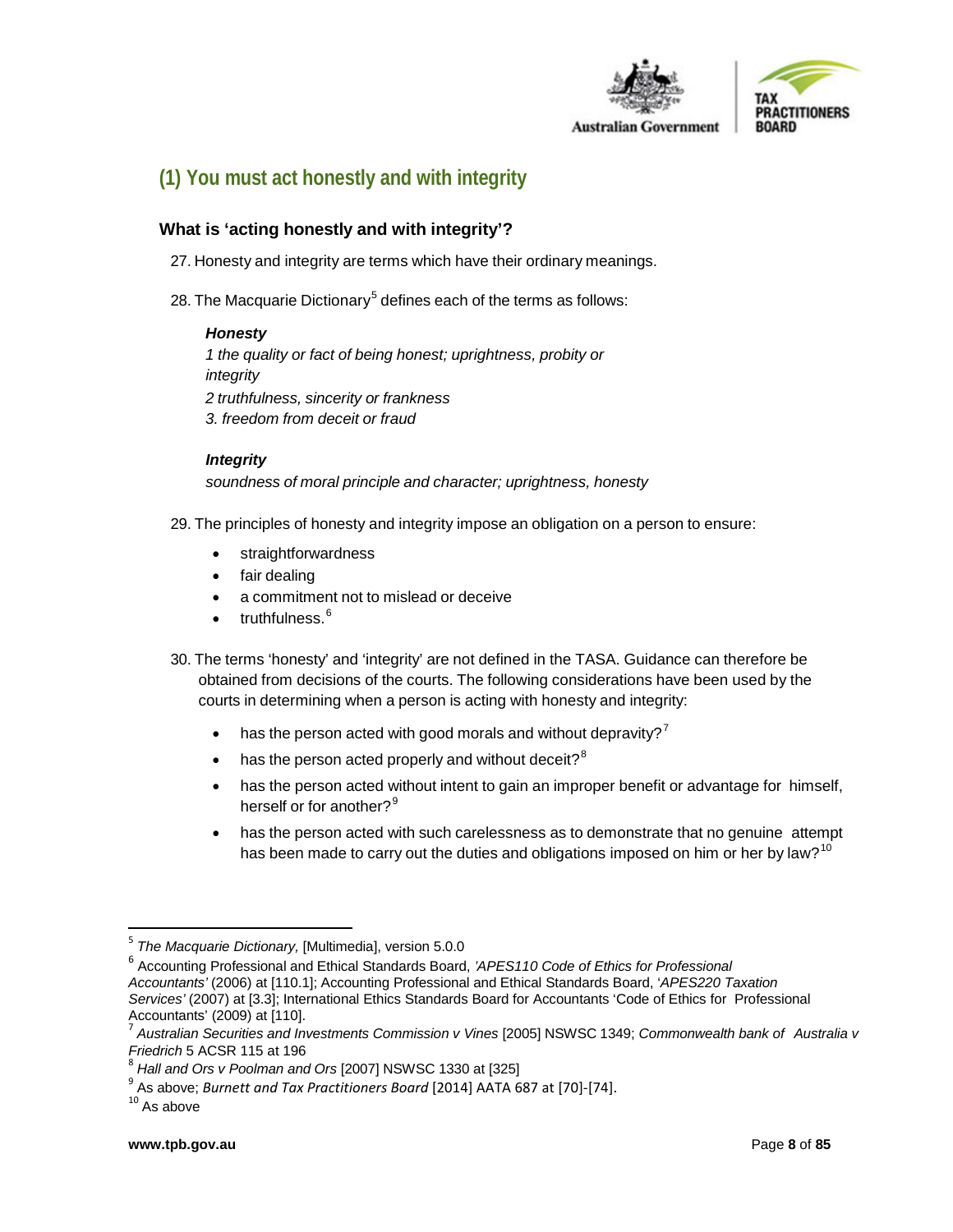## (1) You must act honestly and with integrity

### What is 'acting honestly and with integrity'?

27. Honesty and integrity are terms which have their ordinary meanings.

28. The Macquarie Dictionary[5] defines each of the terms as follows:

> ***Honesty***
>
> *1 the quality or fact of being honest; uprightness, probity or integrity*
>
> *2 truthfulness, sincerity or frankness*
>
> *3. freedom from deceit or fraud*
>
> ***Integrity***
>
> *soundness of moral principle and character; uprightness, honesty*

29. The principles of honesty and integrity impose an obligation on a person to ensure:

- straightforwardness
- fair dealing
- a commitment not to mislead or deceive
- truthfulness.[6]

30. The terms 'honesty' and 'integrity' are not defined in the TASA. Guidance can therefore be obtained from decisions of the courts. The following considerations have been used by the courts in determining when a person is acting with honesty and integrity:

- has the person acted with good morals and without depravity?[7]
- has the person acted properly and without deceit?[8]
- has the person acted without intent to gain an improper benefit or advantage for himself, herself or for another?[9]
- has the person acted with such carelessness as to demonstrate that no genuine attempt has been made to carry out the duties and obligations imposed on him or her by law?[10]

---

[5] *The Macquarie Dictionary,* [Multimedia], version 5.0.0

[6] Accounting Professional and Ethical Standards Board, *'APES110 Code of Ethics for Professional Accountants'* (2006) at [110.1]; Accounting Professional and Ethical Standards Board, '*APES220 Taxation Services'* (2007) at [3.3]; International Ethics Standards Board for Accountants 'Code of Ethics for Professional Accountants' (2009) at [110].

[7] *Australian Securities and Investments Commission v Vines* [2005] NSWSC 1349; *Commonwealth bank of Australia v Friedrich* 5 ACSR 115 at 196

[8] *Hall and Ors v Poolman and Ors* [2007] NSWSC 1330 at [325]

[9] As above; *Burnett and Tax Practitioners Board* [2014] AATA 687 at [70]-[74].

[10] As above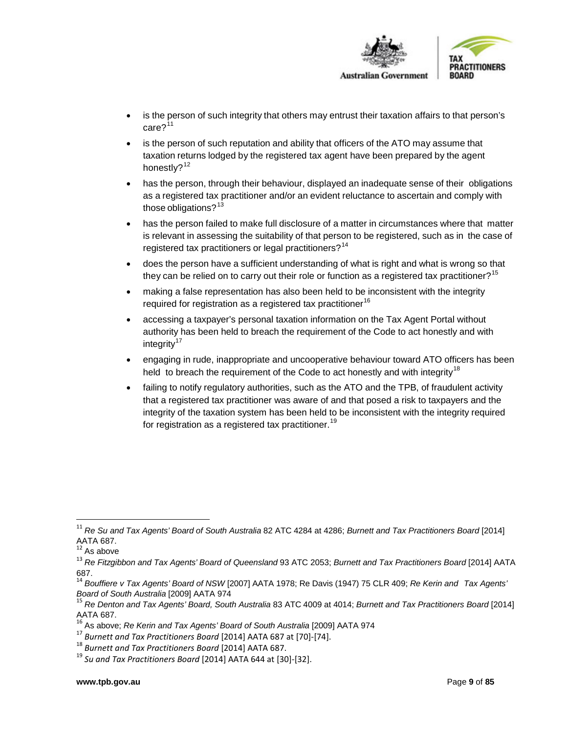- is the person of such integrity that others may entrust their taxation affairs to that person's care?[11]
- is the person of such reputation and ability that officers of the ATO may assume that taxation returns lodged by the registered tax agent have been prepared by the agent honestly?[12]
- has the person, through their behaviour, displayed an inadequate sense of their obligations as a registered tax practitioner and/or an evident reluctance to ascertain and comply with those obligations?[13]
- has the person failed to make full disclosure of a matter in circumstances where that matter is relevant in assessing the suitability of that person to be registered, such as in the case of registered tax practitioners or legal practitioners?[14]
- does the person have a sufficient understanding of what is right and what is wrong so that they can be relied on to carry out their role or function as a registered tax practitioner?[15]
- making a false representation has also been held to be inconsistent with the integrity required for registration as a registered tax practitioner[16]
- accessing a taxpayer's personal taxation information on the Tax Agent Portal without authority has been held to breach the requirement of the Code to act honestly and with integrity[17]
- engaging in rude, inappropriate and uncooperative behaviour toward ATO officers has been held to breach the requirement of the Code to act honestly and with integrity[18]
- failing to notify regulatory authorities, such as the ATO and the TPB, of fraudulent activity that a registered tax practitioner was aware of and that posed a risk to taxpayers and the integrity of the taxation system has been held to be inconsistent with the integrity required for registration as a registered tax practitioner.[19]

---

[11] *Re Su and Tax Agents' Board of South Australia* 82 ATC 4284 at 4286; *Burnett and Tax Practitioners Board* [2014] AATA 687.

[12] As above

[13] *Re Fitzgibbon and Tax Agents' Board of Queensland* 93 ATC 2053; *Burnett and Tax Practitioners Board* [2014] AATA 687.

[14] *Bouffiere v Tax Agents' Board of NSW* [2007] AATA 1978; Re Davis (1947) 75 CLR 409; *Re Kerin and Tax Agents' Board of South Australia* [2009] AATA 974

[15] *Re Denton and Tax Agents' Board, South Australia* 83 ATC 4009 at 4014; *Burnett and Tax Practitioners Board* [2014] AATA 687.

[16] As above; *Re Kerin and Tax Agents' Board of South Australia* [2009] AATA 974

[17] *Burnett and Tax Practitioners Board* [2014] AATA 687 at [70]-[74].

[18] *Burnett and Tax Practitioners Board* [2014] AATA 687.

[19] *Su and Tax Practitioners Board* [2014] AATA 644 at [30]-[32].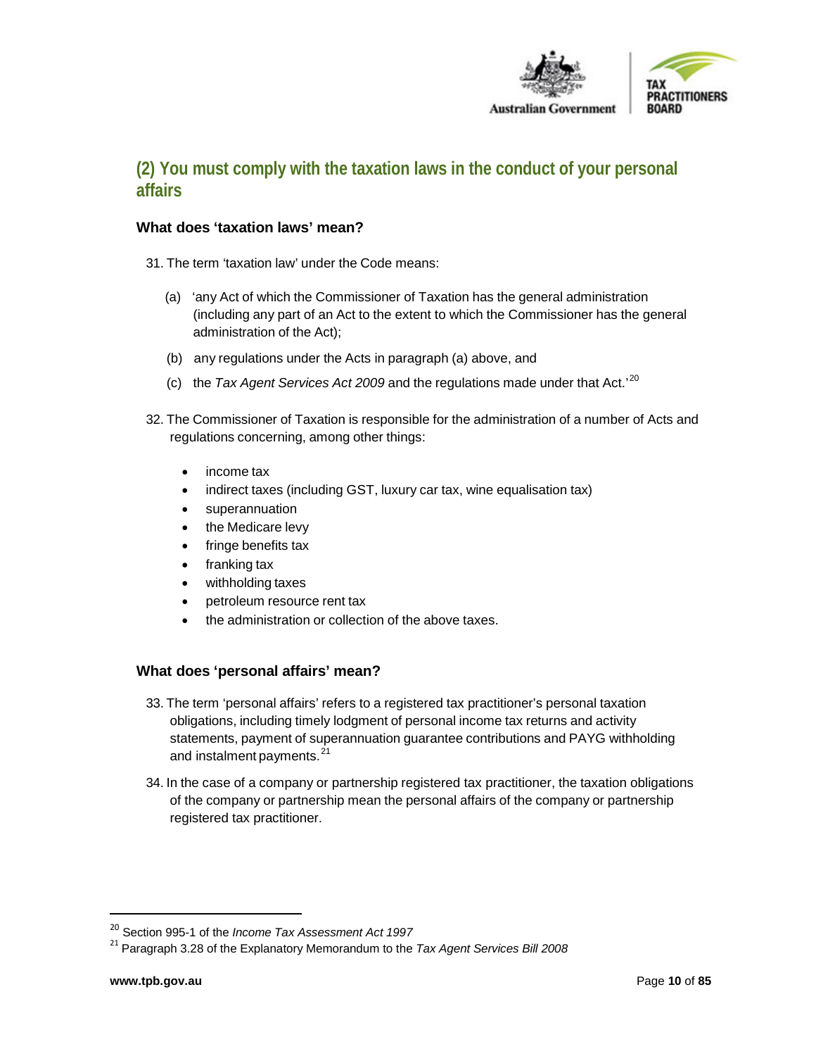## (2) You must comply with the taxation laws in the conduct of your personal affairs

### What does 'taxation laws' mean?

31. The term 'taxation law' under the Code means:

   (a) 'any Act of which the Commissioner of Taxation has the general administration (including any part of an Act to the extent to which the Commissioner has the general administration of the Act);

   (b) any regulations under the Acts in paragraph (a) above, and

   (c) the *Tax Agent Services Act 2009* and the regulations made under that Act.'[20]

32. The Commissioner of Taxation is responsible for the administration of a number of Acts and regulations concerning, among other things:

   - income tax
   - indirect taxes (including GST, luxury car tax, wine equalisation tax)
   - superannuation
   - the Medicare levy
   - fringe benefits tax
   - franking tax
   - withholding taxes
   - petroleum resource rent tax
   - the administration or collection of the above taxes.

### What does 'personal affairs' mean?

33. The term 'personal affairs' refers to a registered tax practitioner's personal taxation obligations, including timely lodgment of personal income tax returns and activity statements, payment of superannuation guarantee contributions and PAYG withholding and instalment payments.[21]

34. In the case of a company or partnership registered tax practitioner, the taxation obligations of the company or partnership mean the personal affairs of the company or partnership registered tax practitioner.

---

[20] Section 995-1 of the *Income Tax Assessment Act 1997*

[21] Paragraph 3.28 of the Explanatory Memorandum to the *Tax Agent Services Bill 2008*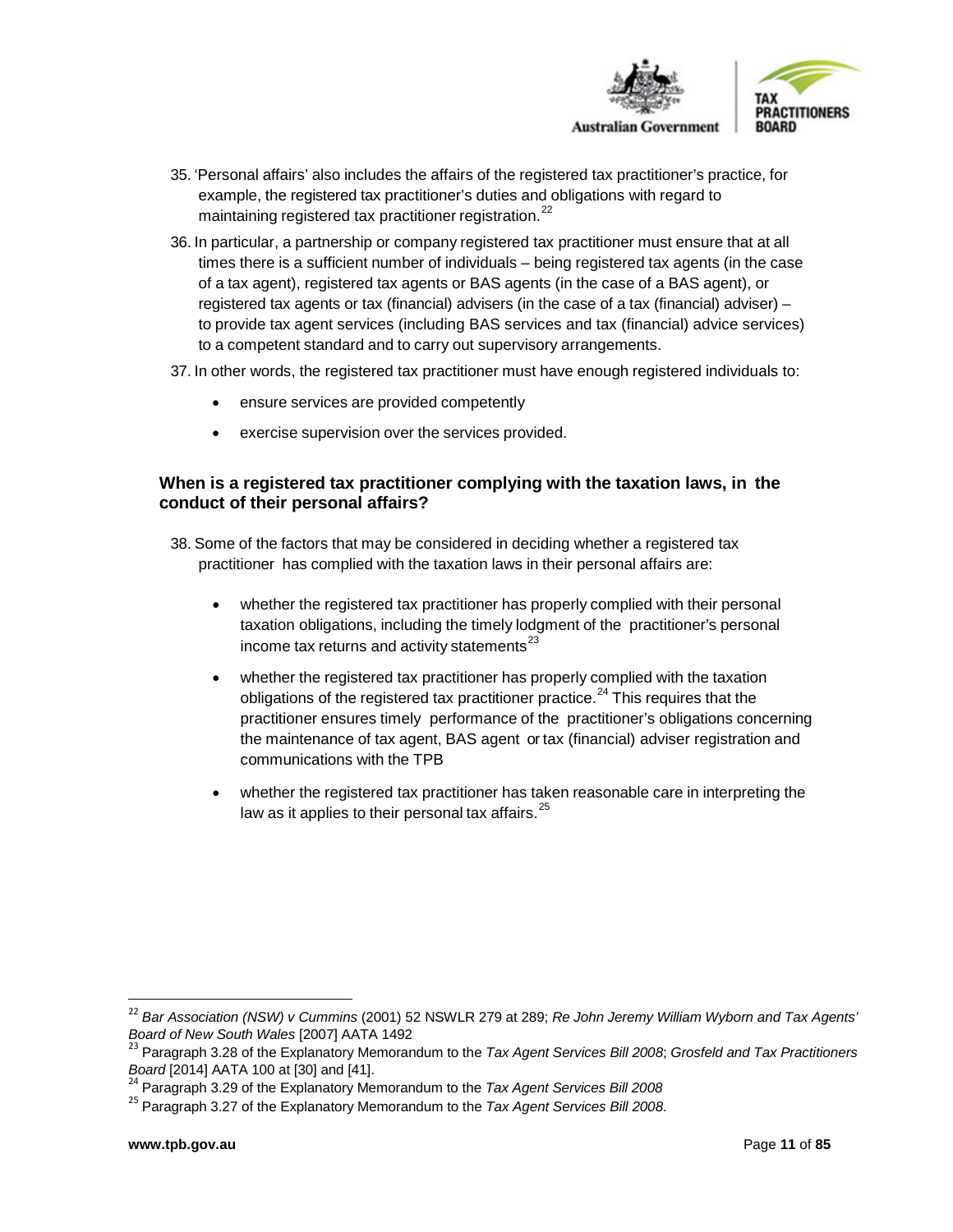35. 'Personal affairs' also includes the affairs of the registered tax practitioner's practice, for example, the registered tax practitioner's duties and obligations with regard to maintaining registered tax practitioner registration.[22]

36. In particular, a partnership or company registered tax practitioner must ensure that at all times there is a sufficient number of individuals – being registered tax agents (in the case of a tax agent), registered tax agents or BAS agents (in the case of a BAS agent), or registered tax agents or tax (financial) advisers (in the case of a tax (financial) adviser) – to provide tax agent services (including BAS services and tax (financial) advice services) to a competent standard and to carry out supervisory arrangements.

37. In other words, the registered tax practitioner must have enough registered individuals to:
    - ensure services are provided competently
    - exercise supervision over the services provided.

### When is a registered tax practitioner complying with the taxation laws, in the conduct of their personal affairs?

38. Some of the factors that may be considered in deciding whether a registered tax practitioner has complied with the taxation laws in their personal affairs are:
    - whether the registered tax practitioner has properly complied with their personal taxation obligations, including the timely lodgment of the practitioner's personal income tax returns and activity statements[23]
    - whether the registered tax practitioner has properly complied with the taxation obligations of the registered tax practitioner practice.[24] This requires that the practitioner ensures timely performance of the practitioner's obligations concerning the maintenance of tax agent, BAS agent or tax (financial) adviser registration and communications with the TPB
    - whether the registered tax practitioner has taken reasonable care in interpreting the law as it applies to their personal tax affairs.[25]

---

[22] *Bar Association (NSW) v Cummins* (2001) 52 NSWLR 279 at 289; *Re John Jeremy William Wyborn and Tax Agents' Board of New South Wales* [2007] AATA 1492

[23] Paragraph 3.28 of the Explanatory Memorandum to the *Tax Agent Services Bill 2008*; *Grosfeld and Tax Practitioners Board* [2014] AATA 100 at [30] and [41].

[24] Paragraph 3.29 of the Explanatory Memorandum to the *Tax Agent Services Bill 2008*

[25] Paragraph 3.27 of the Explanatory Memorandum to the *Tax Agent Services Bill 2008*.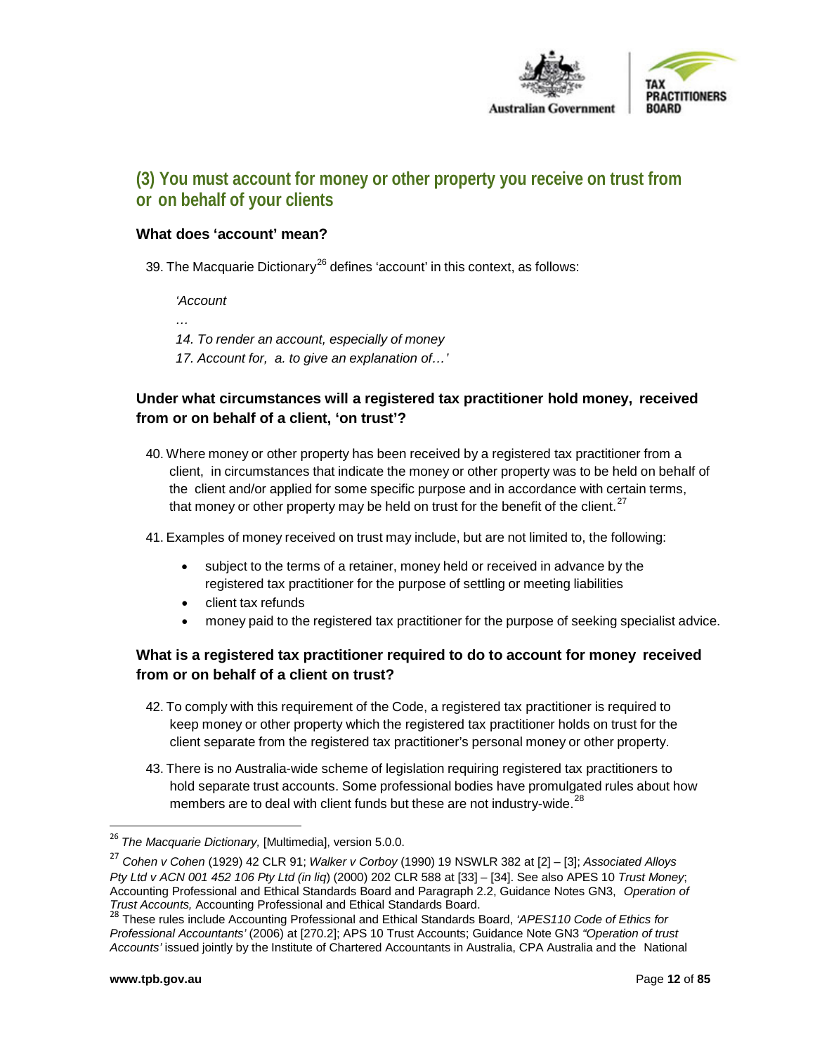## (3) You must account for money or other property you receive on trust from or on behalf of your clients

### What does 'account' mean?

39. The Macquarie Dictionary[26] defines 'account' in this context, as follows:

> *'Account*
>
> *…*
>
> *14. To render an account, especially of money*
>
> *17. Account for, a. to give an explanation of…'*

### Under what circumstances will a registered tax practitioner hold money, received from or on behalf of a client, 'on trust'?

40. Where money or other property has been received by a registered tax practitioner from a client, in circumstances that indicate the money or other property was to be held on behalf of the client and/or applied for some specific purpose and in accordance with certain terms, that money or other property may be held on trust for the benefit of the client.[27]

41. Examples of money received on trust may include, but are not limited to, the following:

- subject to the terms of a retainer, money held or received in advance by the registered tax practitioner for the purpose of settling or meeting liabilities
- client tax refunds
- money paid to the registered tax practitioner for the purpose of seeking specialist advice.

### What is a registered tax practitioner required to do to account for money received from or on behalf of a client on trust?

42. To comply with this requirement of the Code, a registered tax practitioner is required to keep money or other property which the registered tax practitioner holds on trust for the client separate from the registered tax practitioner's personal money or other property.

43. There is no Australia-wide scheme of legislation requiring registered tax practitioners to hold separate trust accounts. Some professional bodies have promulgated rules about how members are to deal with client funds but these are not industry-wide.[28]

---

[26] *The Macquarie Dictionary,* [Multimedia], version 5.0.0.

[27] *Cohen v Cohen* (1929) 42 CLR 91; *Walker v Corboy* (1990) 19 NSWLR 382 at [2] – [3]; *Associated Alloys Pty Ltd v ACN 001 452 106 Pty Ltd (in liq*) (2000) 202 CLR 588 at [33] – [34]. See also APES 10 *Trust Money*; Accounting Professional and Ethical Standards Board and Paragraph 2.2, Guidance Notes GN3, *Operation of Trust Accounts,* Accounting Professional and Ethical Standards Board.

[28] These rules include Accounting Professional and Ethical Standards Board, *'APES110 Code of Ethics for Professional Accountants'* (2006) at [270.2]; APS 10 Trust Accounts; Guidance Note GN3 *"Operation of trust Accounts'* issued jointly by the Institute of Chartered Accountants in Australia, CPA Australia and the National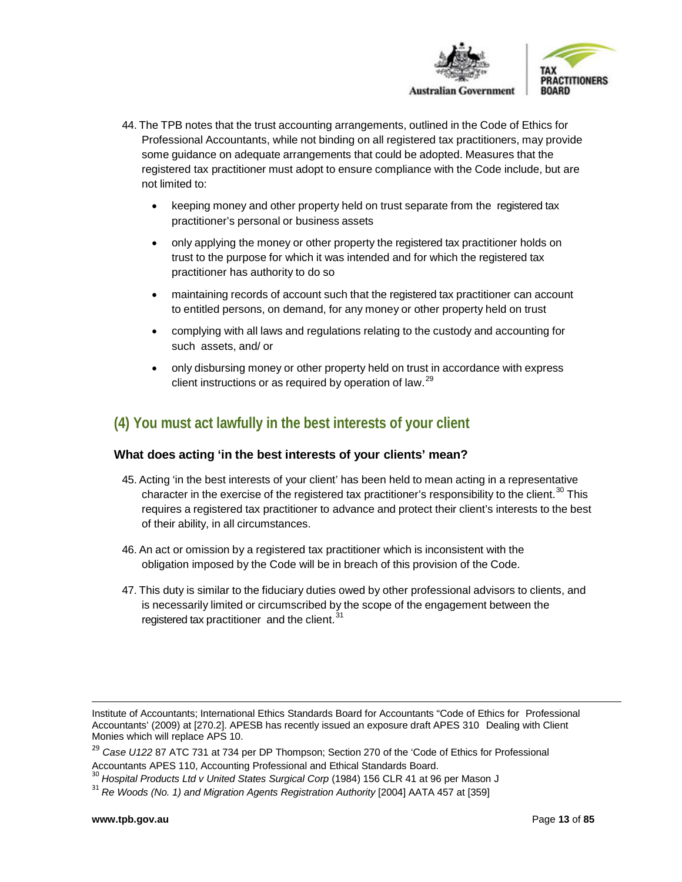44. The TPB notes that the trust accounting arrangements, outlined in the Code of Ethics for Professional Accountants, while not binding on all registered tax practitioners, may provide some guidance on adequate arrangements that could be adopted. Measures that the registered tax practitioner must adopt to ensure compliance with the Code include, but are not limited to:

   - keeping money and other property held on trust separate from the registered tax practitioner's personal or business assets
   - only applying the money or other property the registered tax practitioner holds on trust to the purpose for which it was intended and for which the registered tax practitioner has authority to do so
   - maintaining records of account such that the registered tax practitioner can account to entitled persons, on demand, for any money or other property held on trust
   - complying with all laws and regulations relating to the custody and accounting for such assets, and/ or
   - only disbursing money or other property held on trust in accordance with express client instructions or as required by operation of law.[29]

## (4) You must act lawfully in the best interests of your client

### What does acting 'in the best interests of your clients' mean?

45. Acting 'in the best interests of your client' has been held to mean acting in a representative character in the exercise of the registered tax practitioner's responsibility to the client.[30] This requires a registered tax practitioner to advance and protect their client's interests to the best of their ability, in all circumstances.

46. An act or omission by a registered tax practitioner which is inconsistent with the obligation imposed by the Code will be in breach of this provision of the Code.

47. This duty is similar to the fiduciary duties owed by other professional advisors to clients, and is necessarily limited or circumscribed by the scope of the engagement between the registered tax practitioner and the client.[31]

---

Institute of Accountants; International Ethics Standards Board for Accountants "Code of Ethics for Professional Accountants' (2009) at [270.2]. APESB has recently issued an exposure draft APES 310 Dealing with Client Monies which will replace APS 10.

[29] *Case U122* 87 ATC 731 at 734 per DP Thompson; Section 270 of the 'Code of Ethics for Professional Accountants APES 110, Accounting Professional and Ethical Standards Board.

[30] *Hospital Products Ltd v United States Surgical Corp* (1984) 156 CLR 41 at 96 per Mason J

[31] *Re Woods (No. 1) and Migration Agents Registration Authority* [2004] AATA 457 at [359]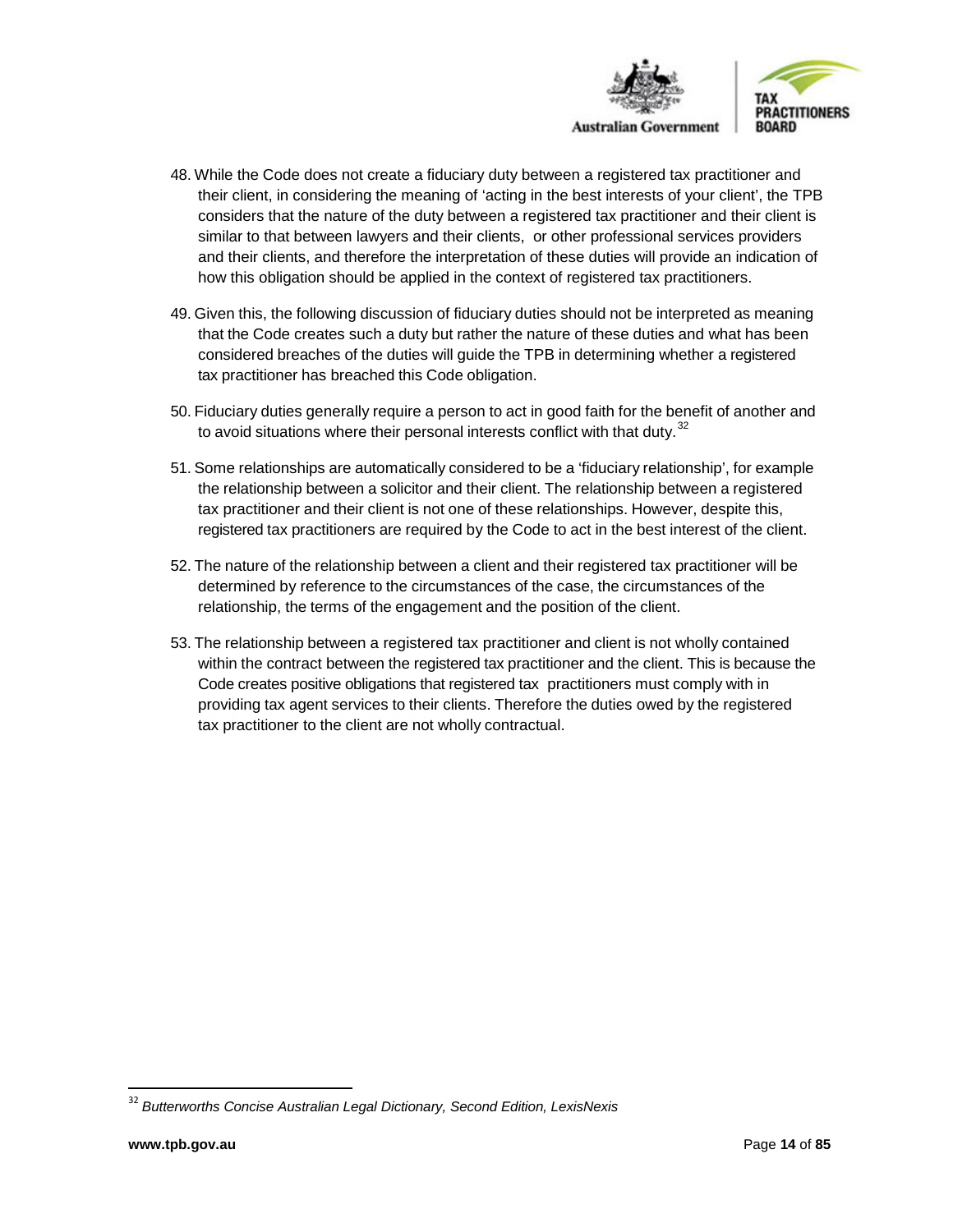48. While the Code does not create a fiduciary duty between a registered tax practitioner and their client, in considering the meaning of 'acting in the best interests of your client', the TPB considers that the nature of the duty between a registered tax practitioner and their client is similar to that between lawyers and their clients, or other professional services providers and their clients, and therefore the interpretation of these duties will provide an indication of how this obligation should be applied in the context of registered tax practitioners.

49. Given this, the following discussion of fiduciary duties should not be interpreted as meaning that the Code creates such a duty but rather the nature of these duties and what has been considered breaches of the duties will guide the TPB in determining whether a registered tax practitioner has breached this Code obligation.

50. Fiduciary duties generally require a person to act in good faith for the benefit of another and to avoid situations where their personal interests conflict with that duty.[32]

51. Some relationships are automatically considered to be a 'fiduciary relationship', for example the relationship between a solicitor and their client. The relationship between a registered tax practitioner and their client is not one of these relationships. However, despite this, registered tax practitioners are required by the Code to act in the best interest of the client.

52. The nature of the relationship between a client and their registered tax practitioner will be determined by reference to the circumstances of the case, the circumstances of the relationship, the terms of the engagement and the position of the client.

53. The relationship between a registered tax practitioner and client is not wholly contained within the contract between the registered tax practitioner and the client. This is because the Code creates positive obligations that registered tax practitioners must comply with in providing tax agent services to their clients. Therefore the duties owed by the registered tax practitioner to the client are not wholly contractual.

---

[32] *Butterworths Concise Australian Legal Dictionary, Second Edition, LexisNexis*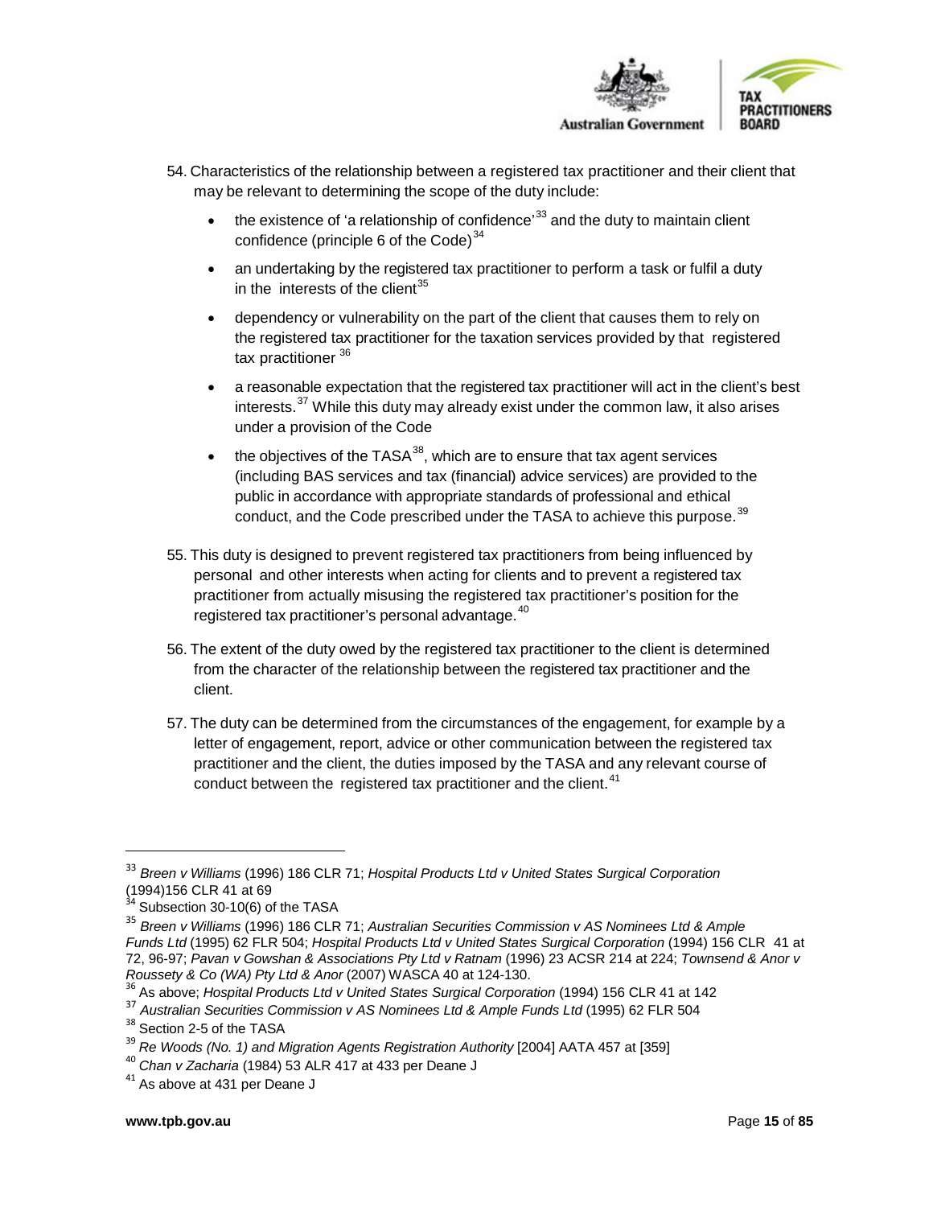54. Characteristics of the relationship between a registered tax practitioner and their client that may be relevant to determining the scope of the duty include:

    - the existence of 'a relationship of confidence'[33] and the duty to maintain client confidence (principle 6 of the Code)[34]
    - an undertaking by the registered tax practitioner to perform a task or fulfil a duty in the interests of the client[35]
    - dependency or vulnerability on the part of the client that causes them to rely on the registered tax practitioner for the taxation services provided by that registered tax practitioner [36]
    - a reasonable expectation that the registered tax practitioner will act in the client's best interests.[37] While this duty may already exist under the common law, it also arises under a provision of the Code
    - the objectives of the TASA[38], which are to ensure that tax agent services (including BAS services and tax (financial) advice services) are provided to the public in accordance with appropriate standards of professional and ethical conduct, and the Code prescribed under the TASA to achieve this purpose.[39]

55. This duty is designed to prevent registered tax practitioners from being influenced by personal and other interests when acting for clients and to prevent a registered tax practitioner from actually misusing the registered tax practitioner's position for the registered tax practitioner's personal advantage.[40]

56. The extent of the duty owed by the registered tax practitioner to the client is determined from the character of the relationship between the registered tax practitioner and the client.

57. The duty can be determined from the circumstances of the engagement, for example by a letter of engagement, report, advice or other communication between the registered tax practitioner and the client, the duties imposed by the TASA and any relevant course of conduct between the registered tax practitioner and the client.[41]

---

[33] *Breen v Williams* (1996) 186 CLR 71; *Hospital Products Ltd v United States Surgical Corporation* (1994)156 CLR 41 at 69

[34] Subsection 30-10(6) of the TASA

[35] *Breen v Williams* (1996) 186 CLR 71; *Australian Securities Commission v AS Nominees Ltd & Ample Funds Ltd* (1995) 62 FLR 504; *Hospital Products Ltd v United States Surgical Corporation* (1994) 156 CLR 41 at 72, 96-97; *Pavan v Gowshan & Associations Pty Ltd v Ratnam* (1996) 23 ACSR 214 at 224; *Townsend & Anor v Roussety & Co (WA) Pty Ltd & Anor* (2007) WASCA 40 at 124-130.

[36] As above; *Hospital Products Ltd v United States Surgical Corporation* (1994) 156 CLR 41 at 142

[37] *Australian Securities Commission v AS Nominees Ltd & Ample Funds Ltd* (1995) 62 FLR 504

[38] Section 2-5 of the TASA

[39] *Re Woods (No. 1) and Migration Agents Registration Authority* [2004] AATA 457 at [359]

[40] *Chan v Zacharia* (1984) 53 ALR 417 at 433 per Deane J

[41] As above at 431 per Deane J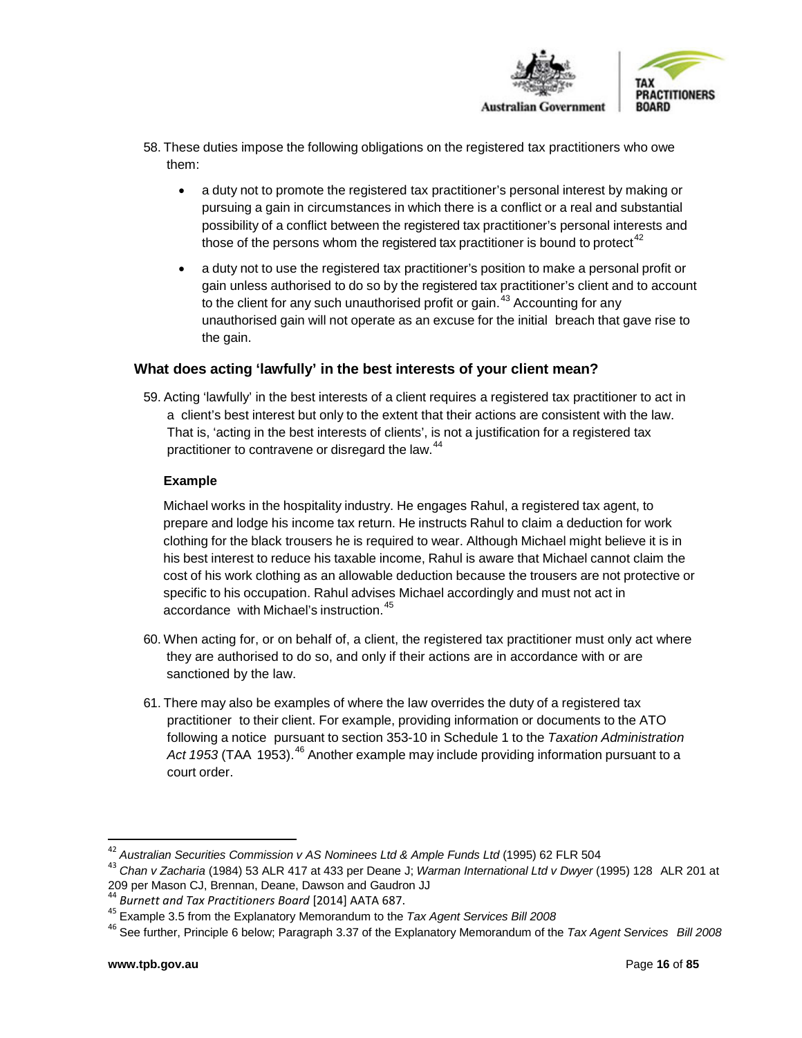58. These duties impose the following obligations on the registered tax practitioners who owe them:

- a duty not to promote the registered tax practitioner's personal interest by making or pursuing a gain in circumstances in which there is a conflict or a real and substantial possibility of a conflict between the registered tax practitioner's personal interests and those of the persons whom the registered tax practitioner is bound to protect[42]
- a duty not to use the registered tax practitioner's position to make a personal profit or gain unless authorised to do so by the registered tax practitioner's client and to account to the client for any such unauthorised profit or gain.[43] Accounting for any unauthorised gain will not operate as an excuse for the initial breach that gave rise to the gain.

## What does acting 'lawfully' in the best interests of your client mean?

59. Acting 'lawfully' in the best interests of a client requires a registered tax practitioner to act in a client's best interest but only to the extent that their actions are consistent with the law. That is, 'acting in the best interests of clients', is not a justification for a registered tax practitioner to contravene or disregard the law.[44]

**Example**

Michael works in the hospitality industry. He engages Rahul, a registered tax agent, to prepare and lodge his income tax return. He instructs Rahul to claim a deduction for work clothing for the black trousers he is required to wear. Although Michael might believe it is in his best interest to reduce his taxable income, Rahul is aware that Michael cannot claim the cost of his work clothing as an allowable deduction because the trousers are not protective or specific to his occupation. Rahul advises Michael accordingly and must not act in accordance with Michael's instruction.[45]

60. When acting for, or on behalf of, a client, the registered tax practitioner must only act where they are authorised to do so, and only if their actions are in accordance with or are sanctioned by the law.

61. There may also be examples of where the law overrides the duty of a registered tax practitioner to their client. For example, providing information or documents to the ATO following a notice pursuant to section 353-10 in Schedule 1 to the *Taxation Administration Act 1953* (TAA 1953).[46] Another example may include providing information pursuant to a court order.

---

[42] *Australian Securities Commission v AS Nominees Ltd & Ample Funds Ltd* (1995) 62 FLR 504

[43] *Chan v Zacharia* (1984) 53 ALR 417 at 433 per Deane J; *Warman International Ltd v Dwyer* (1995) 128 ALR 201 at 209 per Mason CJ, Brennan, Deane, Dawson and Gaudron JJ

[44] *Burnett and Tax Practitioners Board* [2014] AATA 687.

[45] Example 3.5 from the Explanatory Memorandum to the *Tax Agent Services Bill 2008*

[46] See further, Principle 6 below; Paragraph 3.37 of the Explanatory Memorandum of the *Tax Agent Services Bill 2008*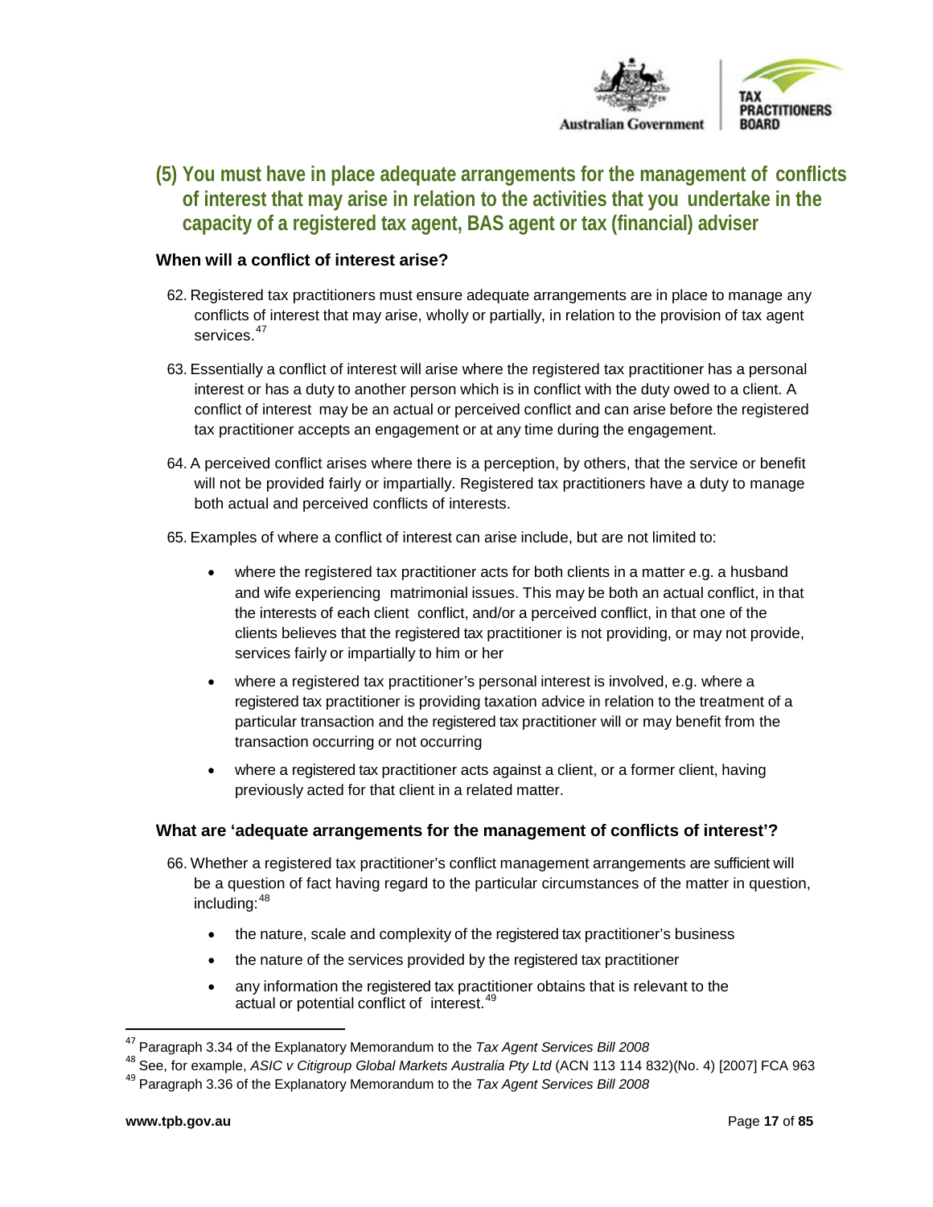## (5) You must have in place adequate arrangements for the management of conflicts of interest that may arise in relation to the activities that you undertake in the capacity of a registered tax agent, BAS agent or tax (financial) adviser

### When will a conflict of interest arise?

62. Registered tax practitioners must ensure adequate arrangements are in place to manage any conflicts of interest that may arise, wholly or partially, in relation to the provision of tax agent services.[47]

63. Essentially a conflict of interest will arise where the registered tax practitioner has a personal interest or has a duty to another person which is in conflict with the duty owed to a client. A conflict of interest may be an actual or perceived conflict and can arise before the registered tax practitioner accepts an engagement or at any time during the engagement.

64. A perceived conflict arises where there is a perception, by others, that the service or benefit will not be provided fairly or impartially. Registered tax practitioners have a duty to manage both actual and perceived conflicts of interests.

65. Examples of where a conflict of interest can arise include, but are not limited to:

   - where the registered tax practitioner acts for both clients in a matter e.g. a husband and wife experiencing matrimonial issues. This may be both an actual conflict, in that the interests of each client conflict, and/or a perceived conflict, in that one of the clients believes that the registered tax practitioner is not providing, or may not provide, services fairly or impartially to him or her
   - where a registered tax practitioner's personal interest is involved, e.g. where a registered tax practitioner is providing taxation advice in relation to the treatment of a particular transaction and the registered tax practitioner will or may benefit from the transaction occurring or not occurring
   - where a registered tax practitioner acts against a client, or a former client, having previously acted for that client in a related matter.

### What are 'adequate arrangements for the management of conflicts of interest'?

66. Whether a registered tax practitioner's conflict management arrangements are sufficient will be a question of fact having regard to the particular circumstances of the matter in question, including:[48]

   - the nature, scale and complexity of the registered tax practitioner's business
   - the nature of the services provided by the registered tax practitioner
   - any information the registered tax practitioner obtains that is relevant to the actual or potential conflict of interest.[49]

---

[47] Paragraph 3.34 of the Explanatory Memorandum to the *Tax Agent Services Bill 2008*

[48] See, for example, *ASIC v Citigroup Global Markets Australia Pty Ltd* (ACN 113 114 832)(No. 4) [2007] FCA 963

[49] Paragraph 3.36 of the Explanatory Memorandum to the *Tax Agent Services Bill 2008*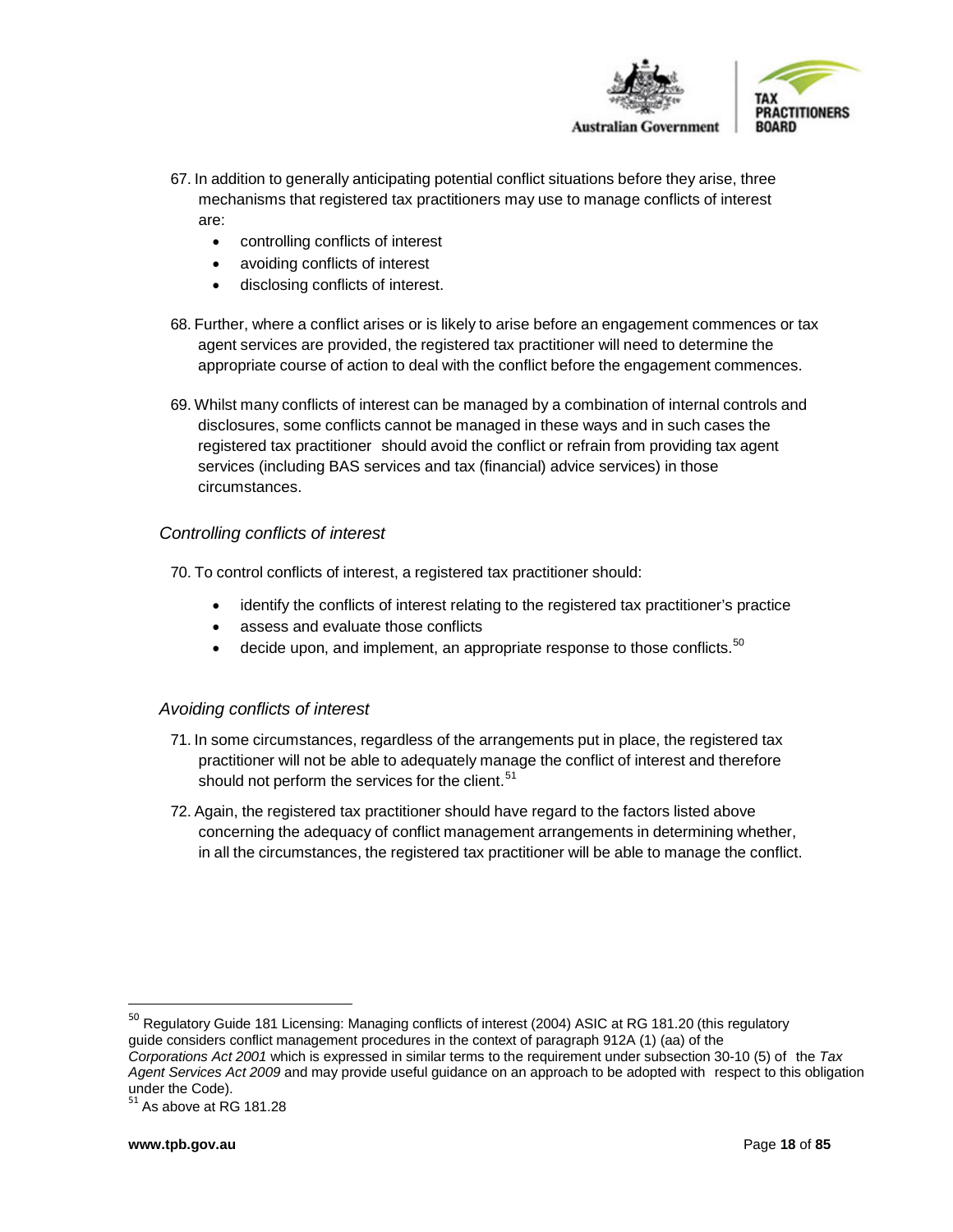67. In addition to generally anticipating potential conflict situations before they arise, three mechanisms that registered tax practitioners may use to manage conflicts of interest are:
    - controlling conflicts of interest
    - avoiding conflicts of interest
    - disclosing conflicts of interest.

68. Further, where a conflict arises or is likely to arise before an engagement commences or tax agent services are provided, the registered tax practitioner will need to determine the appropriate course of action to deal with the conflict before the engagement commences.

69. Whilst many conflicts of interest can be managed by a combination of internal controls and disclosures, some conflicts cannot be managed in these ways and in such cases the registered tax practitioner should avoid the conflict or refrain from providing tax agent services (including BAS services and tax (financial) advice services) in those circumstances.

### *Controlling conflicts of interest*

70. To control conflicts of interest, a registered tax practitioner should:
    - identify the conflicts of interest relating to the registered tax practitioner's practice
    - assess and evaluate those conflicts
    - decide upon, and implement, an appropriate response to those conflicts.[50]

### *Avoiding conflicts of interest*

71. In some circumstances, regardless of the arrangements put in place, the registered tax practitioner will not be able to adequately manage the conflict of interest and therefore should not perform the services for the client.[51]

72. Again, the registered tax practitioner should have regard to the factors listed above concerning the adequacy of conflict management arrangements in determining whether, in all the circumstances, the registered tax practitioner will be able to manage the conflict.

---

[50] Regulatory Guide 181 Licensing: Managing conflicts of interest (2004) ASIC at RG 181.20 (this regulatory guide considers conflict management procedures in the context of paragraph 912A (1) (aa) of the *Corporations Act 2001* which is expressed in similar terms to the requirement under subsection 30-10 (5) of the *Tax Agent Services Act 2009* and may provide useful guidance on an approach to be adopted with respect to this obligation under the Code).

[51] As above at RG 181.28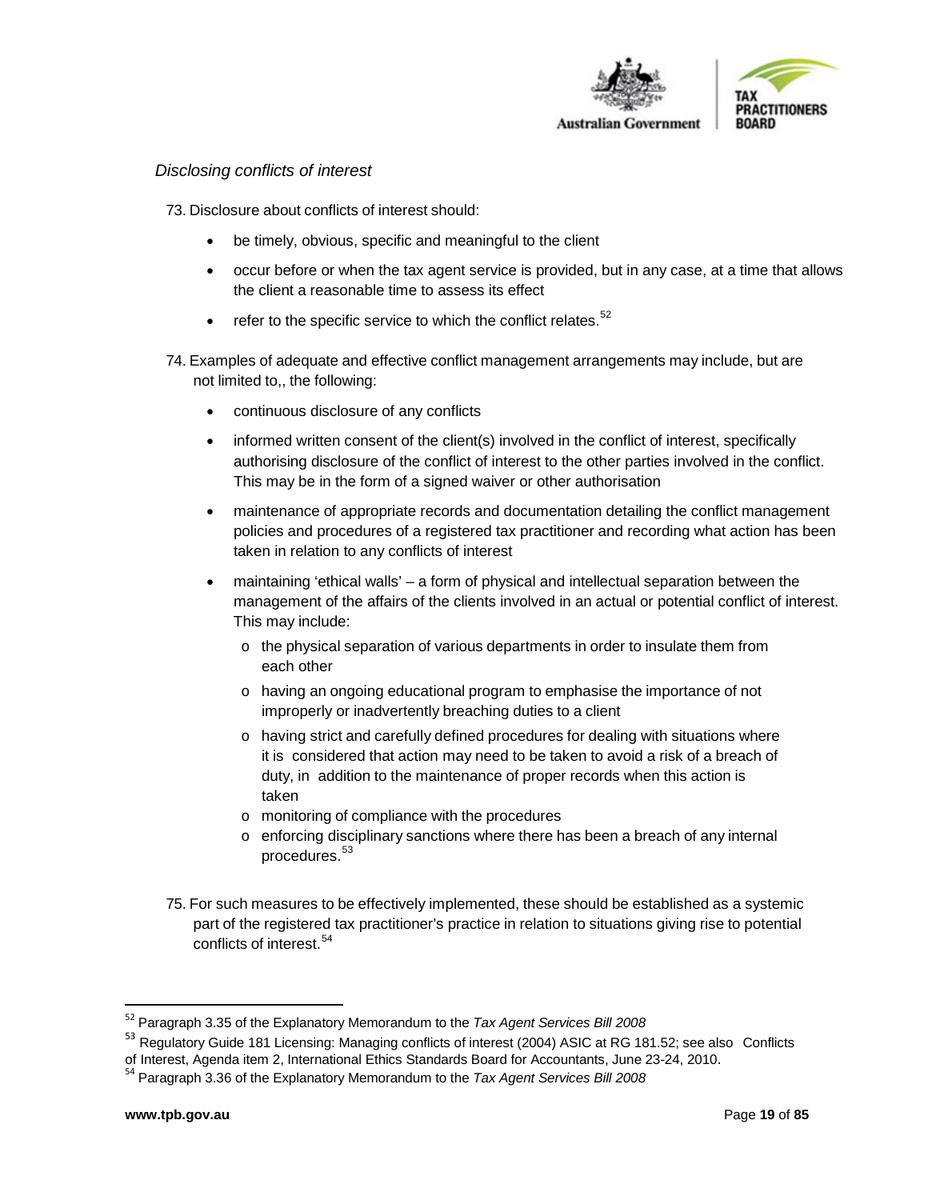*Disclosing conflicts of interest*

73. Disclosure about conflicts of interest should:

- be timely, obvious, specific and meaningful to the client
- occur before or when the tax agent service is provided, but in any case, at a time that allows the client a reasonable time to assess its effect
- refer to the specific service to which the conflict relates.[52]

74. Examples of adequate and effective conflict management arrangements may include, but are not limited to,, the following:

- continuous disclosure of any conflicts
- informed written consent of the client(s) involved in the conflict of interest, specifically authorising disclosure of the conflict of interest to the other parties involved in the conflict. This may be in the form of a signed waiver or other authorisation
- maintenance of appropriate records and documentation detailing the conflict management policies and procedures of a registered tax practitioner and recording what action has been taken in relation to any conflicts of interest
- maintaining 'ethical walls' – a form of physical and intellectual separation between the management of the affairs of the clients involved in an actual or potential conflict of interest. This may include:
  - the physical separation of various departments in order to insulate them from each other
  - having an ongoing educational program to emphasise the importance of not improperly or inadvertently breaching duties to a client
  - having strict and carefully defined procedures for dealing with situations where it is considered that action may need to be taken to avoid a risk of a breach of duty, in addition to the maintenance of proper records when this action is taken
  - monitoring of compliance with the procedures
  - enforcing disciplinary sanctions where there has been a breach of any internal procedures.[53]

75. For such measures to be effectively implemented, these should be established as a systemic part of the registered tax practitioner's practice in relation to situations giving rise to potential conflicts of interest.[54]

---

[52] Paragraph 3.35 of the Explanatory Memorandum to the *Tax Agent Services Bill 2008*

[53] Regulatory Guide 181 Licensing: Managing conflicts of interest (2004) ASIC at RG 181.52; see also Conflicts of Interest, Agenda item 2, International Ethics Standards Board for Accountants, June 23-24, 2010.

[54] Paragraph 3.36 of the Explanatory Memorandum to the *Tax Agent Services Bill 2008*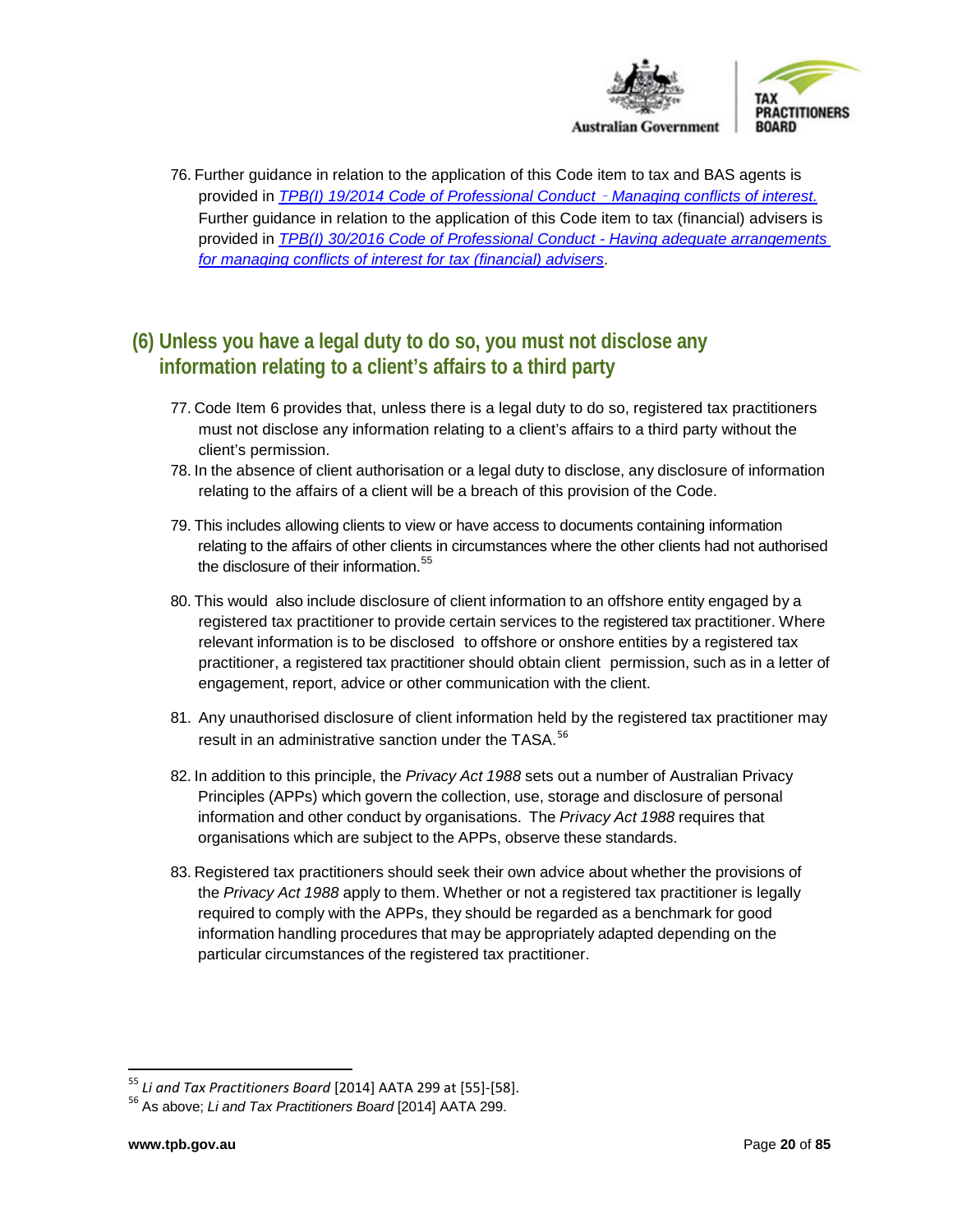76. Further guidance in relation to the application of this Code item to tax and BAS agents is provided in *TPB(I) 19/2014 Code of Professional Conduct – Managing conflicts of interest.* Further guidance in relation to the application of this Code item to tax (financial) advisers is provided in *TPB(I) 30/2016 Code of Professional Conduct - Having adequate arrangements for managing conflicts of interest for tax (financial) advisers*.

## (6) Unless you have a legal duty to do so, you must not disclose any information relating to a client's affairs to a third party

77. Code Item 6 provides that, unless there is a legal duty to do so, registered tax practitioners must not disclose any information relating to a client's affairs to a third party without the client's permission.

78. In the absence of client authorisation or a legal duty to disclose, any disclosure of information relating to the affairs of a client will be a breach of this provision of the Code.

79. This includes allowing clients to view or have access to documents containing information relating to the affairs of other clients in circumstances where the other clients had not authorised the disclosure of their information.[55]

80. This would also include disclosure of client information to an offshore entity engaged by a registered tax practitioner to provide certain services to the registered tax practitioner. Where relevant information is to be disclosed to offshore or onshore entities by a registered tax practitioner, a registered tax practitioner should obtain client permission, such as in a letter of engagement, report, advice or other communication with the client.

81. Any unauthorised disclosure of client information held by the registered tax practitioner may result in an administrative sanction under the TASA.[56]

82. In addition to this principle, the *Privacy Act 1988* sets out a number of Australian Privacy Principles (APPs) which govern the collection, use, storage and disclosure of personal information and other conduct by organisations. The *Privacy Act 1988* requires that organisations which are subject to the APPs, observe these standards.

83. Registered tax practitioners should seek their own advice about whether the provisions of the *Privacy Act 1988* apply to them. Whether or not a registered tax practitioner is legally required to comply with the APPs, they should be regarded as a benchmark for good information handling procedures that may be appropriately adapted depending on the particular circumstances of the registered tax practitioner.

---

[55] *Li and Tax Practitioners Board* [2014] AATA 299 at [55]-[58].

[56] As above; *Li and Tax Practitioners Board* [2014] AATA 299.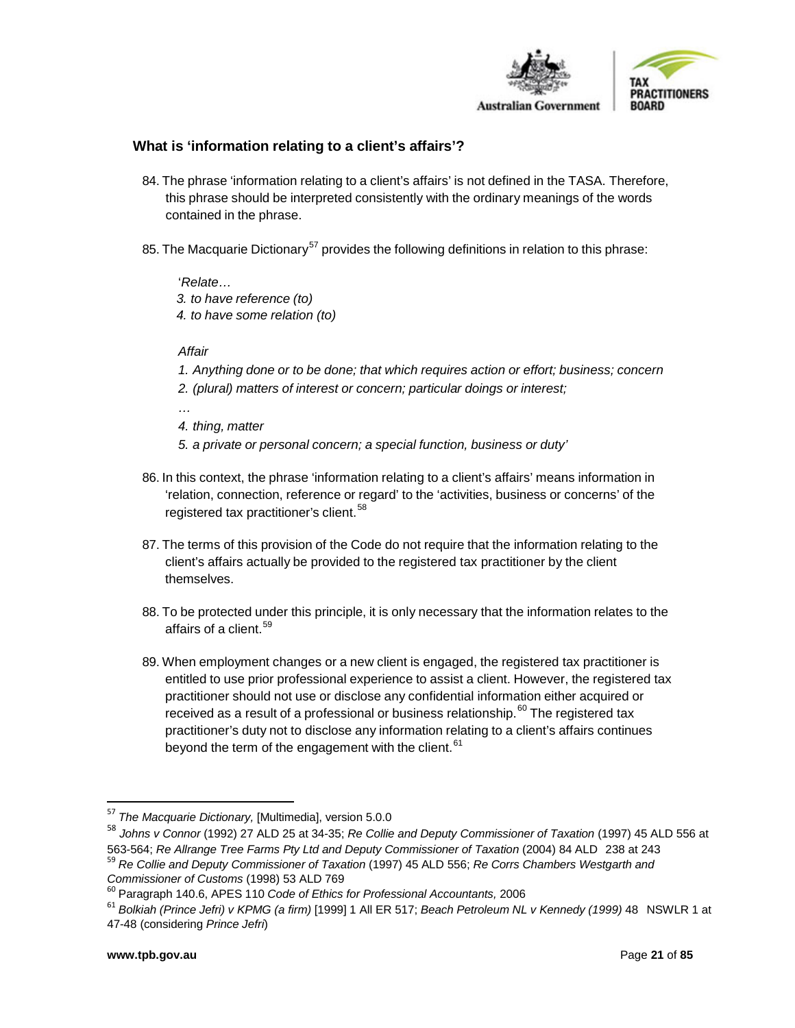### What is 'information relating to a client's affairs'?

84. The phrase 'information relating to a client's affairs' is not defined in the TASA. Therefore, this phrase should be interpreted consistently with the ordinary meanings of the words contained in the phrase.

85. The Macquarie Dictionary[57] provides the following definitions in relation to this phrase:

> '*Relate…*
> *3. to have reference (to)*
> *4. to have some relation (to)*
>
> *Affair*
> *1. Anything done or to be done; that which requires action or effort; business; concern*
> *2. (plural) matters of interest or concern; particular doings or interest;*
> *…*
> *4. thing, matter*
> *5. a private or personal concern; a special function, business or duty'*

86. In this context, the phrase 'information relating to a client's affairs' means information in 'relation, connection, reference or regard' to the 'activities, business or concerns' of the registered tax practitioner's client.[58]

87. The terms of this provision of the Code do not require that the information relating to the client's affairs actually be provided to the registered tax practitioner by the client themselves.

88. To be protected under this principle, it is only necessary that the information relates to the affairs of a client.[59]

89. When employment changes or a new client is engaged, the registered tax practitioner is entitled to use prior professional experience to assist a client. However, the registered tax practitioner should not use or disclose any confidential information either acquired or received as a result of a professional or business relationship.[60] The registered tax practitioner's duty not to disclose any information relating to a client's affairs continues beyond the term of the engagement with the client.[61]

---

[57] *The Macquarie Dictionary,* [Multimedia], version 5.0.0

[58] *Johns v Connor* (1992) 27 ALD 25 at 34-35; *Re Collie and Deputy Commissioner of Taxation* (1997) 45 ALD 556 at 563-564; *Re Allrange Tree Farms Pty Ltd and Deputy Commissioner of Taxation* (2004) 84 ALD 238 at 243

[59] *Re Collie and Deputy Commissioner of Taxation* (1997) 45 ALD 556; *Re Corrs Chambers Westgarth and Commissioner of Customs* (1998) 53 ALD 769

[60] Paragraph 140.6, APES 110 *Code of Ethics for Professional Accountants,* 2006

[61] *Bolkiah (Prince Jefri) v KPMG (a firm)* [1999] 1 All ER 517; *Beach Petroleum NL v Kennedy (1999)* 48 NSWLR 1 at 47-48 (considering *Prince Jefri*)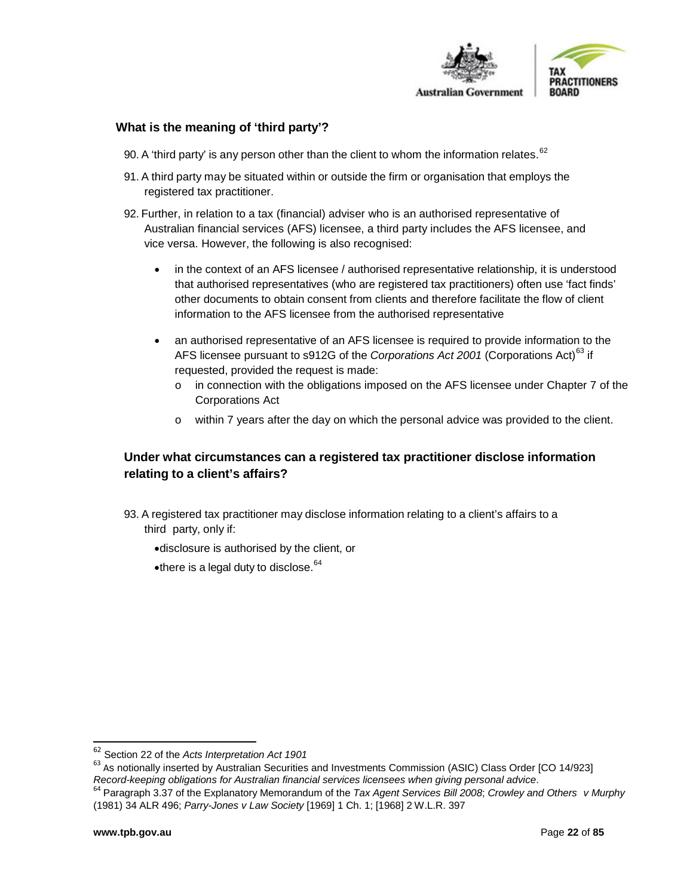### What is the meaning of 'third party'?

90. A 'third party' is any person other than the client to whom the information relates.[62]

91. A third party may be situated within or outside the firm or organisation that employs the registered tax practitioner.

92. Further, in relation to a tax (financial) adviser who is an authorised representative of Australian financial services (AFS) licensee, a third party includes the AFS licensee, and vice versa. However, the following is also recognised:

- in the context of an AFS licensee / authorised representative relationship, it is understood that authorised representatives (who are registered tax practitioners) often use 'fact finds' other documents to obtain consent from clients and therefore facilitate the flow of client information to the AFS licensee from the authorised representative
- an authorised representative of an AFS licensee is required to provide information to the AFS licensee pursuant to s912G of the *Corporations Act 2001* (Corporations Act)[63] if requested, provided the request is made:
  - in connection with the obligations imposed on the AFS licensee under Chapter 7 of the Corporations Act
  - within 7 years after the day on which the personal advice was provided to the client.

### Under what circumstances can a registered tax practitioner disclose information relating to a client's affairs?

93. A registered tax practitioner may disclose information relating to a client's affairs to a third party, only if:

- disclosure is authorised by the client, or
- there is a legal duty to disclose.[64]

---

[62] Section 22 of the *Acts Interpretation Act 1901*

[63] As notionally inserted by Australian Securities and Investments Commission (ASIC) Class Order [CO 14/923] *Record-keeping obligations for Australian financial services licensees when giving personal advice*.

[64] Paragraph 3.37 of the Explanatory Memorandum of the *Tax Agent Services Bill 2008*; *Crowley and Others v Murphy* (1981) 34 ALR 496; *Parry-Jones v Law Society* [1969] 1 Ch. 1; [1968] 2 W.L.R. 397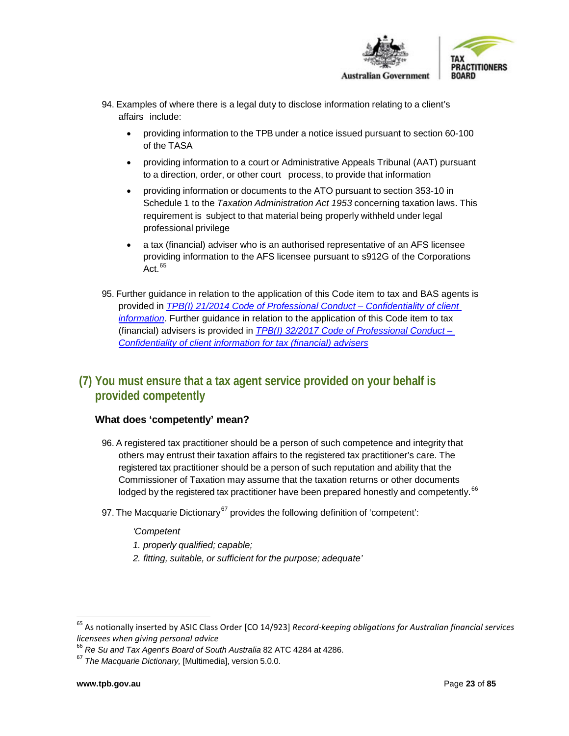94. Examples of where there is a legal duty to disclose information relating to a client's affairs include:

    - providing information to the TPB under a notice issued pursuant to section 60-100 of the TASA
    - providing information to a court or Administrative Appeals Tribunal (AAT) pursuant to a direction, order, or other court process, to provide that information
    - providing information or documents to the ATO pursuant to section 353-10 in Schedule 1 to the *Taxation Administration Act 1953* concerning taxation laws. This requirement is subject to that material being properly withheld under legal professional privilege
    - a tax (financial) adviser who is an authorised representative of an AFS licensee providing information to the AFS licensee pursuant to s912G of the Corporations Act.[65]

95. Further guidance in relation to the application of this Code item to tax and BAS agents is provided in *TPB(I) 21/2014 Code of Professional Conduct – Confidentiality of client information*. Further guidance in relation to the application of this Code item to tax (financial) advisers is provided in *TPB(I) 32/2017 Code of Professional Conduct – Confidentiality of client information for tax (financial) advisers*

## (7) You must ensure that a tax agent service provided on your behalf is provided competently

### What does 'competently' mean?

96. A registered tax practitioner should be a person of such competence and integrity that others may entrust their taxation affairs to the registered tax practitioner's care. The registered tax practitioner should be a person of such reputation and ability that the Commissioner of Taxation may assume that the taxation returns or other documents lodged by the registered tax practitioner have been prepared honestly and competently.[66]

97. The Macquarie Dictionary[67] provides the following definition of 'competent':

    *'Competent*
    *1. properly qualified; capable;*
    *2. fitting, suitable, or sufficient for the purpose; adequate'*

---

[65] As notionally inserted by ASIC Class Order [CO 14/923] *Record-keeping obligations for Australian financial services licensees when giving personal advice*

[66] *Re Su and Tax Agent's Board of South Australia* 82 ATC 4284 at 4286.

[67] *The Macquarie Dictionary,* [Multimedia], version 5.0.0.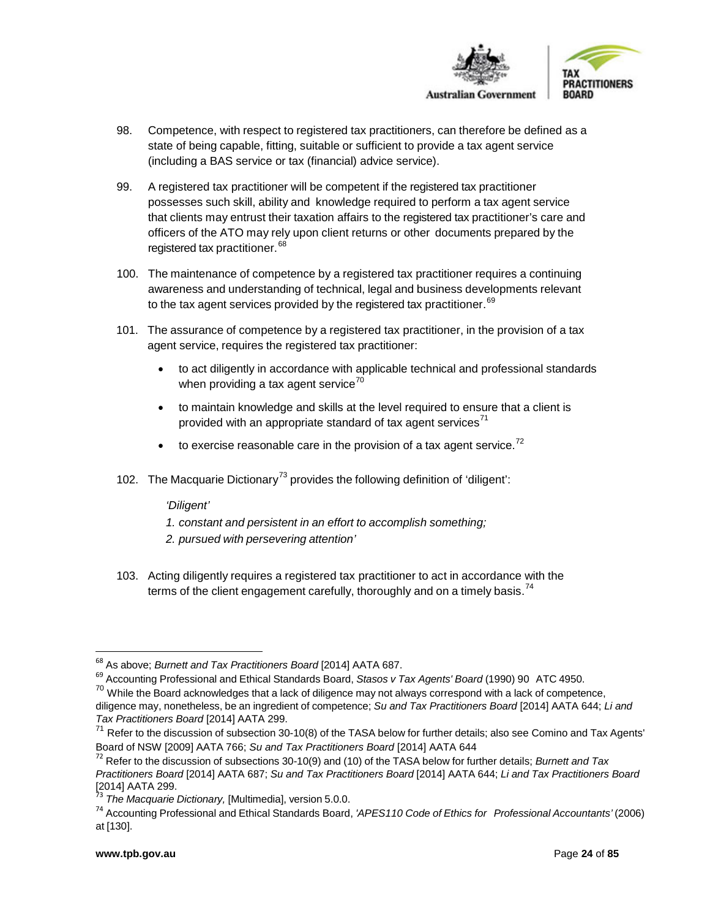98. Competence, with respect to registered tax practitioners, can therefore be defined as a state of being capable, fitting, suitable or sufficient to provide a tax agent service (including a BAS service or tax (financial) advice service).

99. A registered tax practitioner will be competent if the registered tax practitioner possesses such skill, ability and knowledge required to perform a tax agent service that clients may entrust their taxation affairs to the registered tax practitioner's care and officers of the ATO may rely upon client returns or other documents prepared by the registered tax practitioner.[68]

100. The maintenance of competence by a registered tax practitioner requires a continuing awareness and understanding of technical, legal and business developments relevant to the tax agent services provided by the registered tax practitioner.[69]

101. The assurance of competence by a registered tax practitioner, in the provision of a tax agent service, requires the registered tax practitioner:

- to act diligently in accordance with applicable technical and professional standards when providing a tax agent service[70]
- to maintain knowledge and skills at the level required to ensure that a client is provided with an appropriate standard of tax agent services[71]
- to exercise reasonable care in the provision of a tax agent service.[72]

102. The Macquarie Dictionary[73] provides the following definition of 'diligent':

> *'Diligent'*
>
> *1. constant and persistent in an effort to accomplish something;*
>
> *2. pursued with persevering attention'*

103. Acting diligently requires a registered tax practitioner to act in accordance with the terms of the client engagement carefully, thoroughly and on a timely basis.[74]

---

[68] As above; *Burnett and Tax Practitioners Board* [2014] AATA 687.

[69] Accounting Professional and Ethical Standards Board, *Stasos v Tax Agents' Board* (1990) 90 ATC 4950.

[70] While the Board acknowledges that a lack of diligence may not always correspond with a lack of competence, diligence may, nonetheless, be an ingredient of competence; *Su and Tax Practitioners Board* [2014] AATA 644; *Li and Tax Practitioners Board* [2014] AATA 299.

[71] Refer to the discussion of subsection 30-10(8) of the TASA below for further details; also see Comino and Tax Agents' Board of NSW [2009] AATA 766; *Su and Tax Practitioners Board* [2014] AATA 644

[72] Refer to the discussion of subsections 30-10(9) and (10) of the TASA below for further details; *Burnett and Tax Practitioners Board* [2014] AATA 687; *Su and Tax Practitioners Board* [2014] AATA 644; *Li and Tax Practitioners Board* [2014] AATA 299.

[73] *The Macquarie Dictionary,* [Multimedia], version 5.0.0.

[74] Accounting Professional and Ethical Standards Board, *'APES110 Code of Ethics for Professional Accountants'* (2006) at [130].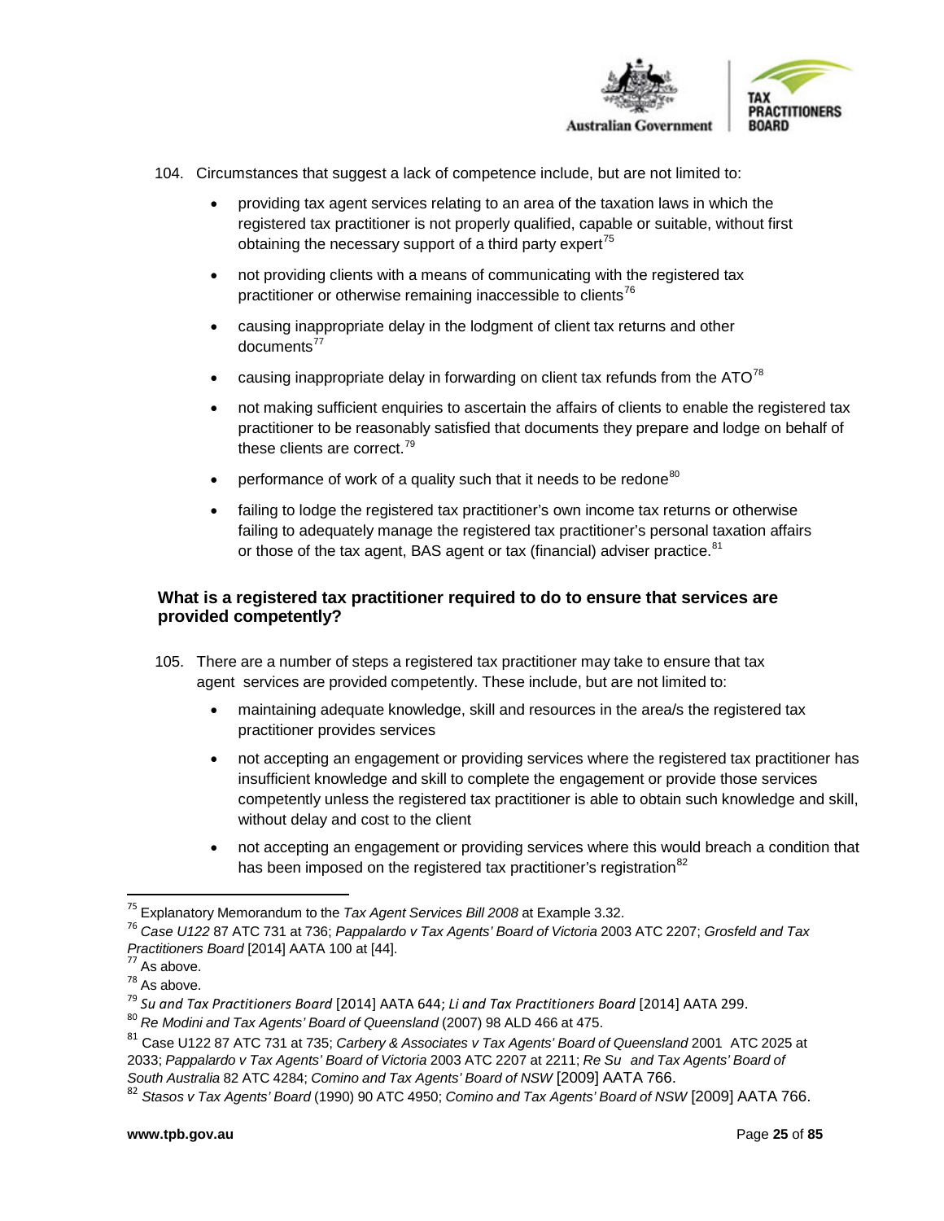104. Circumstances that suggest a lack of competence include, but are not limited to:

- providing tax agent services relating to an area of the taxation laws in which the registered tax practitioner is not properly qualified, capable or suitable, without first obtaining the necessary support of a third party expert[75]
- not providing clients with a means of communicating with the registered tax practitioner or otherwise remaining inaccessible to clients[76]
- causing inappropriate delay in the lodgment of client tax returns and other documents[77]
- causing inappropriate delay in forwarding on client tax refunds from the ATO[78]
- not making sufficient enquiries to ascertain the affairs of clients to enable the registered tax practitioner to be reasonably satisfied that documents they prepare and lodge on behalf of these clients are correct.[79]
- performance of work of a quality such that it needs to be redone[80]
- failing to lodge the registered tax practitioner's own income tax returns or otherwise failing to adequately manage the registered tax practitioner's personal taxation affairs or those of the tax agent, BAS agent or tax (financial) adviser practice.[81]

### What is a registered tax practitioner required to do to ensure that services are provided competently?

105. There are a number of steps a registered tax practitioner may take to ensure that tax agent services are provided competently. These include, but are not limited to:

- maintaining adequate knowledge, skill and resources in the area/s the registered tax practitioner provides services
- not accepting an engagement or providing services where the registered tax practitioner has insufficient knowledge and skill to complete the engagement or provide those services competently unless the registered tax practitioner is able to obtain such knowledge and skill, without delay and cost to the client
- not accepting an engagement or providing services where this would breach a condition that has been imposed on the registered tax practitioner's registration[82]

---

[75] Explanatory Memorandum to the *Tax Agent Services Bill 2008* at Example 3.32.

[76] *Case U122* 87 ATC 731 at 736; *Pappalardo v Tax Agents' Board of Victoria* 2003 ATC 2207; *Grosfeld and Tax Practitioners Board* [2014] AATA 100 at [44].

[77] As above.

[78] As above.

[79] *Su and Tax Practitioners Board* [2014] AATA 644; *Li and Tax Practitioners Board* [2014] AATA 299.

[80] *Re Modini and Tax Agents' Board of Queensland* (2007) 98 ALD 466 at 475.

[81] Case U122 87 ATC 731 at 735; *Carbery & Associates v Tax Agents' Board of Queensland* 2001 ATC 2025 at 2033; *Pappalardo v Tax Agents' Board of Victoria* 2003 ATC 2207 at 2211; *Re Su and Tax Agents' Board of South Australia* 82 ATC 4284; *Comino and Tax Agents' Board of NSW* [2009] AATA 766.

[82] *Stasos v Tax Agents' Board* (1990) 90 ATC 4950; *Comino and Tax Agents' Board of NSW* [2009] AATA 766.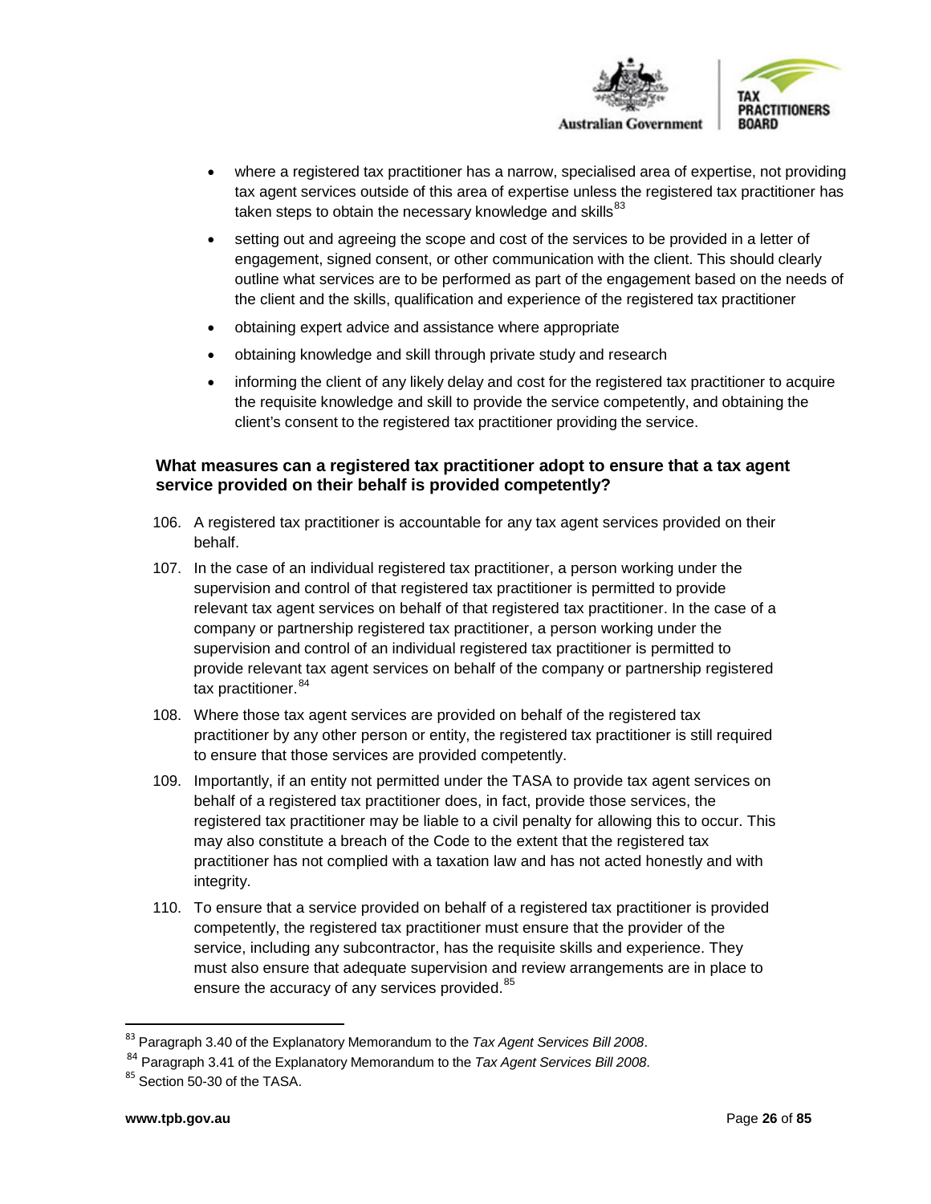- where a registered tax practitioner has a narrow, specialised area of expertise, not providing tax agent services outside of this area of expertise unless the registered tax practitioner has taken steps to obtain the necessary knowledge and skills[83]
- setting out and agreeing the scope and cost of the services to be provided in a letter of engagement, signed consent, or other communication with the client. This should clearly outline what services are to be performed as part of the engagement based on the needs of the client and the skills, qualification and experience of the registered tax practitioner
- obtaining expert advice and assistance where appropriate
- obtaining knowledge and skill through private study and research
- informing the client of any likely delay and cost for the registered tax practitioner to acquire the requisite knowledge and skill to provide the service competently, and obtaining the client's consent to the registered tax practitioner providing the service.

### What measures can a registered tax practitioner adopt to ensure that a tax agent service provided on their behalf is provided competently?

106. A registered tax practitioner is accountable for any tax agent services provided on their behalf.

107. In the case of an individual registered tax practitioner, a person working under the supervision and control of that registered tax practitioner is permitted to provide relevant tax agent services on behalf of that registered tax practitioner. In the case of a company or partnership registered tax practitioner, a person working under the supervision and control of an individual registered tax practitioner is permitted to provide relevant tax agent services on behalf of the company or partnership registered tax practitioner.[84]

108. Where those tax agent services are provided on behalf of the registered tax practitioner by any other person or entity, the registered tax practitioner is still required to ensure that those services are provided competently.

109. Importantly, if an entity not permitted under the TASA to provide tax agent services on behalf of a registered tax practitioner does, in fact, provide those services, the registered tax practitioner may be liable to a civil penalty for allowing this to occur. This may also constitute a breach of the Code to the extent that the registered tax practitioner has not complied with a taxation law and has not acted honestly and with integrity.

110. To ensure that a service provided on behalf of a registered tax practitioner is provided competently, the registered tax practitioner must ensure that the provider of the service, including any subcontractor, has the requisite skills and experience. They must also ensure that adequate supervision and review arrangements are in place to ensure the accuracy of any services provided.[85]

---

[83] Paragraph 3.40 of the Explanatory Memorandum to the *Tax Agent Services Bill 2008*.

[84] Paragraph 3.41 of the Explanatory Memorandum to the *Tax Agent Services Bill 2008*.

[85] Section 50-30 of the TASA.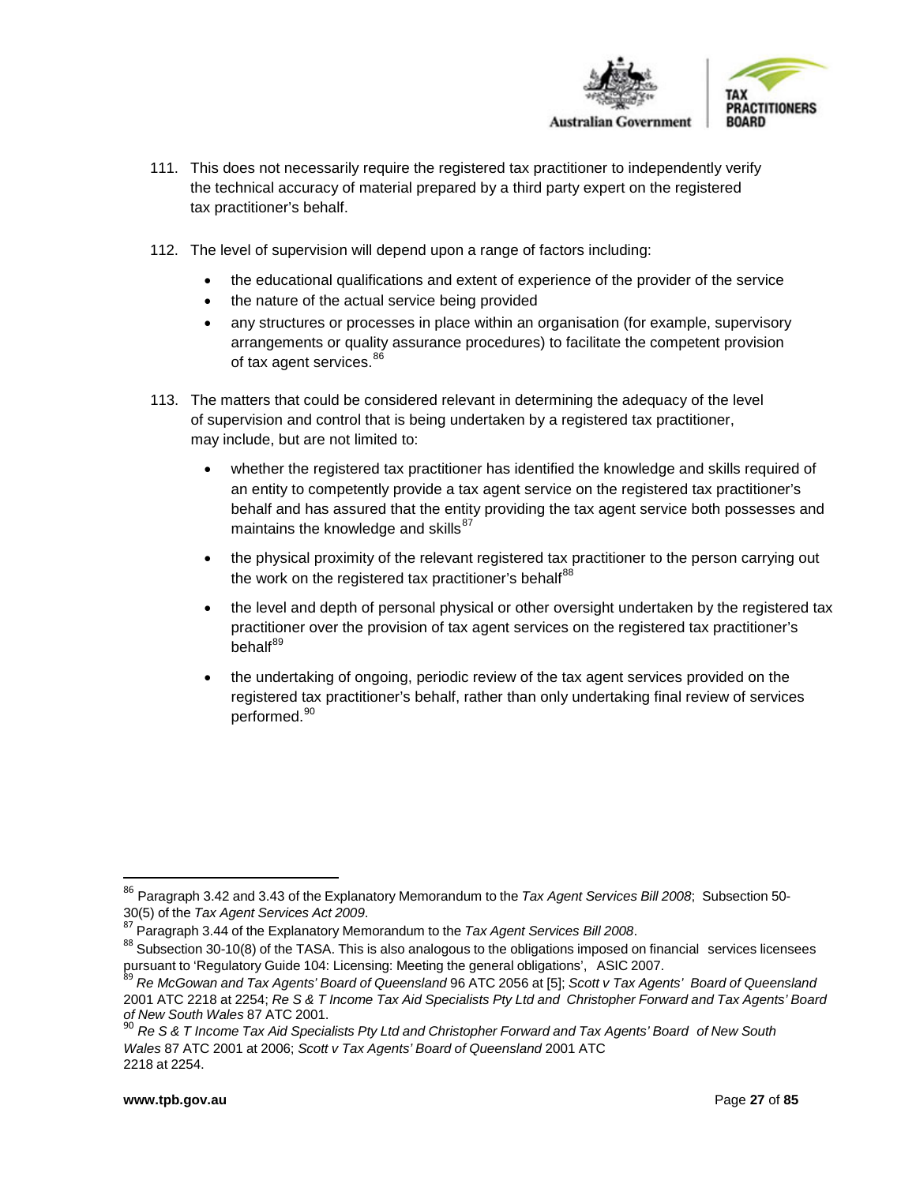111. This does not necessarily require the registered tax practitioner to independently verify the technical accuracy of material prepared by a third party expert on the registered tax practitioner's behalf.

112. The level of supervision will depend upon a range of factors including:

- the educational qualifications and extent of experience of the provider of the service
- the nature of the actual service being provided
- any structures or processes in place within an organisation (for example, supervisory arrangements or quality assurance procedures) to facilitate the competent provision of tax agent services.[86]

113. The matters that could be considered relevant in determining the adequacy of the level of supervision and control that is being undertaken by a registered tax practitioner, may include, but are not limited to:

- whether the registered tax practitioner has identified the knowledge and skills required of an entity to competently provide a tax agent service on the registered tax practitioner's behalf and has assured that the entity providing the tax agent service both possesses and maintains the knowledge and skills[87]

- the physical proximity of the relevant registered tax practitioner to the person carrying out the work on the registered tax practitioner's behalf[88]

- the level and depth of personal physical or other oversight undertaken by the registered tax practitioner over the provision of tax agent services on the registered tax practitioner's behalf[89]

- the undertaking of ongoing, periodic review of the tax agent services provided on the registered tax practitioner's behalf, rather than only undertaking final review of services performed.[90]

---

[86] Paragraph 3.42 and 3.43 of the Explanatory Memorandum to the *Tax Agent Services Bill 2008*; Subsection 50-30(5) of the *Tax Agent Services Act 2009*.

[87] Paragraph 3.44 of the Explanatory Memorandum to the *Tax Agent Services Bill 2008*.

[88] Subsection 30-10(8) of the TASA. This is also analogous to the obligations imposed on financial services licensees pursuant to 'Regulatory Guide 104: Licensing: Meeting the general obligations', ASIC 2007.

[89] *Re McGowan and Tax Agents' Board of Queensland* 96 ATC 2056 at [5]; *Scott v Tax Agents' Board of Queensland* 2001 ATC 2218 at 2254; *Re S & T Income Tax Aid Specialists Pty Ltd and Christopher Forward and Tax Agents' Board of New South Wales* 87 ATC 2001.

[90] *Re S & T Income Tax Aid Specialists Pty Ltd and Christopher Forward and Tax Agents' Board of New South Wales* 87 ATC 2001 at 2006; *Scott v Tax Agents' Board of Queensland* 2001 ATC 2218 at 2254.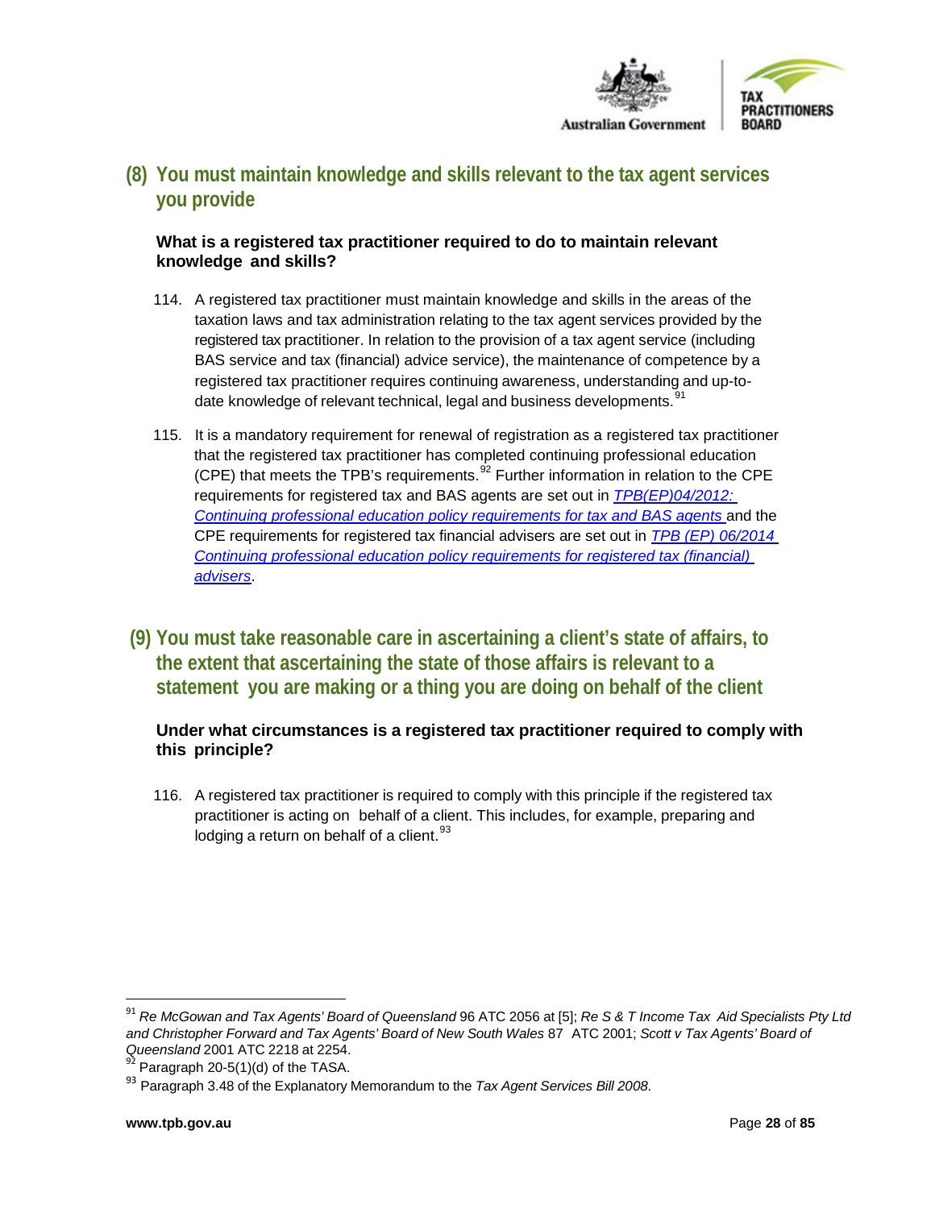## (8) You must maintain knowledge and skills relevant to the tax agent services you provide

### What is a registered tax practitioner required to do to maintain relevant knowledge and skills?

114. A registered tax practitioner must maintain knowledge and skills in the areas of the taxation laws and tax administration relating to the tax agent services provided by the registered tax practitioner. In relation to the provision of a tax agent service (including BAS service and tax (financial) advice service), the maintenance of competence by a registered tax practitioner requires continuing awareness, understanding and up-to-date knowledge of relevant technical, legal and business developments.[91]

115. It is a mandatory requirement for renewal of registration as a registered tax practitioner that the registered tax practitioner has completed continuing professional education (CPE) that meets the TPB's requirements.[92] Further information in relation to the CPE requirements for registered tax and BAS agents are set out in *TPB(EP)04/2012: Continuing professional education policy requirements for tax and BAS agents* and the CPE requirements for registered tax financial advisers are set out in *TPB (EP) 06/2014 Continuing professional education policy requirements for registered tax (financial) advisers*.

## (9) You must take reasonable care in ascertaining a client's state of affairs, to the extent that ascertaining the state of those affairs is relevant to a statement you are making or a thing you are doing on behalf of the client

### Under what circumstances is a registered tax practitioner required to comply with this principle?

116. A registered tax practitioner is required to comply with this principle if the registered tax practitioner is acting on behalf of a client. This includes, for example, preparing and lodging a return on behalf of a client.[93]

---

[91] *Re McGowan and Tax Agents' Board of Queensland* 96 ATC 2056 at [5]; *Re S & T Income Tax Aid Specialists Pty Ltd and Christopher Forward and Tax Agents' Board of New South Wales* 87 ATC 2001; *Scott v Tax Agents' Board of Queensland* 2001 ATC 2218 at 2254.

[92] Paragraph 20-5(1)(d) of the TASA.

[93] Paragraph 3.48 of the Explanatory Memorandum to the *Tax Agent Services Bill 2008*.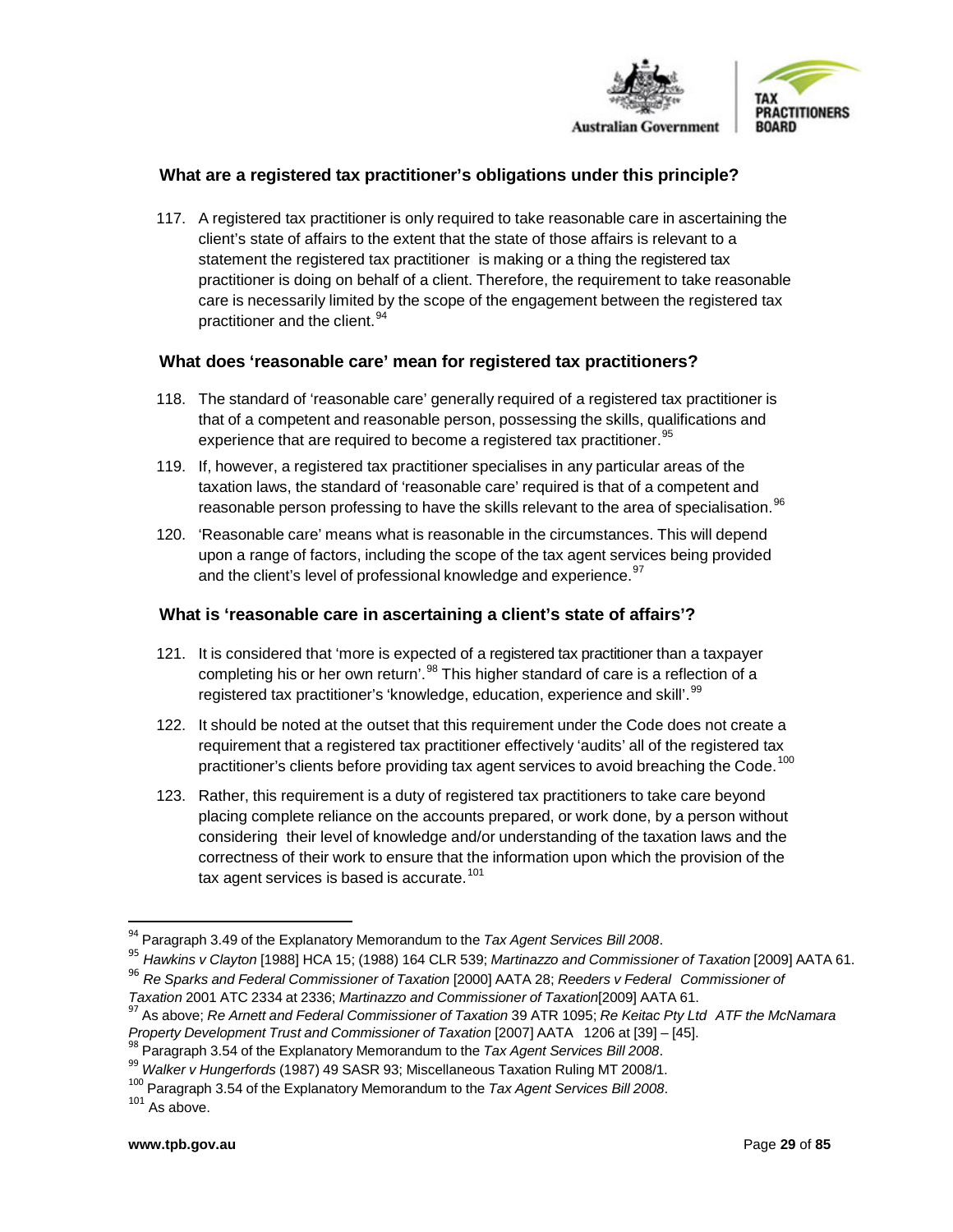### What are a registered tax practitioner's obligations under this principle?

117. A registered tax practitioner is only required to take reasonable care in ascertaining the client's state of affairs to the extent that the state of those affairs is relevant to a statement the registered tax practitioner is making or a thing the registered tax practitioner is doing on behalf of a client. Therefore, the requirement to take reasonable care is necessarily limited by the scope of the engagement between the registered tax practitioner and the client.[94]

### What does 'reasonable care' mean for registered tax practitioners?

118. The standard of 'reasonable care' generally required of a registered tax practitioner is that of a competent and reasonable person, possessing the skills, qualifications and experience that are required to become a registered tax practitioner.[95]

119. If, however, a registered tax practitioner specialises in any particular areas of the taxation laws, the standard of 'reasonable care' required is that of a competent and reasonable person professing to have the skills relevant to the area of specialisation.[96]

120. 'Reasonable care' means what is reasonable in the circumstances. This will depend upon a range of factors, including the scope of the tax agent services being provided and the client's level of professional knowledge and experience.[97]

### What is 'reasonable care in ascertaining a client's state of affairs'?

121. It is considered that 'more is expected of a registered tax practitioner than a taxpayer completing his or her own return'.[98] This higher standard of care is a reflection of a registered tax practitioner's 'knowledge, education, experience and skill'.[99]

122. It should be noted at the outset that this requirement under the Code does not create a requirement that a registered tax practitioner effectively 'audits' all of the registered tax practitioner's clients before providing tax agent services to avoid breaching the Code.[100]

123. Rather, this requirement is a duty of registered tax practitioners to take care beyond placing complete reliance on the accounts prepared, or work done, by a person without considering their level of knowledge and/or understanding of the taxation laws and the correctness of their work to ensure that the information upon which the provision of the tax agent services is based is accurate.[101]

---

[94] Paragraph 3.49 of the Explanatory Memorandum to the *Tax Agent Services Bill 2008*.

[95] *Hawkins v Clayton* [1988] HCA 15; (1988) 164 CLR 539; *Martinazzo and Commissioner of Taxation* [2009] AATA 61.

[96] *Re Sparks and Federal Commissioner of Taxation* [2000] AATA 28; *Reeders v Federal Commissioner of Taxation* 2001 ATC 2334 at 2336; *Martinazzo and Commissioner of Taxation*[2009] AATA 61.

[97] As above; *Re Arnett and Federal Commissioner of Taxation* 39 ATR 1095; *Re Keitac Pty Ltd ATF the McNamara Property Development Trust and Commissioner of Taxation* [2007] AATA 1206 at [39] – [45].

[98] Paragraph 3.54 of the Explanatory Memorandum to the *Tax Agent Services Bill 2008*.

[99] *Walker v Hungerfords* (1987) 49 SASR 93; Miscellaneous Taxation Ruling MT 2008/1.

[100] Paragraph 3.54 of the Explanatory Memorandum to the *Tax Agent Services Bill 2008*.

[101] As above.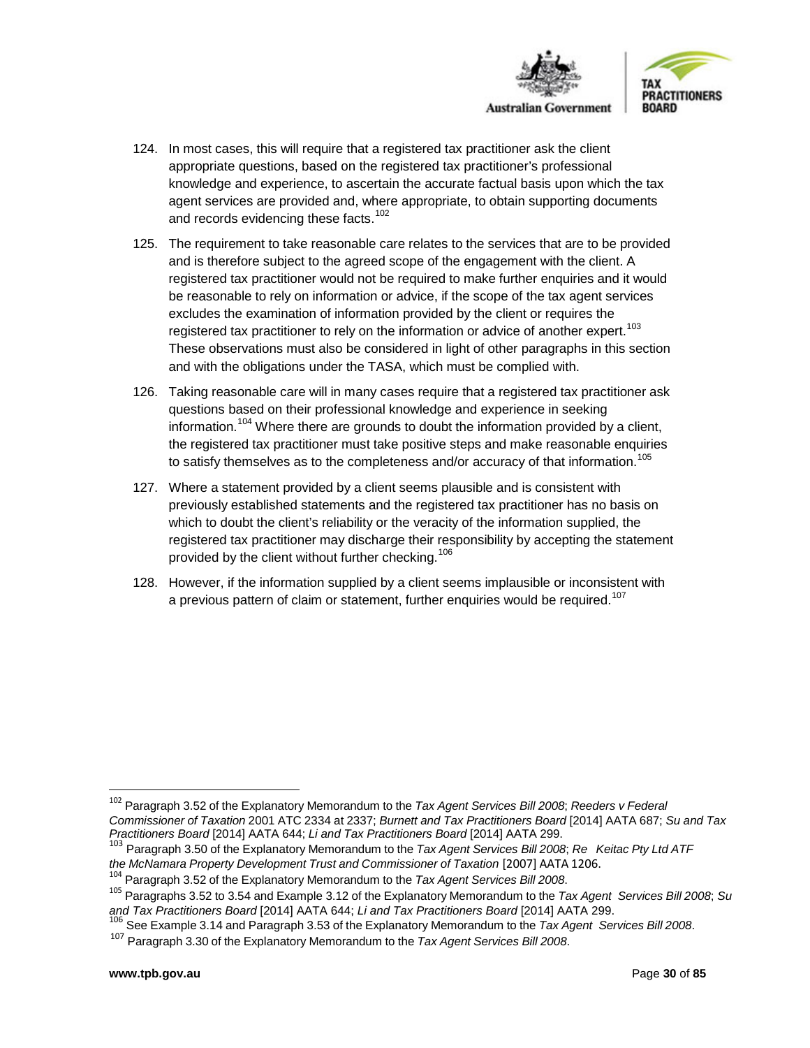124. In most cases, this will require that a registered tax practitioner ask the client appropriate questions, based on the registered tax practitioner's professional knowledge and experience, to ascertain the accurate factual basis upon which the tax agent services are provided and, where appropriate, to obtain supporting documents and records evidencing these facts.[102]

125. The requirement to take reasonable care relates to the services that are to be provided and is therefore subject to the agreed scope of the engagement with the client. A registered tax practitioner would not be required to make further enquiries and it would be reasonable to rely on information or advice, if the scope of the tax agent services excludes the examination of information provided by the client or requires the registered tax practitioner to rely on the information or advice of another expert.[103] These observations must also be considered in light of other paragraphs in this section and with the obligations under the TASA, which must be complied with.

126. Taking reasonable care will in many cases require that a registered tax practitioner ask questions based on their professional knowledge and experience in seeking information.[104] Where there are grounds to doubt the information provided by a client, the registered tax practitioner must take positive steps and make reasonable enquiries to satisfy themselves as to the completeness and/or accuracy of that information.[105]

127. Where a statement provided by a client seems plausible and is consistent with previously established statements and the registered tax practitioner has no basis on which to doubt the client's reliability or the veracity of the information supplied, the registered tax practitioner may discharge their responsibility by accepting the statement provided by the client without further checking.[106]

128. However, if the information supplied by a client seems implausible or inconsistent with a previous pattern of claim or statement, further enquiries would be required.[107]

---

[102] Paragraph 3.52 of the Explanatory Memorandum to the *Tax Agent Services Bill 2008*; *Reeders v Federal Commissioner of Taxation* 2001 ATC 2334 at 2337; *Burnett and Tax Practitioners Board* [2014] AATA 687; *Su and Tax Practitioners Board* [2014] AATA 644; *Li and Tax Practitioners Board* [2014] AATA 299.

[103] Paragraph 3.50 of the Explanatory Memorandum to the *Tax Agent Services Bill 2008*; *Re Keitac Pty Ltd ATF the McNamara Property Development Trust and Commissioner of Taxation* [2007] AATA 1206.

[104] Paragraph 3.52 of the Explanatory Memorandum to the *Tax Agent Services Bill 2008*.

[105] Paragraphs 3.52 to 3.54 and Example 3.12 of the Explanatory Memorandum to the *Tax Agent Services Bill 2008*; *Su and Tax Practitioners Board* [2014] AATA 644; *Li and Tax Practitioners Board* [2014] AATA 299.

[106] See Example 3.14 and Paragraph 3.53 of the Explanatory Memorandum to the *Tax Agent Services Bill 2008*.

[107] Paragraph 3.30 of the Explanatory Memorandum to the *Tax Agent Services Bill 2008*.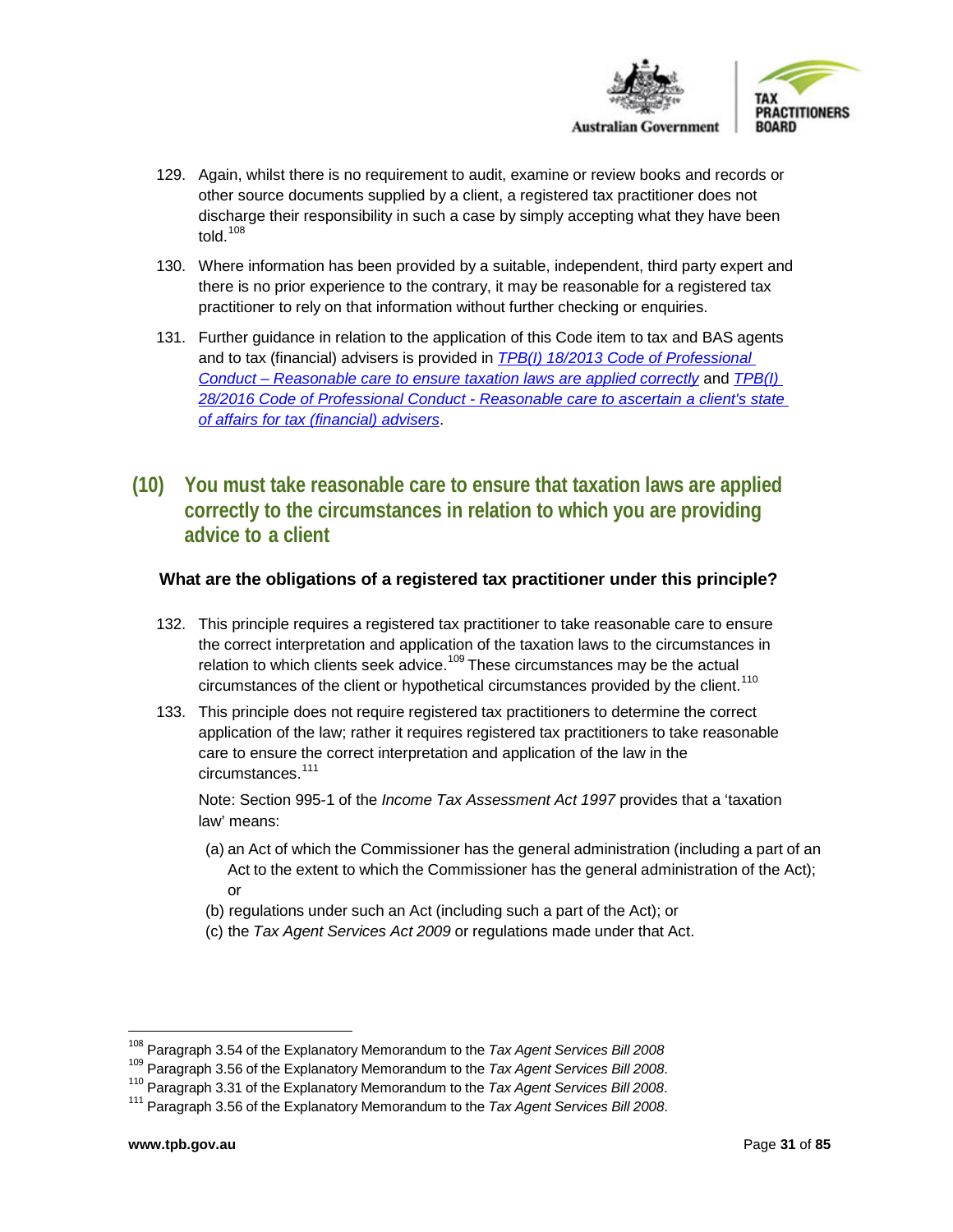129. Again, whilst there is no requirement to audit, examine or review books and records or other source documents supplied by a client, a registered tax practitioner does not discharge their responsibility in such a case by simply accepting what they have been told.[108]

130. Where information has been provided by a suitable, independent, third party expert and there is no prior experience to the contrary, it may be reasonable for a registered tax practitioner to rely on that information without further checking or enquiries.

131. Further guidance in relation to the application of this Code item to tax and BAS agents and to tax (financial) advisers is provided in *TPB(I) 18/2013 Code of Professional Conduct – Reasonable care to ensure taxation laws are applied correctly* and *TPB(I) 28/2016 Code of Professional Conduct - Reasonable care to ascertain a client's state of affairs for tax (financial) advisers*.

## (10) You must take reasonable care to ensure that taxation laws are applied correctly to the circumstances in relation to which you are providing advice to a client

### What are the obligations of a registered tax practitioner under this principle?

132. This principle requires a registered tax practitioner to take reasonable care to ensure the correct interpretation and application of the taxation laws to the circumstances in relation to which clients seek advice.[109] These circumstances may be the actual circumstances of the client or hypothetical circumstances provided by the client.[110]

133. This principle does not require registered tax practitioners to determine the correct application of the law; rather it requires registered tax practitioners to take reasonable care to ensure the correct interpretation and application of the law in the circumstances.[111]

Note: Section 995-1 of the *Income Tax Assessment Act 1997* provides that a 'taxation law' means:

(a) an Act of which the Commissioner has the general administration (including a part of an Act to the extent to which the Commissioner has the general administration of the Act); or

(b) regulations under such an Act (including such a part of the Act); or

(c) the *Tax Agent Services Act 2009* or regulations made under that Act.

---

[108] Paragraph 3.54 of the Explanatory Memorandum to the *Tax Agent Services Bill 2008*

[109] Paragraph 3.56 of the Explanatory Memorandum to the *Tax Agent Services Bill 2008*.

[110] Paragraph 3.31 of the Explanatory Memorandum to the *Tax Agent Services Bill 2008*.

[111] Paragraph 3.56 of the Explanatory Memorandum to the *Tax Agent Services Bill 2008*.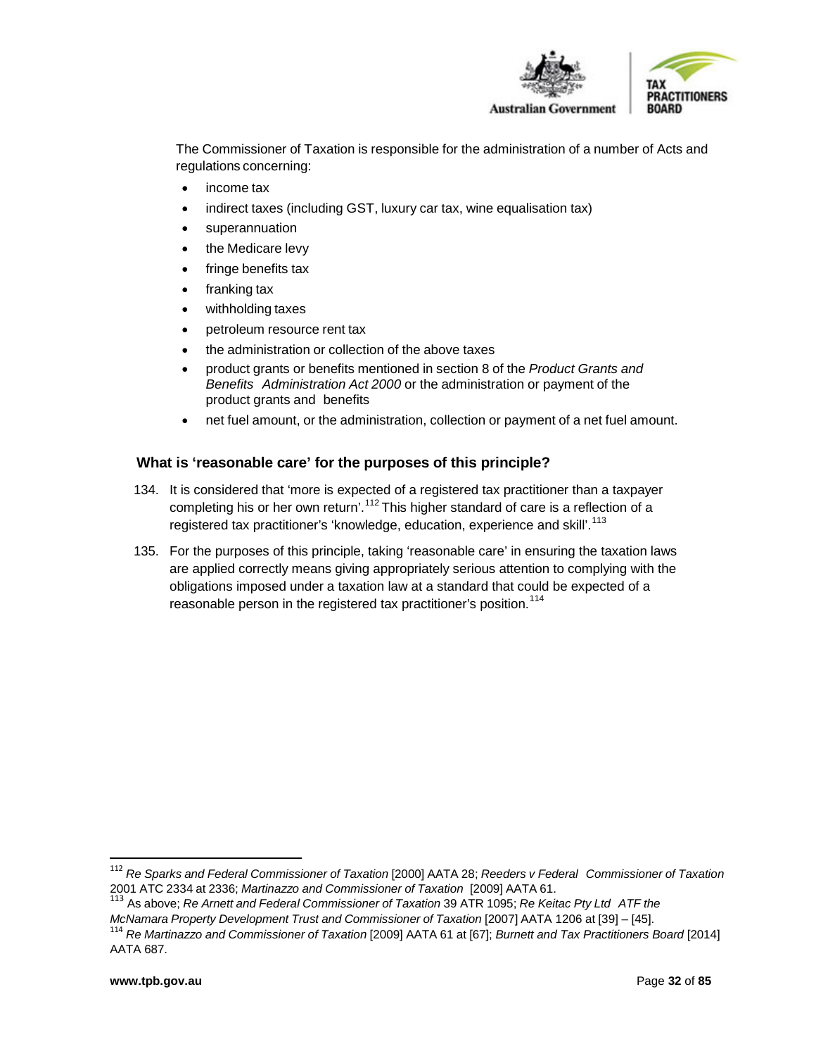The Commissioner of Taxation is responsible for the administration of a number of Acts and regulations concerning:

- income tax
- indirect taxes (including GST, luxury car tax, wine equalisation tax)
- superannuation
- the Medicare levy
- fringe benefits tax
- franking tax
- withholding taxes
- petroleum resource rent tax
- the administration or collection of the above taxes
- product grants or benefits mentioned in section 8 of the *Product Grants and Benefits Administration Act 2000* or the administration or payment of the product grants and benefits
- net fuel amount, or the administration, collection or payment of a net fuel amount.

### What is 'reasonable care' for the purposes of this principle?

134. It is considered that 'more is expected of a registered tax practitioner than a taxpayer completing his or her own return'.[112] This higher standard of care is a reflection of a registered tax practitioner's 'knowledge, education, experience and skill'.[113]

135. For the purposes of this principle, taking 'reasonable care' in ensuring the taxation laws are applied correctly means giving appropriately serious attention to complying with the obligations imposed under a taxation law at a standard that could be expected of a reasonable person in the registered tax practitioner's position.[114]

---

[112] *Re Sparks and Federal Commissioner of Taxation* [2000] AATA 28; *Reeders v Federal Commissioner of Taxation* 2001 ATC 2334 at 2336; *Martinazzo and Commissioner of Taxation* [2009] AATA 61.

[113] As above; *Re Arnett and Federal Commissioner of Taxation* 39 ATR 1095; *Re Keitac Pty Ltd ATF the McNamara Property Development Trust and Commissioner of Taxation* [2007] AATA 1206 at [39] – [45].

[114] *Re Martinazzo and Commissioner of Taxation* [2009] AATA 61 at [67]; *Burnett and Tax Practitioners Board* [2014] AATA 687.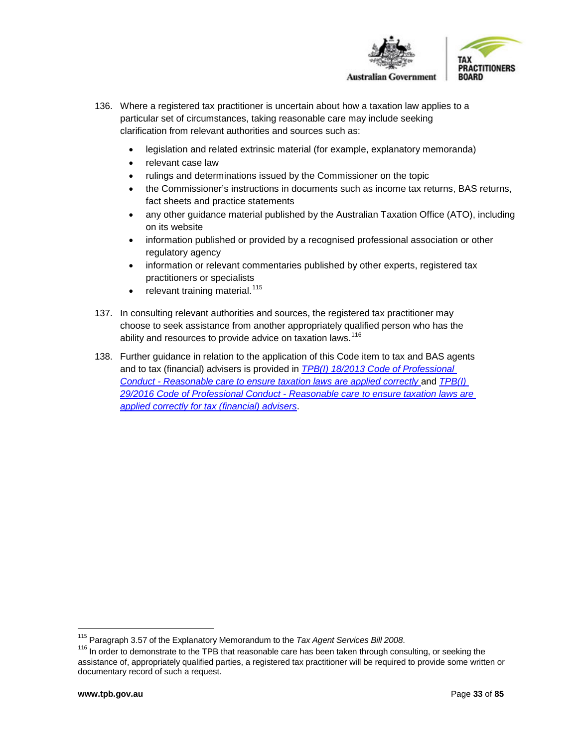136. Where a registered tax practitioner is uncertain about how a taxation law applies to a particular set of circumstances, taking reasonable care may include seeking clarification from relevant authorities and sources such as:

- legislation and related extrinsic material (for example, explanatory memoranda)
- relevant case law
- rulings and determinations issued by the Commissioner on the topic
- the Commissioner's instructions in documents such as income tax returns, BAS returns, fact sheets and practice statements
- any other guidance material published by the Australian Taxation Office (ATO), including on its website
- information published or provided by a recognised professional association or other regulatory agency
- information or relevant commentaries published by other experts, registered tax practitioners or specialists
- relevant training material.[115]

137. In consulting relevant authorities and sources, the registered tax practitioner may choose to seek assistance from another appropriately qualified person who has the ability and resources to provide advice on taxation laws.[116]

138. Further guidance in relation to the application of this Code item to tax and BAS agents and to tax (financial) advisers is provided in *TPB(I) 18/2013 Code of Professional Conduct - Reasonable care to ensure taxation laws are applied correctly* and *TPB(I) 29/2016 Code of Professional Conduct - Reasonable care to ensure taxation laws are applied correctly for tax (financial) advisers*.

---

[115] Paragraph 3.57 of the Explanatory Memorandum to the *Tax Agent Services Bill 2008*.

[116] In order to demonstrate to the TPB that reasonable care has been taken through consulting, or seeking the assistance of, appropriately qualified parties, a registered tax practitioner will be required to provide some written or documentary record of such a request.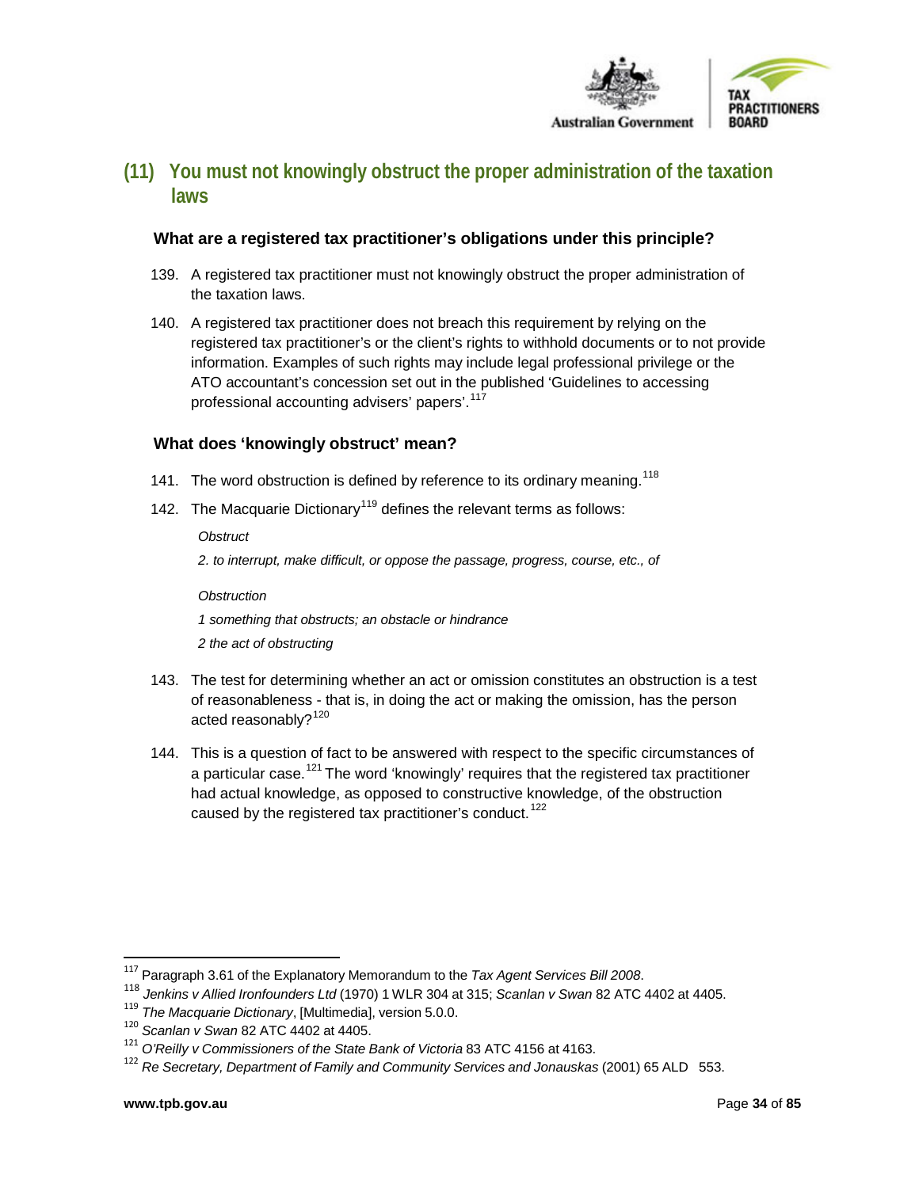## (11) You must not knowingly obstruct the proper administration of the taxation laws

### What are a registered tax practitioner's obligations under this principle?

139. A registered tax practitioner must not knowingly obstruct the proper administration of the taxation laws.

140. A registered tax practitioner does not breach this requirement by relying on the registered tax practitioner's or the client's rights to withhold documents or to not provide information. Examples of such rights may include legal professional privilege or the ATO accountant's concession set out in the published 'Guidelines to accessing professional accounting advisers' papers'.[117]

### What does 'knowingly obstruct' mean?

141. The word obstruction is defined by reference to its ordinary meaning.[118]

142. The Macquarie Dictionary[119] defines the relevant terms as follows:

*Obstruct*

*2. to interrupt, make difficult, or oppose the passage, progress, course, etc., of*

*Obstruction*

*1 something that obstructs; an obstacle or hindrance*

*2 the act of obstructing*

143. The test for determining whether an act or omission constitutes an obstruction is a test of reasonableness - that is, in doing the act or making the omission, has the person acted reasonably?[120]

144. This is a question of fact to be answered with respect to the specific circumstances of a particular case.[121] The word 'knowingly' requires that the registered tax practitioner had actual knowledge, as opposed to constructive knowledge, of the obstruction caused by the registered tax practitioner's conduct.[122]

---

[117] Paragraph 3.61 of the Explanatory Memorandum to the *Tax Agent Services Bill 2008*.

[118] *Jenkins v Allied Ironfounders Ltd* (1970) 1 WLR 304 at 315; *Scanlan v Swan* 82 ATC 4402 at 4405.

[119] *The Macquarie Dictionary*, [Multimedia], version 5.0.0.

[120] *Scanlan v Swan* 82 ATC 4402 at 4405.

[121] *O'Reilly v Commissioners of the State Bank of Victoria* 83 ATC 4156 at 4163.

[122] *Re Secretary, Department of Family and Community Services and Jonauskas* (2001) 65 ALD 553.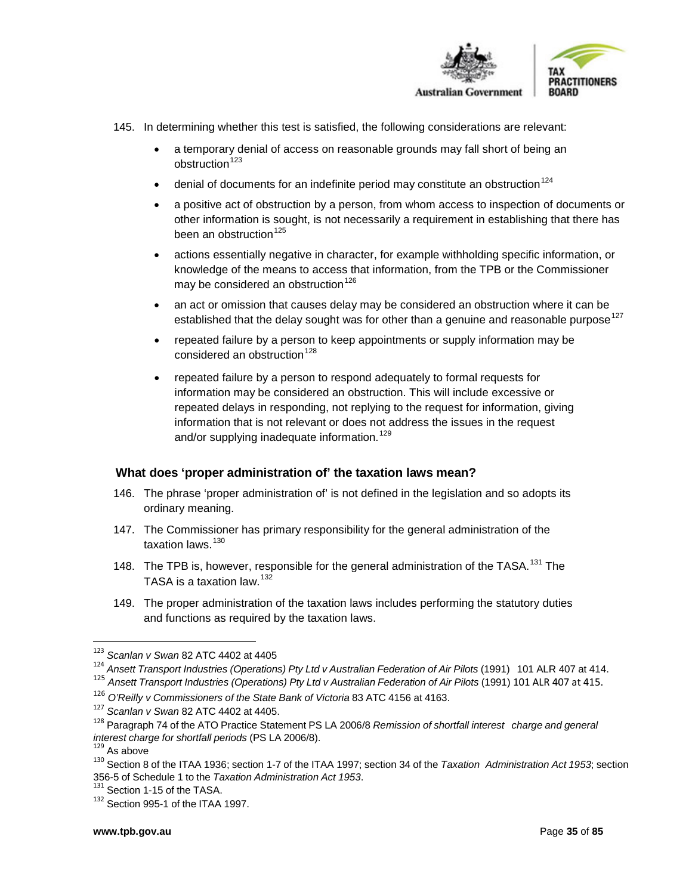145. In determining whether this test is satisfied, the following considerations are relevant:

- a temporary denial of access on reasonable grounds may fall short of being an obstruction[123]
- denial of documents for an indefinite period may constitute an obstruction[124]
- a positive act of obstruction by a person, from whom access to inspection of documents or other information is sought, is not necessarily a requirement in establishing that there has been an obstruction[125]
- actions essentially negative in character, for example withholding specific information, or knowledge of the means to access that information, from the TPB or the Commissioner may be considered an obstruction[126]
- an act or omission that causes delay may be considered an obstruction where it can be established that the delay sought was for other than a genuine and reasonable purpose[127]
- repeated failure by a person to keep appointments or supply information may be considered an obstruction[128]
- repeated failure by a person to respond adequately to formal requests for information may be considered an obstruction. This will include excessive or repeated delays in responding, not replying to the request for information, giving information that is not relevant or does not address the issues in the request and/or supplying inadequate information.[129]

### What does 'proper administration of' the taxation laws mean?

146. The phrase 'proper administration of' is not defined in the legislation and so adopts its ordinary meaning.

147. The Commissioner has primary responsibility for the general administration of the taxation laws.[130]

148. The TPB is, however, responsible for the general administration of the TASA.[131] The TASA is a taxation law.[132]

149. The proper administration of the taxation laws includes performing the statutory duties and functions as required by the taxation laws.

---

[123] *Scanlan v Swan* 82 ATC 4402 at 4405

[124] *Ansett Transport Industries (Operations) Pty Ltd v Australian Federation of Air Pilots* (1991) 101 ALR 407 at 414.

[125] *Ansett Transport Industries (Operations) Pty Ltd v Australian Federation of Air Pilots* (1991) 101 ALR 407 at 415.

[126] *O'Reilly v Commissioners of the State Bank of Victoria* 83 ATC 4156 at 4163.

[127] *Scanlan v Swan* 82 ATC 4402 at 4405.

[128] Paragraph 74 of the ATO Practice Statement PS LA 2006/8 *Remission of shortfall interest charge and general interest charge for shortfall periods* (PS LA 2006/8).

[129] As above

[130] Section 8 of the ITAA 1936; section 1-7 of the ITAA 1997; section 34 of the *Taxation Administration Act 1953*; section 356-5 of Schedule 1 to the *Taxation Administration Act 1953*.

[131] Section 1-15 of the TASA.

[132] Section 995-1 of the ITAA 1997.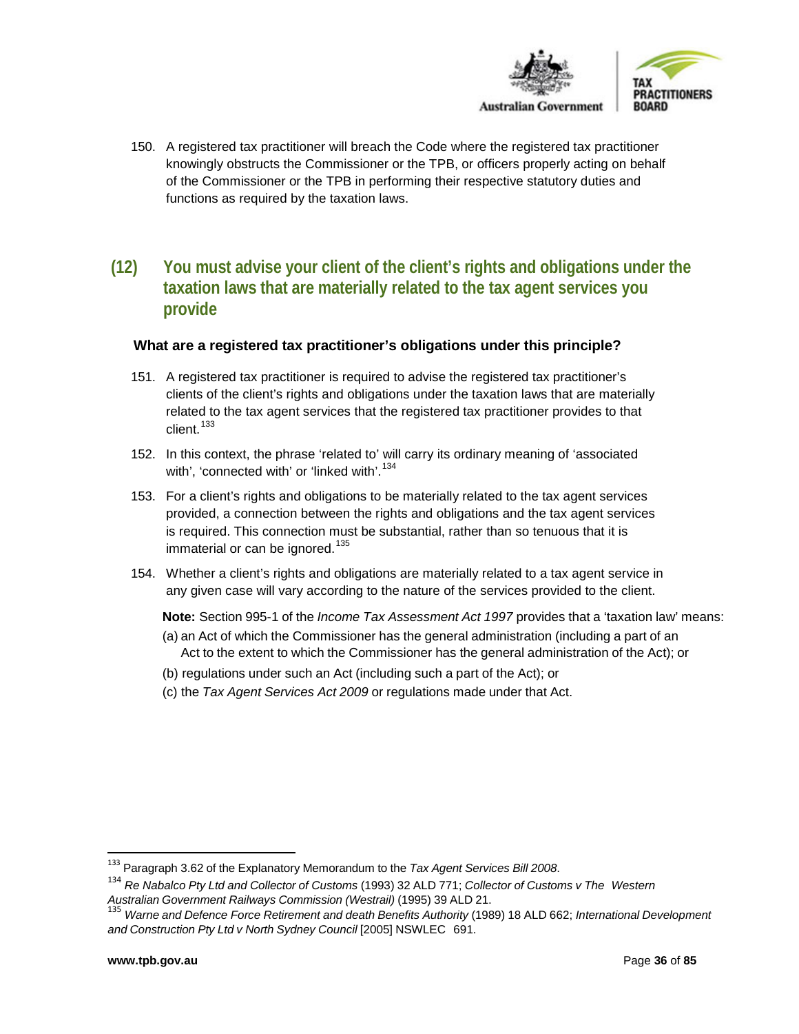150. A registered tax practitioner will breach the Code where the registered tax practitioner knowingly obstructs the Commissioner or the TPB, or officers properly acting on behalf of the Commissioner or the TPB in performing their respective statutory duties and functions as required by the taxation laws.

## (12) You must advise your client of the client's rights and obligations under the taxation laws that are materially related to the tax agent services you provide

### What are a registered tax practitioner's obligations under this principle?

151. A registered tax practitioner is required to advise the registered tax practitioner's clients of the client's rights and obligations under the taxation laws that are materially related to the tax agent services that the registered tax practitioner provides to that client.[133]

152. In this context, the phrase 'related to' will carry its ordinary meaning of 'associated with', 'connected with' or 'linked with'.[134]

153. For a client's rights and obligations to be materially related to the tax agent services provided, a connection between the rights and obligations and the tax agent services is required. This connection must be substantial, rather than so tenuous that it is immaterial or can be ignored.[135]

154. Whether a client's rights and obligations are materially related to a tax agent service in any given case will vary according to the nature of the services provided to the client.

**Note:** Section 995-1 of the *Income Tax Assessment Act 1997* provides that a 'taxation law' means:

(a) an Act of which the Commissioner has the general administration (including a part of an Act to the extent to which the Commissioner has the general administration of the Act); or

(b) regulations under such an Act (including such a part of the Act); or

(c) the *Tax Agent Services Act 2009* or regulations made under that Act.

---

[133] Paragraph 3.62 of the Explanatory Memorandum to the *Tax Agent Services Bill 2008*.

[134] *Re Nabalco Pty Ltd and Collector of Customs* (1993) 32 ALD 771; *Collector of Customs v The Western Australian Government Railways Commission (Westrail)* (1995) 39 ALD 21.

[135] *Warne and Defence Force Retirement and death Benefits Authority* (1989) 18 ALD 662; *International Development and Construction Pty Ltd v North Sydney Council* [2005] NSWLEC 691.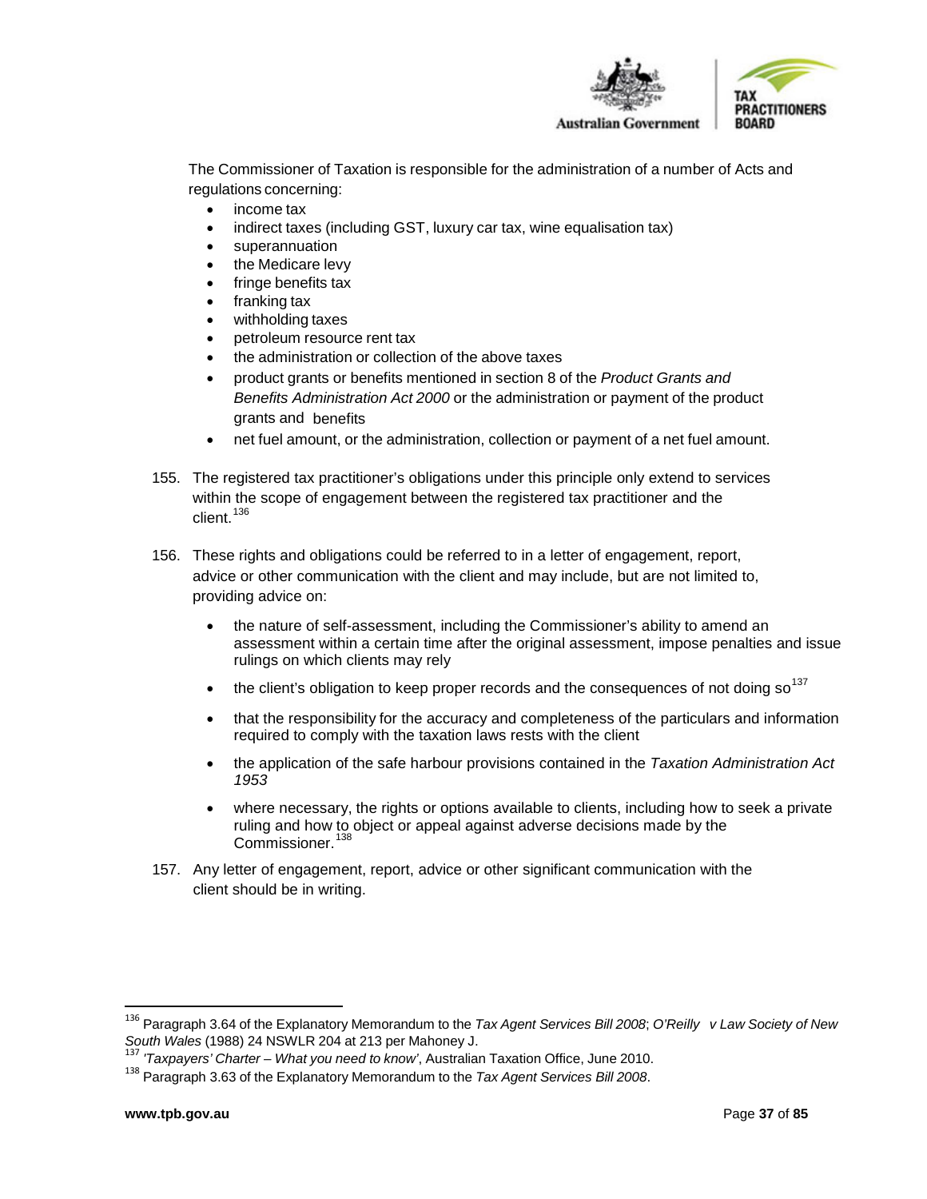The Commissioner of Taxation is responsible for the administration of a number of Acts and regulations concerning:

- income tax
- indirect taxes (including GST, luxury car tax, wine equalisation tax)
- superannuation
- the Medicare levy
- fringe benefits tax
- franking tax
- withholding taxes
- petroleum resource rent tax
- the administration or collection of the above taxes
- product grants or benefits mentioned in section 8 of the *Product Grants and Benefits Administration Act 2000* or the administration or payment of the product grants and benefits
- net fuel amount, or the administration, collection or payment of a net fuel amount.

155. The registered tax practitioner's obligations under this principle only extend to services within the scope of engagement between the registered tax practitioner and the client.[136]

156. These rights and obligations could be referred to in a letter of engagement, report, advice or other communication with the client and may include, but are not limited to, providing advice on:

- the nature of self-assessment, including the Commissioner's ability to amend an assessment within a certain time after the original assessment, impose penalties and issue rulings on which clients may rely
- the client's obligation to keep proper records and the consequences of not doing so[137]
- that the responsibility for the accuracy and completeness of the particulars and information required to comply with the taxation laws rests with the client
- the application of the safe harbour provisions contained in the *Taxation Administration Act 1953*
- where necessary, the rights or options available to clients, including how to seek a private ruling and how to object or appeal against adverse decisions made by the Commissioner.[138]

157. Any letter of engagement, report, advice or other significant communication with the client should be in writing.

---

[136] Paragraph 3.64 of the Explanatory Memorandum to the *Tax Agent Services Bill 2008*; *O'Reilly v Law Society of New South Wales* (1988) 24 NSWLR 204 at 213 per Mahoney J.

[137] *'Taxpayers' Charter – What you need to know'*, Australian Taxation Office, June 2010.

[138] Paragraph 3.63 of the Explanatory Memorandum to the *Tax Agent Services Bill 2008*.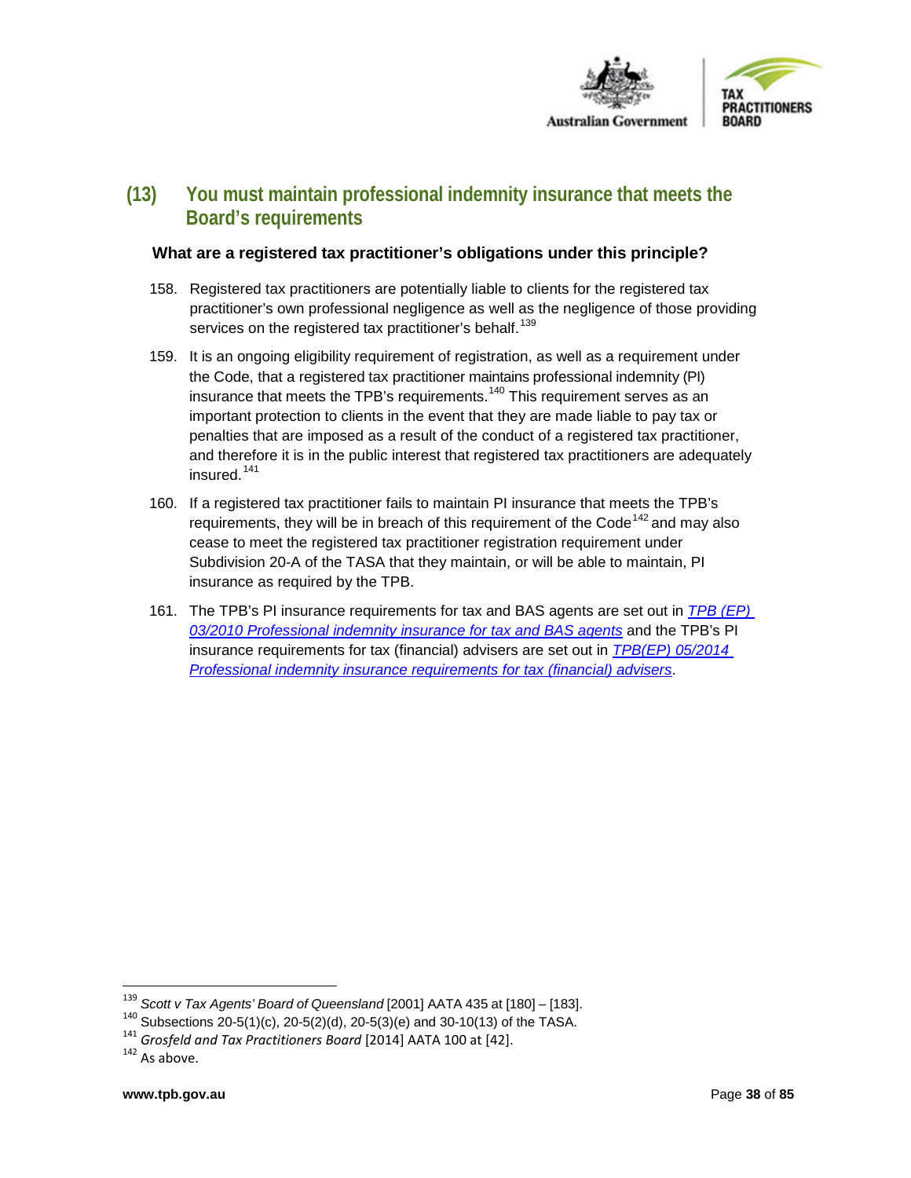## (13) You must maintain professional indemnity insurance that meets the Board's requirements

### What are a registered tax practitioner's obligations under this principle?

158. Registered tax practitioners are potentially liable to clients for the registered tax practitioner's own professional negligence as well as the negligence of those providing services on the registered tax practitioner's behalf.[139]

159. It is an ongoing eligibility requirement of registration, as well as a requirement under the Code, that a registered tax practitioner maintains professional indemnity (PI) insurance that meets the TPB's requirements.[140] This requirement serves as an important protection to clients in the event that they are made liable to pay tax or penalties that are imposed as a result of the conduct of a registered tax practitioner, and therefore it is in the public interest that registered tax practitioners are adequately insured.[141]

160. If a registered tax practitioner fails to maintain PI insurance that meets the TPB's requirements, they will be in breach of this requirement of the Code[142] and may also cease to meet the registered tax practitioner registration requirement under Subdivision 20-A of the TASA that they maintain, or will be able to maintain, PI insurance as required by the TPB.

161. The TPB's PI insurance requirements for tax and BAS agents are set out in *TPB (EP) 03/2010 Professional indemnity insurance for tax and BAS agents* and the TPB's PI insurance requirements for tax (financial) advisers are set out in *TPB(EP) 05/2014 Professional indemnity insurance requirements for tax (financial) advisers*.

---

[139] *Scott v Tax Agents' Board of Queensland* [2001] AATA 435 at [180] – [183].

[140] Subsections 20-5(1)(c), 20-5(2)(d), 20-5(3)(e) and 30-10(13) of the TASA.

[141] *Grosfeld and Tax Practitioners Board* [2014] AATA 100 at [42].

[142] As above.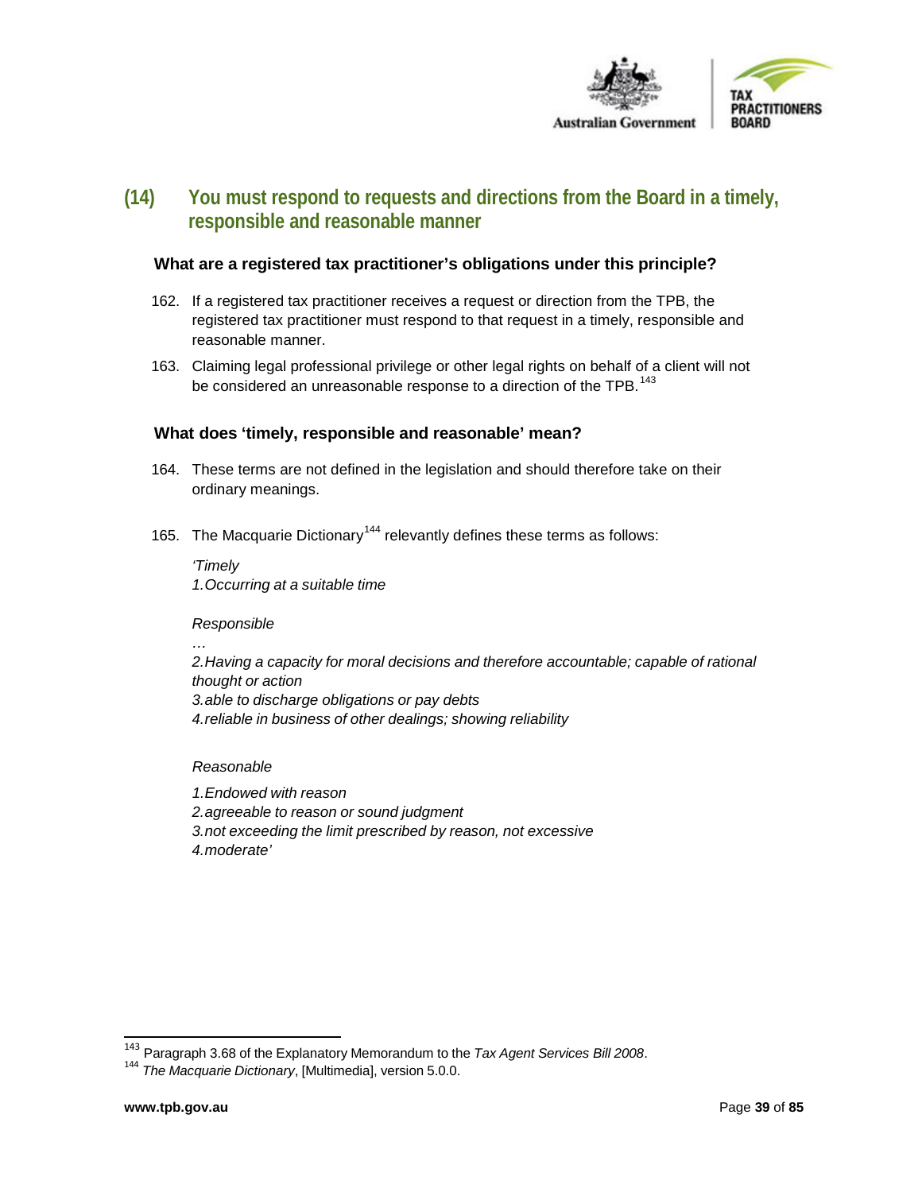## (14) You must respond to requests and directions from the Board in a timely, responsible and reasonable manner

### What are a registered tax practitioner's obligations under this principle?

162. If a registered tax practitioner receives a request or direction from the TPB, the registered tax practitioner must respond to that request in a timely, responsible and reasonable manner.

163. Claiming legal professional privilege or other legal rights on behalf of a client will not be considered an unreasonable response to a direction of the TPB.[143]

### What does 'timely, responsible and reasonable' mean?

164. These terms are not defined in the legislation and should therefore take on their ordinary meanings.

165. The Macquarie Dictionary[144] relevantly defines these terms as follows:

*'Timely*
*1.Occurring at a suitable time*

*Responsible*
*…*
*2.Having a capacity for moral decisions and therefore accountable; capable of rational thought or action*
*3.able to discharge obligations or pay debts*
*4.reliable in business of other dealings; showing reliability*

*Reasonable*

*1.Endowed with reason*
*2.agreeable to reason or sound judgment*
*3.not exceeding the limit prescribed by reason, not excessive*
*4.moderate'*

---

[143] Paragraph 3.68 of the Explanatory Memorandum to the *Tax Agent Services Bill 2008*.

[144] *The Macquarie Dictionary*, [Multimedia], version 5.0.0.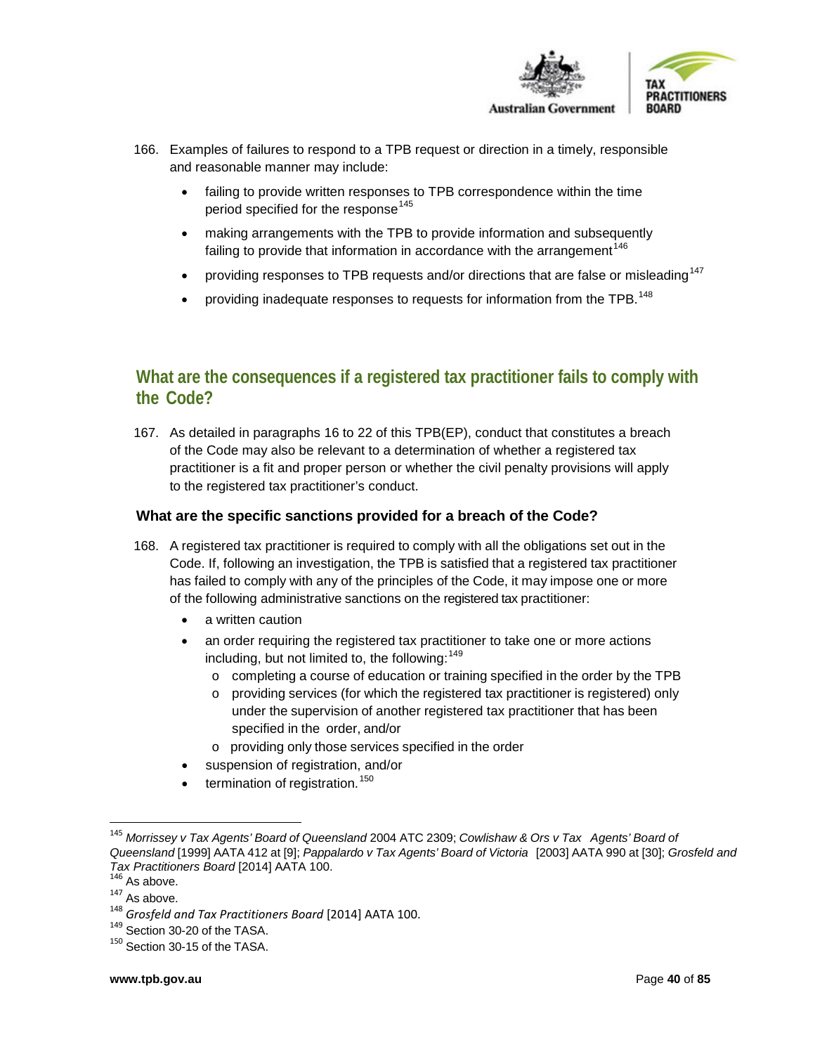166. Examples of failures to respond to a TPB request or direction in a timely, responsible and reasonable manner may include:

- failing to provide written responses to TPB correspondence within the time period specified for the response[145]
- making arrangements with the TPB to provide information and subsequently failing to provide that information in accordance with the arrangement[146]
- providing responses to TPB requests and/or directions that are false or misleading[147]
- providing inadequate responses to requests for information from the TPB.[148]

## What are the consequences if a registered tax practitioner fails to comply with the Code?

167. As detailed in paragraphs 16 to 22 of this TPB(EP), conduct that constitutes a breach of the Code may also be relevant to a determination of whether a registered tax practitioner is a fit and proper person or whether the civil penalty provisions will apply to the registered tax practitioner's conduct.

### What are the specific sanctions provided for a breach of the Code?

168. A registered tax practitioner is required to comply with all the obligations set out in the Code. If, following an investigation, the TPB is satisfied that a registered tax practitioner has failed to comply with any of the principles of the Code, it may impose one or more of the following administrative sanctions on the registered tax practitioner:

- a written caution
- an order requiring the registered tax practitioner to take one or more actions including, but not limited to, the following:[149]
  - completing a course of education or training specified in the order by the TPB
  - providing services (for which the registered tax practitioner is registered) only under the supervision of another registered tax practitioner that has been specified in the order, and/or
  - providing only those services specified in the order
- suspension of registration, and/or
- termination of registration.[150]

---

[145] *Morrissey v Tax Agents' Board of Queensland* 2004 ATC 2309; *Cowlishaw & Ors v Tax Agents' Board of Queensland* [1999] AATA 412 at [9]; *Pappalardo v Tax Agents' Board of Victoria* [2003] AATA 990 at [30]; *Grosfeld and Tax Practitioners Board* [2014] AATA 100.

[146] As above.

[147] As above.

[148] *Grosfeld and Tax Practitioners Board* [2014] AATA 100.

[149] Section 30-20 of the TASA.

[150] Section 30-15 of the TASA.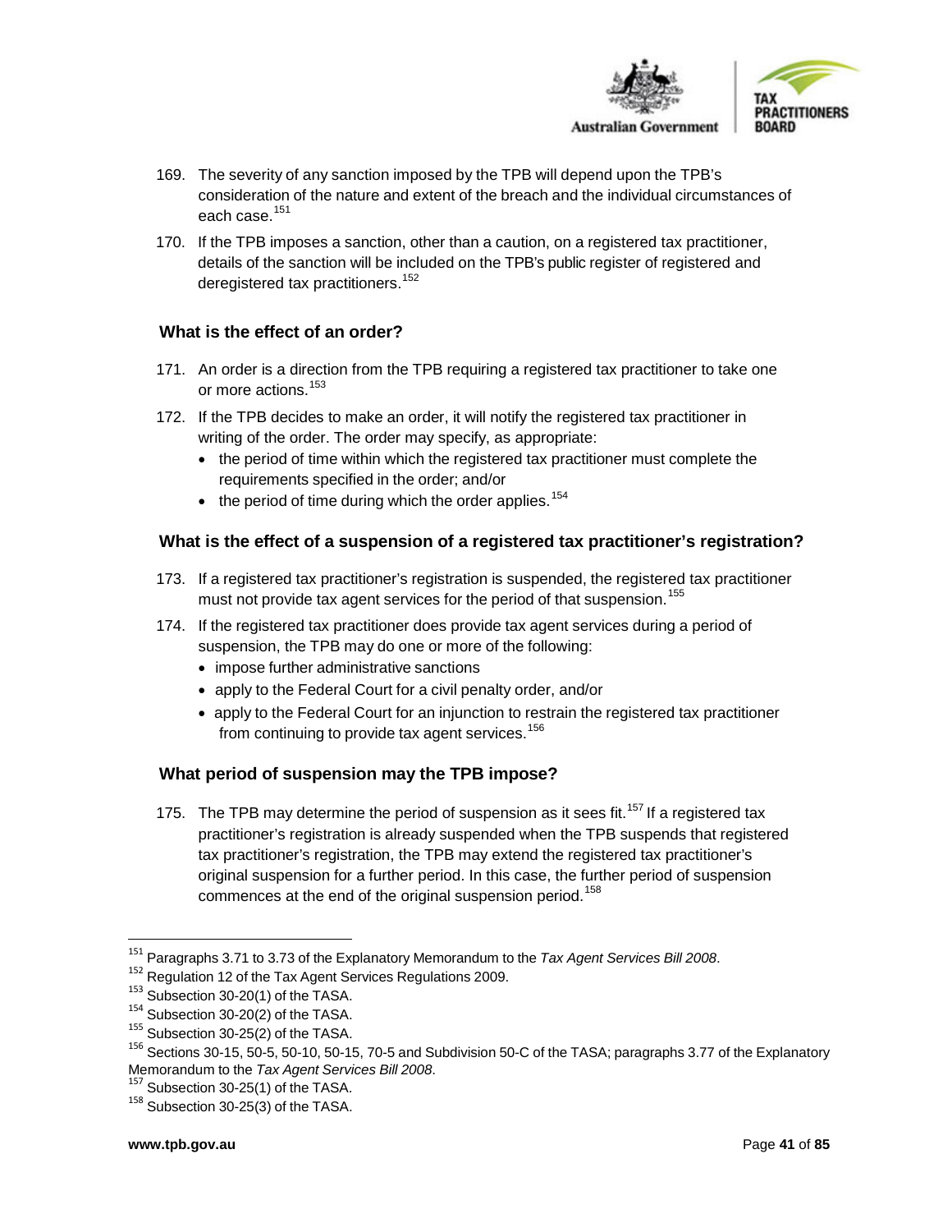169. The severity of any sanction imposed by the TPB will depend upon the TPB's consideration of the nature and extent of the breach and the individual circumstances of each case.[151]

170. If the TPB imposes a sanction, other than a caution, on a registered tax practitioner, details of the sanction will be included on the TPB's public register of registered and deregistered tax practitioners.[152]

### What is the effect of an order?

171. An order is a direction from the TPB requiring a registered tax practitioner to take one or more actions.[153]

172. If the TPB decides to make an order, it will notify the registered tax practitioner in writing of the order. The order may specify, as appropriate:
   - the period of time within which the registered tax practitioner must complete the requirements specified in the order; and/or
   - the period of time during which the order applies.[154]

### What is the effect of a suspension of a registered tax practitioner's registration?

173. If a registered tax practitioner's registration is suspended, the registered tax practitioner must not provide tax agent services for the period of that suspension.[155]

174. If the registered tax practitioner does provide tax agent services during a period of suspension, the TPB may do one or more of the following:
   - impose further administrative sanctions
   - apply to the Federal Court for a civil penalty order, and/or
   - apply to the Federal Court for an injunction to restrain the registered tax practitioner from continuing to provide tax agent services.[156]

### What period of suspension may the TPB impose?

175. The TPB may determine the period of suspension as it sees fit.[157] If a registered tax practitioner's registration is already suspended when the TPB suspends that registered tax practitioner's registration, the TPB may extend the registered tax practitioner's original suspension for a further period. In this case, the further period of suspension commences at the end of the original suspension period.[158]

---

[151] Paragraphs 3.71 to 3.73 of the Explanatory Memorandum to the *Tax Agent Services Bill 2008*.

[152] Regulation 12 of the Tax Agent Services Regulations 2009.

[153] Subsection 30-20(1) of the TASA.

[154] Subsection 30-20(2) of the TASA.

[155] Subsection 30-25(2) of the TASA.

[156] Sections 30-15, 50-5, 50-10, 50-15, 70-5 and Subdivision 50-C of the TASA; paragraphs 3.77 of the Explanatory Memorandum to the *Tax Agent Services Bill 2008*.

[157] Subsection 30-25(1) of the TASA.

[158] Subsection 30-25(3) of the TASA.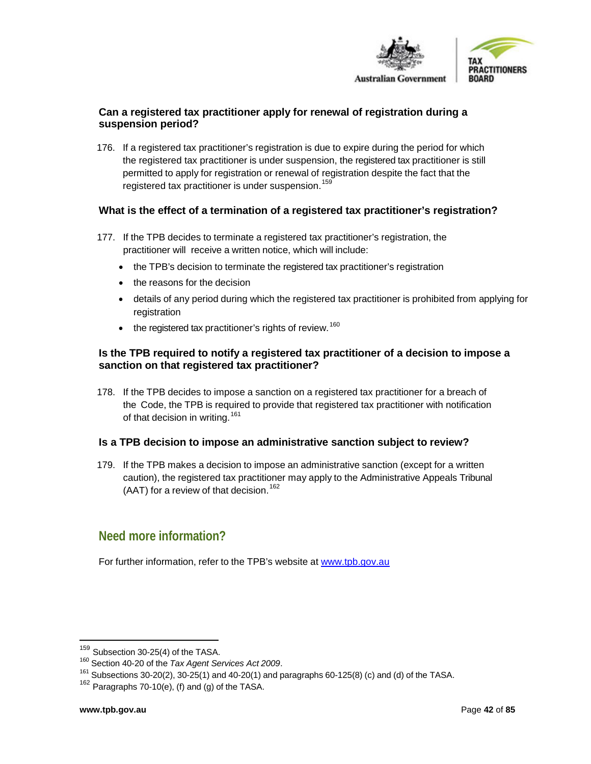### Can a registered tax practitioner apply for renewal of registration during a suspension period?

176. If a registered tax practitioner's registration is due to expire during the period for which the registered tax practitioner is under suspension, the registered tax practitioner is still permitted to apply for registration or renewal of registration despite the fact that the registered tax practitioner is under suspension.[159]

### What is the effect of a termination of a registered tax practitioner's registration?

177. If the TPB decides to terminate a registered tax practitioner's registration, the practitioner will receive a written notice, which will include:

- the TPB's decision to terminate the registered tax practitioner's registration
- the reasons for the decision
- details of any period during which the registered tax practitioner is prohibited from applying for registration
- the registered tax practitioner's rights of review.[160]

### Is the TPB required to notify a registered tax practitioner of a decision to impose a sanction on that registered tax practitioner?

178. If the TPB decides to impose a sanction on a registered tax practitioner for a breach of the Code, the TPB is required to provide that registered tax practitioner with notification of that decision in writing.[161]

### Is a TPB decision to impose an administrative sanction subject to review?

179. If the TPB makes a decision to impose an administrative sanction (except for a written caution), the registered tax practitioner may apply to the Administrative Appeals Tribunal (AAT) for a review of that decision.[162]

## Need more information?

For further information, refer to the TPB's website at [www.tpb.gov.au](http://www.tpb.gov.au)

---

[159] Subsection 30-25(4) of the TASA.

[160] Section 40-20 of the *Tax Agent Services Act 2009*.

[161] Subsections 30-20(2), 30-25(1) and 40-20(1) and paragraphs 60-125(8) (c) and (d) of the TASA.

[162] Paragraphs 70-10(e), (f) and (g) of the TASA.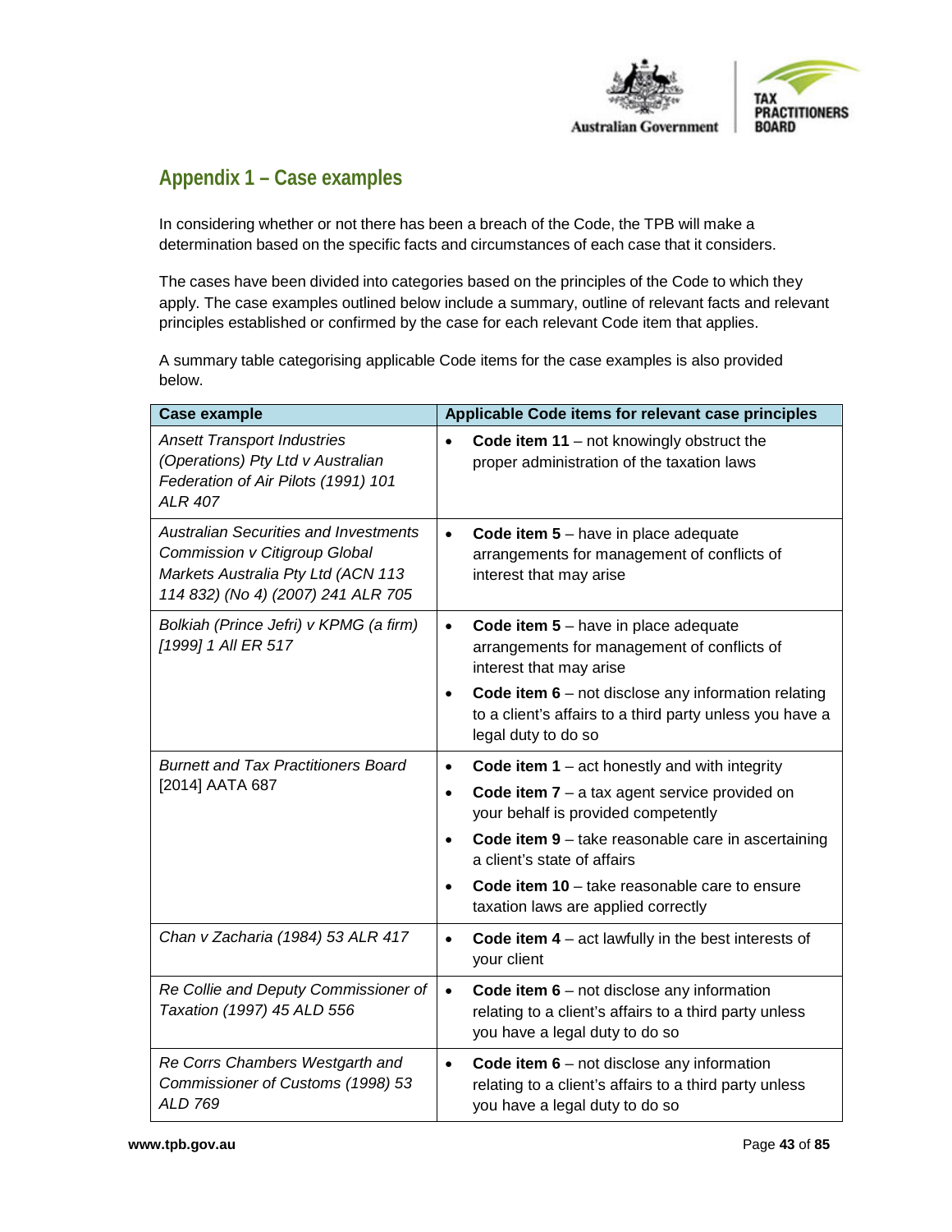## Appendix 1 – Case examples

In considering whether or not there has been a breach of the Code, the TPB will make a determination based on the specific facts and circumstances of each case that it considers.

The cases have been divided into categories based on the principles of the Code to which they apply. The case examples outlined below include a summary, outline of relevant facts and relevant principles established or confirmed by the case for each relevant Code item that applies.

A summary table categorising applicable Code items for the case examples is also provided below.

| Case example | Applicable Code items for relevant case principles |
|---|---|
| *Ansett Transport Industries (Operations) Pty Ltd v Australian Federation of Air Pilots (1991) 101 ALR 407* | • **Code item 11** – not knowingly obstruct the proper administration of the taxation laws |
| *Australian Securities and Investments Commission v Citigroup Global Markets Australia Pty Ltd (ACN 113 114 832) (No 4) (2007) 241 ALR 705* | • **Code item 5** – have in place adequate arrangements for management of conflicts of interest that may arise |
| *Bolkiah (Prince Jefri) v KPMG (a firm) [1999] 1 All ER 517* | • **Code item 5** – have in place adequate arrangements for management of conflicts of interest that may arise<br>• **Code item 6** – not disclose any information relating to a client's affairs to a third party unless you have a legal duty to do so |
| *Burnett and Tax Practitioners Board* [2014] AATA 687 | • **Code item 1** – act honestly and with integrity<br>• **Code item 7** – a tax agent service provided on your behalf is provided competently<br>• **Code item 9** – take reasonable care in ascertaining a client's state of affairs<br>• **Code item 10** – take reasonable care to ensure taxation laws are applied correctly |
| *Chan v Zacharia (1984) 53 ALR 417* | • **Code item 4** – act lawfully in the best interests of your client |
| *Re Collie and Deputy Commissioner of Taxation (1997) 45 ALD 556* | • **Code item 6** – not disclose any information relating to a client's affairs to a third party unless you have a legal duty to do so |
| *Re Corrs Chambers Westgarth and Commissioner of Customs (1998) 53 ALD 769* | • **Code item 6** – not disclose any information relating to a client's affairs to a third party unless you have a legal duty to do so |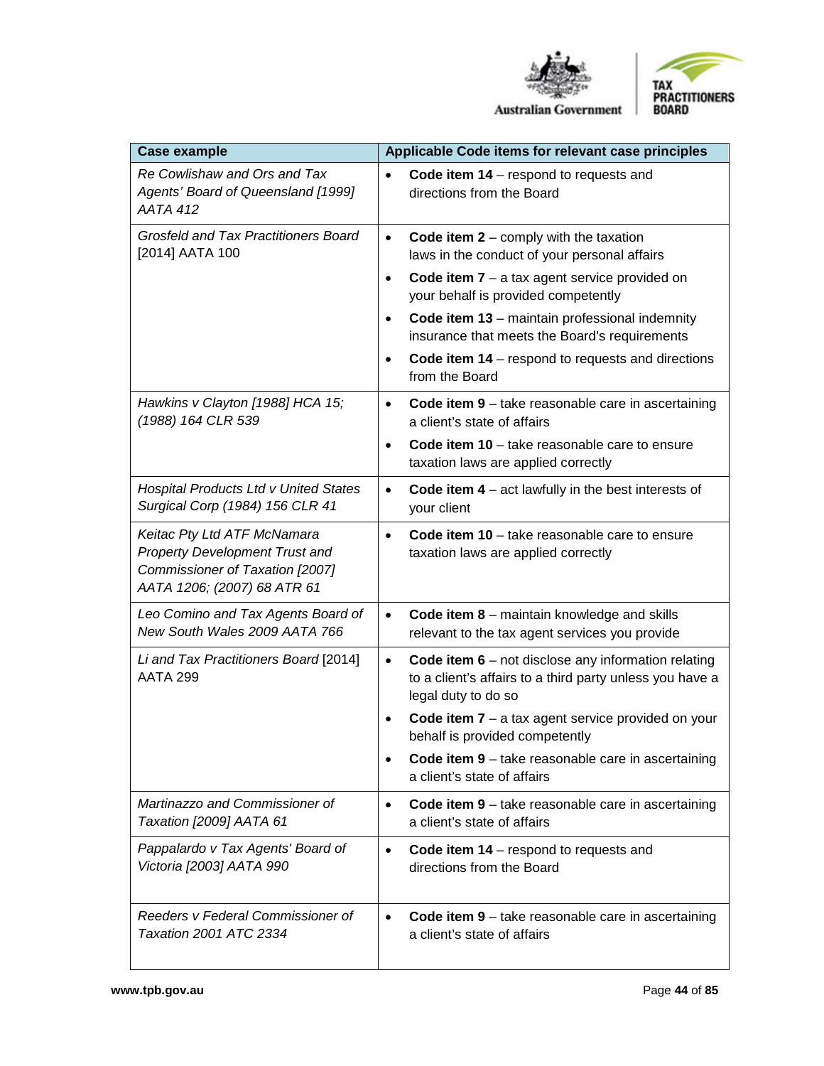| Case example | Applicable Code items for relevant case principles |
|---|---|
| *Re Cowlishaw and Ors and Tax Agents' Board of Queensland [1999] AATA 412* | • **Code item 14** – respond to requests and directions from the Board |
| *Grosfeld and Tax Practitioners Board* [2014] AATA 100 | • **Code item 2** – comply with the taxation laws in the conduct of your personal affairs<br>• **Code item 7** – a tax agent service provided on your behalf is provided competently<br>• **Code item 13** – maintain professional indemnity insurance that meets the Board's requirements<br>• **Code item 14** – respond to requests and directions from the Board |
| *Hawkins v Clayton [1988] HCA 15; (1988) 164 CLR 539* | • **Code item 9** – take reasonable care in ascertaining a client's state of affairs<br>• **Code item 10** – take reasonable care to ensure taxation laws are applied correctly |
| *Hospital Products Ltd v United States Surgical Corp (1984) 156 CLR 41* | • **Code item 4** – act lawfully in the best interests of your client |
| *Keitac Pty Ltd ATF McNamara Property Development Trust and Commissioner of Taxation [2007] AATA 1206; (2007) 68 ATR 61* | • **Code item 10** – take reasonable care to ensure taxation laws are applied correctly |
| *Leo Comino and Tax Agents Board of New South Wales 2009 AATA 766* | • **Code item 8** – maintain knowledge and skills relevant to the tax agent services you provide |
| *Li and Tax Practitioners Board* [2014] AATA 299 | • **Code item 6** – not disclose any information relating to a client's affairs to a third party unless you have a legal duty to do so<br>• **Code item 7** – a tax agent service provided on your behalf is provided competently<br>• **Code item 9** – take reasonable care in ascertaining a client's state of affairs |
| *Martinazzo and Commissioner of Taxation [2009] AATA 61* | • **Code item 9** – take reasonable care in ascertaining a client's state of affairs |
| *Pappalardo v Tax Agents' Board of Victoria [2003] AATA 990* | • **Code item 14** – respond to requests and directions from the Board |
| *Reeders v Federal Commissioner of Taxation 2001 ATC 2334* | • **Code item 9** – take reasonable care in ascertaining a client's state of affairs |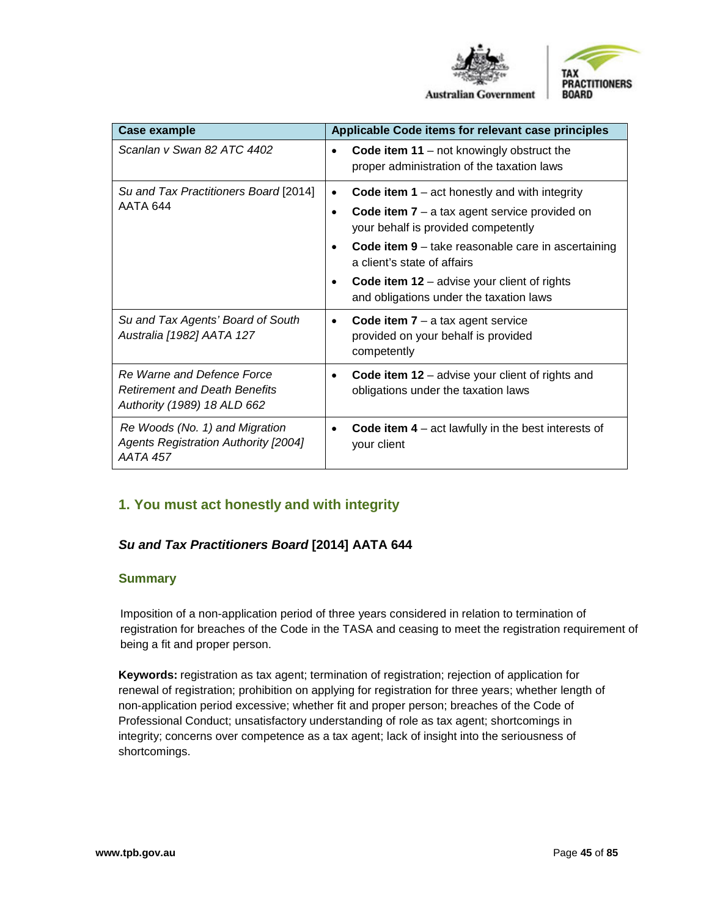| Case example | Applicable Code items for relevant case principles |
|---|---|
| *Scanlan v Swan 82 ATC 4402* | • **Code item 11** – not knowingly obstruct the proper administration of the taxation laws |
| *Su and Tax Practitioners Board* [2014] AATA 644 | • **Code item 1** – act honestly and with integrity<br>• **Code item 7** – a tax agent service provided on your behalf is provided competently<br>• **Code item 9** – take reasonable care in ascertaining a client's state of affairs<br>• **Code item 12** – advise your client of rights and obligations under the taxation laws |
| *Su and Tax Agents' Board of South Australia [1982] AATA 127* | • **Code item 7** – a tax agent service provided on your behalf is provided competently |
| *Re Warne and Defence Force Retirement and Death Benefits Authority (1989) 18 ALD 662* | • **Code item 12** – advise your client of rights and obligations under the taxation laws |
| *Re Woods (No. 1) and Migration Agents Registration Authority [2004] AATA 457* | • **Code item 4** – act lawfully in the best interests of your client |

## 1. You must act honestly and with integrity

### ***Su and Tax Practitioners Board*** **[2014] AATA 644**

#### Summary

Imposition of a non-application period of three years considered in relation to termination of registration for breaches of the Code in the TASA and ceasing to meet the registration requirement of being a fit and proper person.

**Keywords:** registration as tax agent; termination of registration; rejection of application for renewal of registration; prohibition on applying for registration for three years; whether length of non-application period excessive; whether fit and proper person; breaches of the Code of Professional Conduct; unsatisfactory understanding of role as tax agent; shortcomings in integrity; concerns over competence as a tax agent; lack of insight into the seriousness of shortcomings.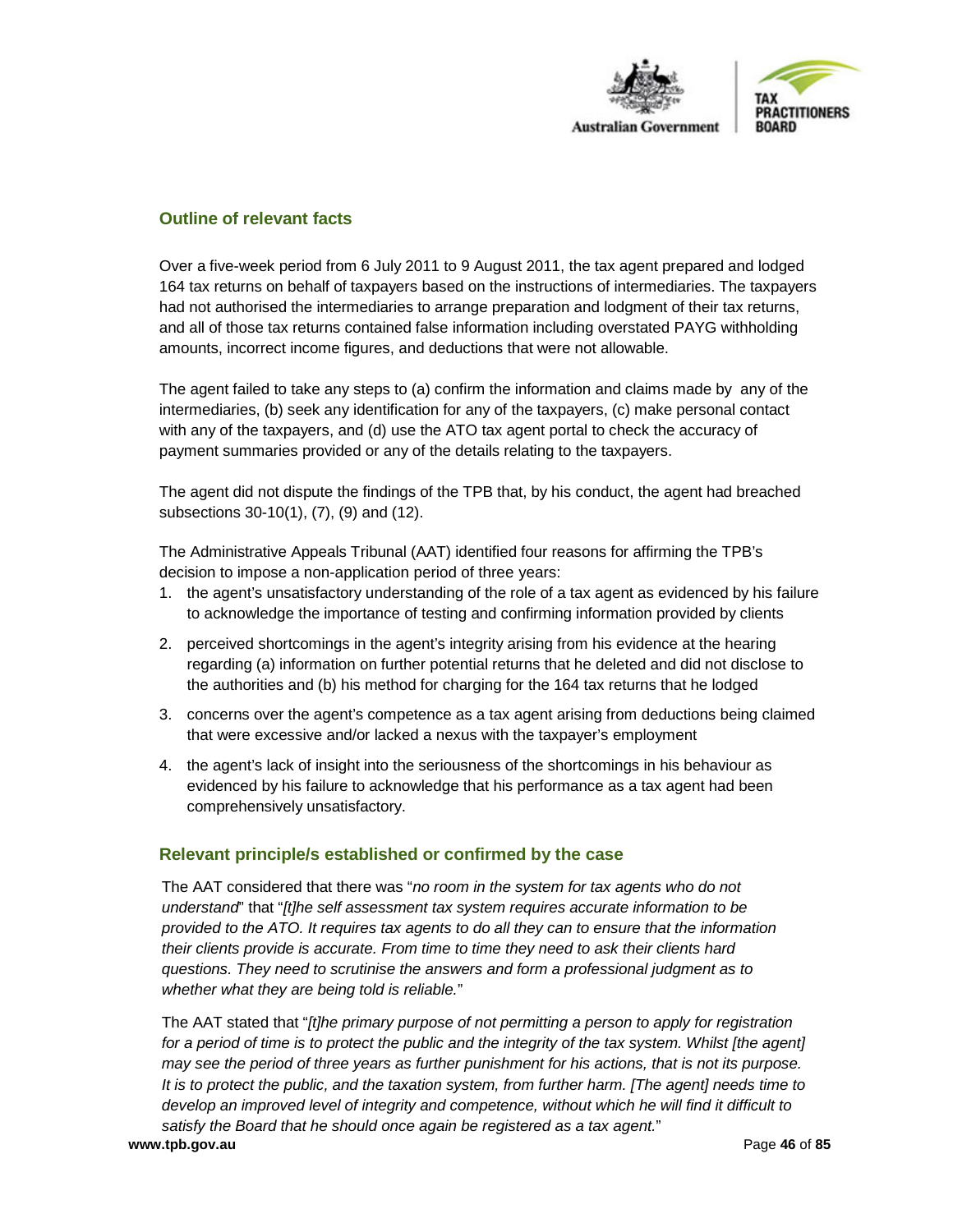### Outline of relevant facts

Over a five-week period from 6 July 2011 to 9 August 2011, the tax agent prepared and lodged 164 tax returns on behalf of taxpayers based on the instructions of intermediaries. The taxpayers had not authorised the intermediaries to arrange preparation and lodgment of their tax returns, and all of those tax returns contained false information including overstated PAYG withholding amounts, incorrect income figures, and deductions that were not allowable.

The agent failed to take any steps to (a) confirm the information and claims made by any of the intermediaries, (b) seek any identification for any of the taxpayers, (c) make personal contact with any of the taxpayers, and (d) use the ATO tax agent portal to check the accuracy of payment summaries provided or any of the details relating to the taxpayers.

The agent did not dispute the findings of the TPB that, by his conduct, the agent had breached subsections 30-10(1), (7), (9) and (12).

The Administrative Appeals Tribunal (AAT) identified four reasons for affirming the TPB's decision to impose a non-application period of three years:

1. the agent's unsatisfactory understanding of the role of a tax agent as evidenced by his failure to acknowledge the importance of testing and confirming information provided by clients
2. perceived shortcomings in the agent's integrity arising from his evidence at the hearing regarding (a) information on further potential returns that he deleted and did not disclose to the authorities and (b) his method for charging for the 164 tax returns that he lodged
3. concerns over the agent's competence as a tax agent arising from deductions being claimed that were excessive and/or lacked a nexus with the taxpayer's employment
4. the agent's lack of insight into the seriousness of the shortcomings in his behaviour as evidenced by his failure to acknowledge that his performance as a tax agent had been comprehensively unsatisfactory.

### Relevant principle/s established or confirmed by the case

The AAT considered that there was "*no room in the system for tax agents who do not understand*" that "*[t]he self assessment tax system requires accurate information to be provided to the ATO. It requires tax agents to do all they can to ensure that the information their clients provide is accurate. From time to time they need to ask their clients hard questions. They need to scrutinise the answers and form a professional judgment as to whether what they are being told is reliable.*"

The AAT stated that "*[t]he primary purpose of not permitting a person to apply for registration for a period of time is to protect the public and the integrity of the tax system. Whilst [the agent] may see the period of three years as further punishment for his actions, that is not its purpose. It is to protect the public, and the taxation system, from further harm. [The agent] needs time to develop an improved level of integrity and competence, without which he will find it difficult to satisfy the Board that he should once again be registered as a tax agent.*"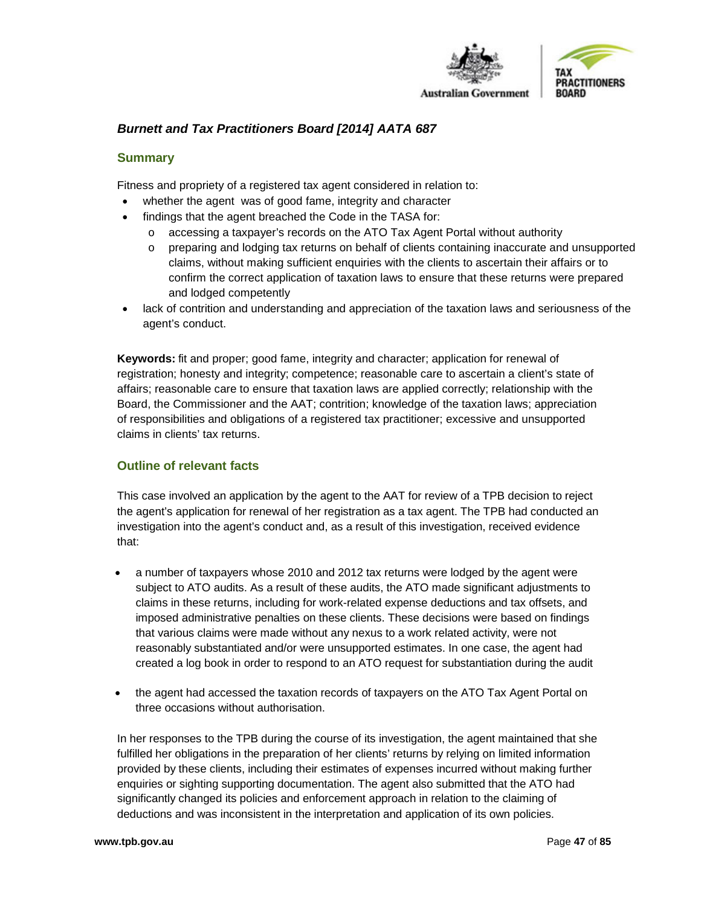## *Burnett and Tax Practitioners Board [2014] AATA 687*

### Summary

Fitness and propriety of a registered tax agent considered in relation to:

- whether the agent was of good fame, integrity and character
- findings that the agent breached the Code in the TASA for:
  - accessing a taxpayer's records on the ATO Tax Agent Portal without authority
  - preparing and lodging tax returns on behalf of clients containing inaccurate and unsupported claims, without making sufficient enquiries with the clients to ascertain their affairs or to confirm the correct application of taxation laws to ensure that these returns were prepared and lodged competently
- lack of contrition and understanding and appreciation of the taxation laws and seriousness of the agent's conduct.

**Keywords:** fit and proper; good fame, integrity and character; application for renewal of registration; honesty and integrity; competence; reasonable care to ascertain a client's state of affairs; reasonable care to ensure that taxation laws are applied correctly; relationship with the Board, the Commissioner and the AAT; contrition; knowledge of the taxation laws; appreciation of responsibilities and obligations of a registered tax practitioner; excessive and unsupported claims in clients' tax returns.

### Outline of relevant facts

This case involved an application by the agent to the AAT for review of a TPB decision to reject the agent's application for renewal of her registration as a tax agent. The TPB had conducted an investigation into the agent's conduct and, as a result of this investigation, received evidence that:

- a number of taxpayers whose 2010 and 2012 tax returns were lodged by the agent were subject to ATO audits. As a result of these audits, the ATO made significant adjustments to claims in these returns, including for work-related expense deductions and tax offsets, and imposed administrative penalties on these clients. These decisions were based on findings that various claims were made without any nexus to a work related activity, were not reasonably substantiated and/or were unsupported estimates. In one case, the agent had created a log book in order to respond to an ATO request for substantiation during the audit

- the agent had accessed the taxation records of taxpayers on the ATO Tax Agent Portal on three occasions without authorisation.

In her responses to the TPB during the course of its investigation, the agent maintained that she fulfilled her obligations in the preparation of her clients' returns by relying on limited information provided by these clients, including their estimates of expenses incurred without making further enquiries or sighting supporting documentation. The agent also submitted that the ATO had significantly changed its policies and enforcement approach in relation to the claiming of deductions and was inconsistent in the interpretation and application of its own policies.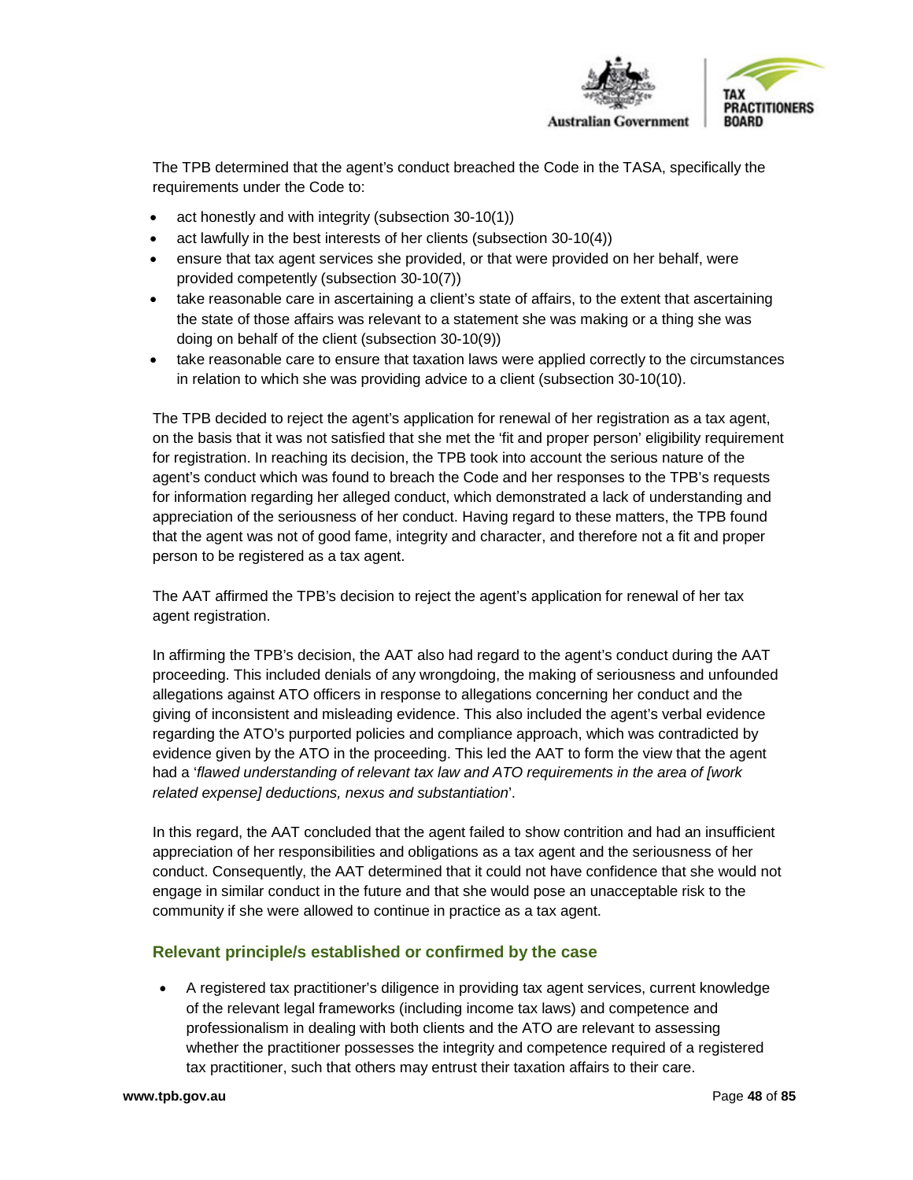The TPB determined that the agent's conduct breached the Code in the TASA, specifically the requirements under the Code to:

- act honestly and with integrity (subsection 30-10(1))
- act lawfully in the best interests of her clients (subsection 30-10(4))
- ensure that tax agent services she provided, or that were provided on her behalf, were provided competently (subsection 30-10(7))
- take reasonable care in ascertaining a client's state of affairs, to the extent that ascertaining the state of those affairs was relevant to a statement she was making or a thing she was doing on behalf of the client (subsection 30-10(9))
- take reasonable care to ensure that taxation laws were applied correctly to the circumstances in relation to which she was providing advice to a client (subsection 30-10(10).

The TPB decided to reject the agent's application for renewal of her registration as a tax agent, on the basis that it was not satisfied that she met the 'fit and proper person' eligibility requirement for registration. In reaching its decision, the TPB took into account the serious nature of the agent's conduct which was found to breach the Code and her responses to the TPB's requests for information regarding her alleged conduct, which demonstrated a lack of understanding and appreciation of the seriousness of her conduct. Having regard to these matters, the TPB found that the agent was not of good fame, integrity and character, and therefore not a fit and proper person to be registered as a tax agent.

The AAT affirmed the TPB's decision to reject the agent's application for renewal of her tax agent registration.

In affirming the TPB's decision, the AAT also had regard to the agent's conduct during the AAT proceeding. This included denials of any wrongdoing, the making of seriousness and unfounded allegations against ATO officers in response to allegations concerning her conduct and the giving of inconsistent and misleading evidence. This also included the agent's verbal evidence regarding the ATO's purported policies and compliance approach, which was contradicted by evidence given by the ATO in the proceeding. This led the AAT to form the view that the agent had a '*flawed understanding of relevant tax law and ATO requirements in the area of [work related expense] deductions, nexus and substantiation*'.

In this regard, the AAT concluded that the agent failed to show contrition and had an insufficient appreciation of her responsibilities and obligations as a tax agent and the seriousness of her conduct. Consequently, the AAT determined that it could not have confidence that she would not engage in similar conduct in the future and that she would pose an unacceptable risk to the community if she were allowed to continue in practice as a tax agent.

### Relevant principle/s established or confirmed by the case

- A registered tax practitioner's diligence in providing tax agent services, current knowledge of the relevant legal frameworks (including income tax laws) and competence and professionalism in dealing with both clients and the ATO are relevant to assessing whether the practitioner possesses the integrity and competence required of a registered tax practitioner, such that others may entrust their taxation affairs to their care.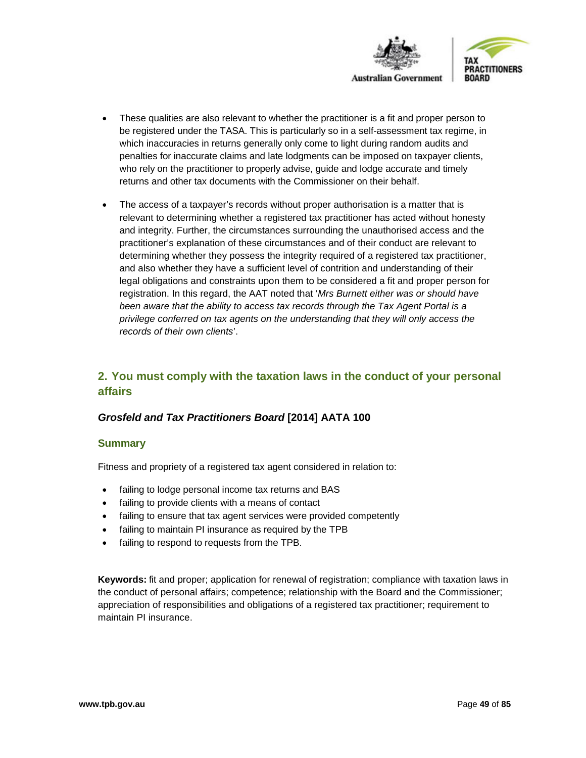- These qualities are also relevant to whether the practitioner is a fit and proper person to be registered under the TASA. This is particularly so in a self-assessment tax regime, in which inaccuracies in returns generally only come to light during random audits and penalties for inaccurate claims and late lodgments can be imposed on taxpayer clients, who rely on the practitioner to properly advise, guide and lodge accurate and timely returns and other tax documents with the Commissioner on their behalf.
- The access of a taxpayer's records without proper authorisation is a matter that is relevant to determining whether a registered tax practitioner has acted without honesty and integrity. Further, the circumstances surrounding the unauthorised access and the practitioner's explanation of these circumstances and of their conduct are relevant to determining whether they possess the integrity required of a registered tax practitioner, and also whether they have a sufficient level of contrition and understanding of their legal obligations and constraints upon them to be considered a fit and proper person for registration. In this regard, the AAT noted that '*Mrs Burnett either was or should have been aware that the ability to access tax records through the Tax Agent Portal is a privilege conferred on tax agents on the understanding that they will only access the records of their own clients*'.

## 2. You must comply with the taxation laws in the conduct of your personal affairs

### *Grosfeld and Tax Practitioners Board* [2014] AATA 100

#### Summary

Fitness and propriety of a registered tax agent considered in relation to:

- failing to lodge personal income tax returns and BAS
- failing to provide clients with a means of contact
- failing to ensure that tax agent services were provided competently
- failing to maintain PI insurance as required by the TPB
- failing to respond to requests from the TPB.

**Keywords:** fit and proper; application for renewal of registration; compliance with taxation laws in the conduct of personal affairs; competence; relationship with the Board and the Commissioner; appreciation of responsibilities and obligations of a registered tax practitioner; requirement to maintain PI insurance.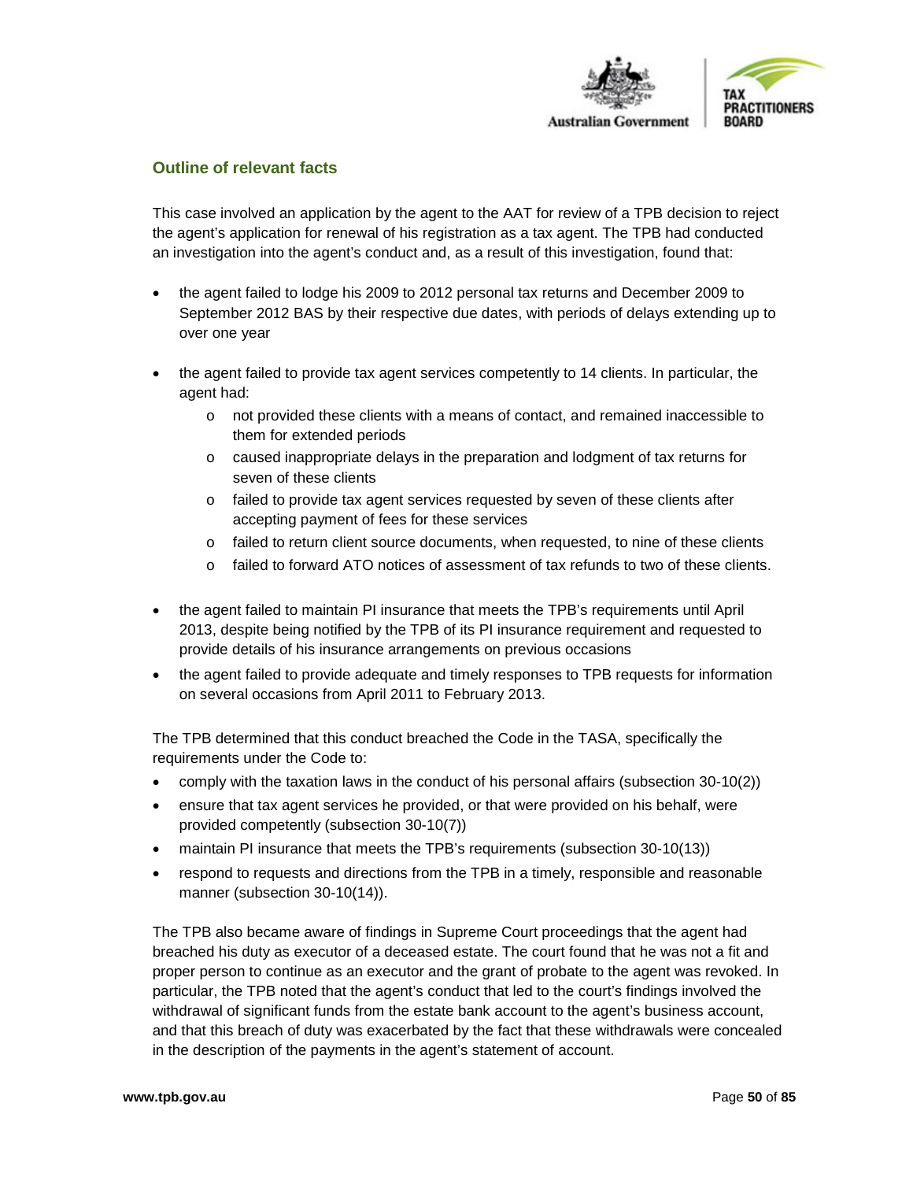### Outline of relevant facts

This case involved an application by the agent to the AAT for review of a TPB decision to reject the agent's application for renewal of his registration as a tax agent. The TPB had conducted an investigation into the agent's conduct and, as a result of this investigation, found that:

- the agent failed to lodge his 2009 to 2012 personal tax returns and December 2009 to September 2012 BAS by their respective due dates, with periods of delays extending up to over one year
- the agent failed to provide tax agent services competently to 14 clients. In particular, the agent had:
  - not provided these clients with a means of contact, and remained inaccessible to them for extended periods
  - caused inappropriate delays in the preparation and lodgment of tax returns for seven of these clients
  - failed to provide tax agent services requested by seven of these clients after accepting payment of fees for these services
  - failed to return client source documents, when requested, to nine of these clients
  - failed to forward ATO notices of assessment of tax refunds to two of these clients.
- the agent failed to maintain PI insurance that meets the TPB's requirements until April 2013, despite being notified by the TPB of its PI insurance requirement and requested to provide details of his insurance arrangements on previous occasions
- the agent failed to provide adequate and timely responses to TPB requests for information on several occasions from April 2011 to February 2013.

The TPB determined that this conduct breached the Code in the TASA, specifically the requirements under the Code to:

- comply with the taxation laws in the conduct of his personal affairs (subsection 30-10(2))
- ensure that tax agent services he provided, or that were provided on his behalf, were provided competently (subsection 30-10(7))
- maintain PI insurance that meets the TPB's requirements (subsection 30-10(13))
- respond to requests and directions from the TPB in a timely, responsible and reasonable manner (subsection 30-10(14)).

The TPB also became aware of findings in Supreme Court proceedings that the agent had breached his duty as executor of a deceased estate. The court found that he was not a fit and proper person to continue as an executor and the grant of probate to the agent was revoked. In particular, the TPB noted that the agent's conduct that led to the court's findings involved the withdrawal of significant funds from the estate bank account to the agent's business account, and that this breach of duty was exacerbated by the fact that these withdrawals were concealed in the description of the payments in the agent's statement of account.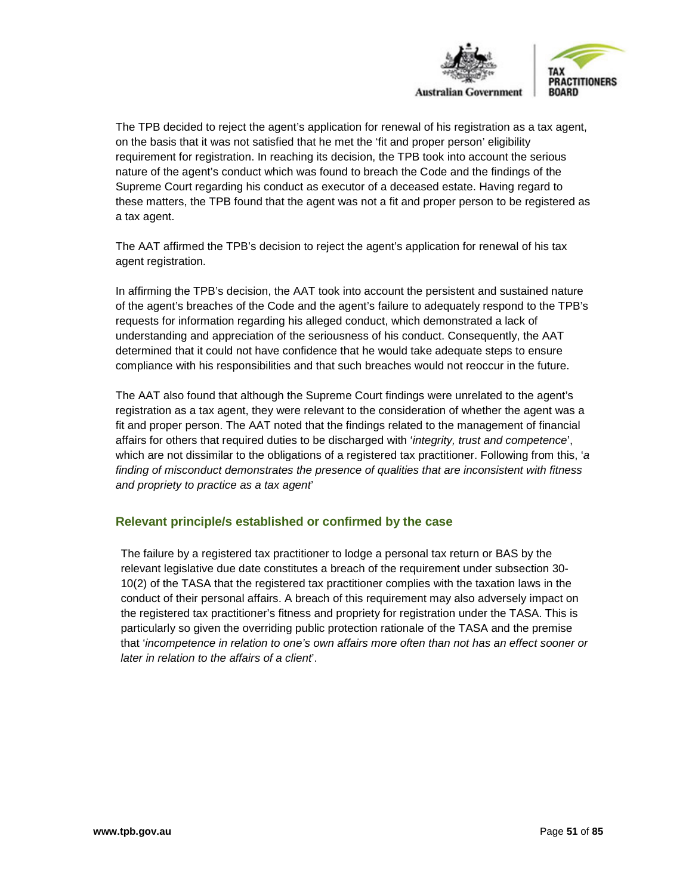The TPB decided to reject the agent's application for renewal of his registration as a tax agent, on the basis that it was not satisfied that he met the 'fit and proper person' eligibility requirement for registration. In reaching its decision, the TPB took into account the serious nature of the agent's conduct which was found to breach the Code and the findings of the Supreme Court regarding his conduct as executor of a deceased estate. Having regard to these matters, the TPB found that the agent was not a fit and proper person to be registered as a tax agent.

The AAT affirmed the TPB's decision to reject the agent's application for renewal of his tax agent registration.

In affirming the TPB's decision, the AAT took into account the persistent and sustained nature of the agent's breaches of the Code and the agent's failure to adequately respond to the TPB's requests for information regarding his alleged conduct, which demonstrated a lack of understanding and appreciation of the seriousness of his conduct. Consequently, the AAT determined that it could not have confidence that he would take adequate steps to ensure compliance with his responsibilities and that such breaches would not reoccur in the future.

The AAT also found that although the Supreme Court findings were unrelated to the agent's registration as a tax agent, they were relevant to the consideration of whether the agent was a fit and proper person. The AAT noted that the findings related to the management of financial affairs for others that required duties to be discharged with '*integrity, trust and competence*', which are not dissimilar to the obligations of a registered tax practitioner. Following from this, '*a finding of misconduct demonstrates the presence of qualities that are inconsistent with fitness and propriety to practice as a tax agent*'

### Relevant principle/s established or confirmed by the case

The failure by a registered tax practitioner to lodge a personal tax return or BAS by the relevant legislative due date constitutes a breach of the requirement under subsection 30-10(2) of the TASA that the registered tax practitioner complies with the taxation laws in the conduct of their personal affairs. A breach of this requirement may also adversely impact on the registered tax practitioner's fitness and propriety for registration under the TASA. This is particularly so given the overriding public protection rationale of the TASA and the premise that '*incompetence in relation to one's own affairs more often than not has an effect sooner or later in relation to the affairs of a client*'.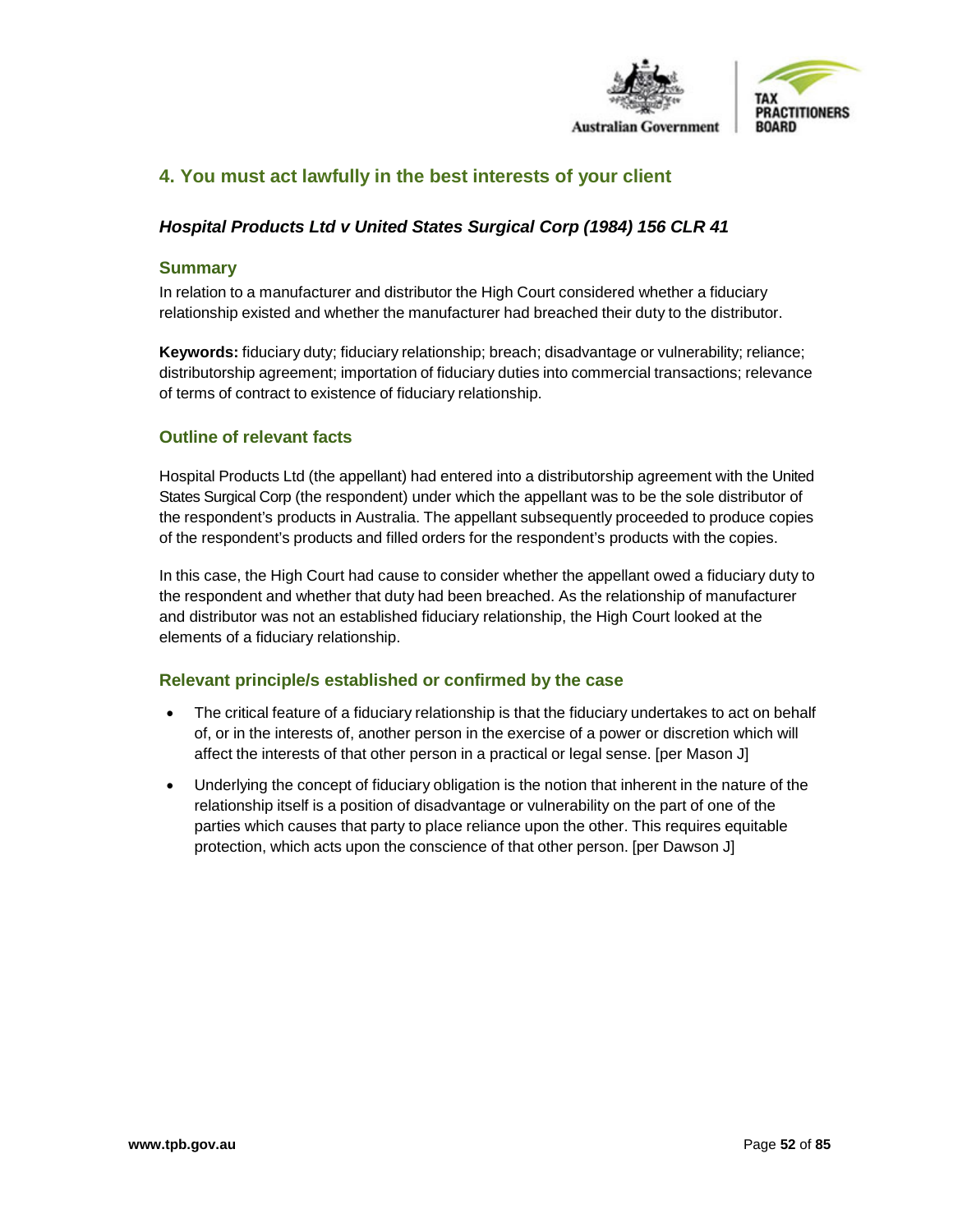## 4. You must act lawfully in the best interests of your client

### *Hospital Products Ltd v United States Surgical Corp (1984) 156 CLR 41*

#### Summary

In relation to a manufacturer and distributor the High Court considered whether a fiduciary relationship existed and whether the manufacturer had breached their duty to the distributor.

**Keywords:** fiduciary duty; fiduciary relationship; breach; disadvantage or vulnerability; reliance; distributorship agreement; importation of fiduciary duties into commercial transactions; relevance of terms of contract to existence of fiduciary relationship.

#### Outline of relevant facts

Hospital Products Ltd (the appellant) had entered into a distributorship agreement with the United States Surgical Corp (the respondent) under which the appellant was to be the sole distributor of the respondent's products in Australia. The appellant subsequently proceeded to produce copies of the respondent's products and filled orders for the respondent's products with the copies.

In this case, the High Court had cause to consider whether the appellant owed a fiduciary duty to the respondent and whether that duty had been breached. As the relationship of manufacturer and distributor was not an established fiduciary relationship, the High Court looked at the elements of a fiduciary relationship.

#### Relevant principle/s established or confirmed by the case

- The critical feature of a fiduciary relationship is that the fiduciary undertakes to act on behalf of, or in the interests of, another person in the exercise of a power or discretion which will affect the interests of that other person in a practical or legal sense. [per Mason J]
- Underlying the concept of fiduciary obligation is the notion that inherent in the nature of the relationship itself is a position of disadvantage or vulnerability on the part of one of the parties which causes that party to place reliance upon the other. This requires equitable protection, which acts upon the conscience of that other person. [per Dawson J]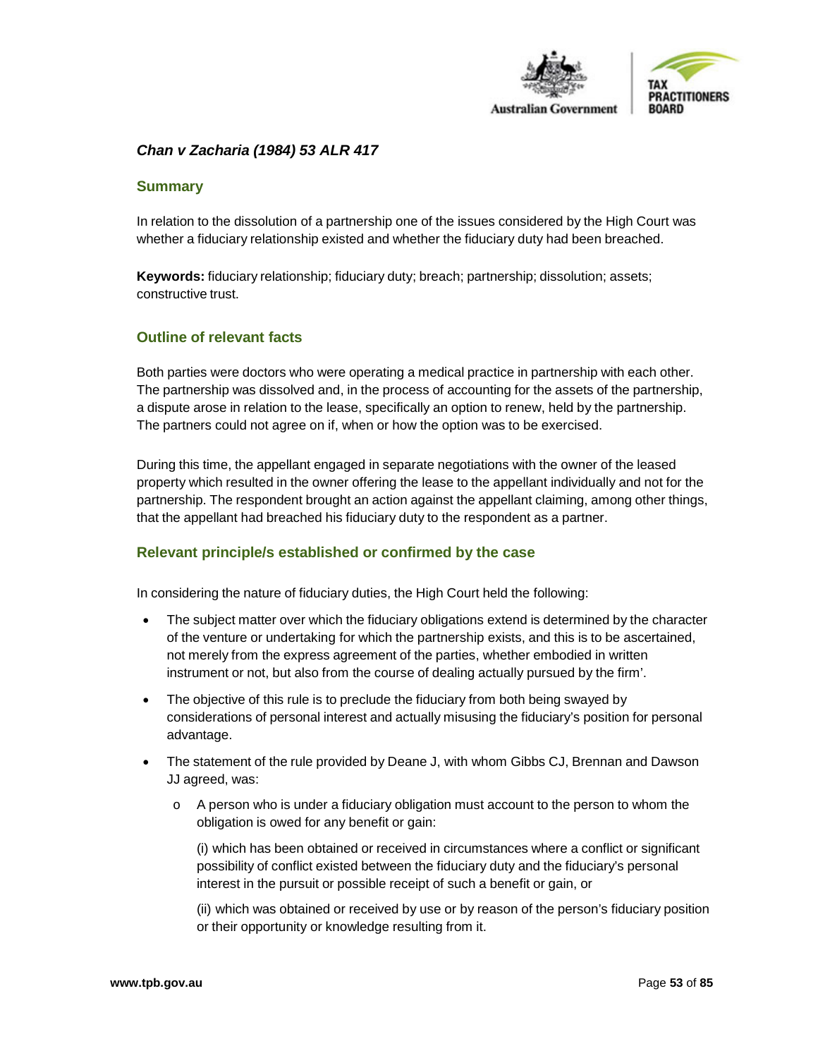### *Chan v Zacharia (1984) 53 ALR 417*

#### Summary

In relation to the dissolution of a partnership one of the issues considered by the High Court was whether a fiduciary relationship existed and whether the fiduciary duty had been breached.

**Keywords:** fiduciary relationship; fiduciary duty; breach; partnership; dissolution; assets; constructive trust.

#### Outline of relevant facts

Both parties were doctors who were operating a medical practice in partnership with each other. The partnership was dissolved and, in the process of accounting for the assets of the partnership, a dispute arose in relation to the lease, specifically an option to renew, held by the partnership. The partners could not agree on if, when or how the option was to be exercised.

During this time, the appellant engaged in separate negotiations with the owner of the leased property which resulted in the owner offering the lease to the appellant individually and not for the partnership. The respondent brought an action against the appellant claiming, among other things, that the appellant had breached his fiduciary duty to the respondent as a partner.

#### Relevant principle/s established or confirmed by the case

In considering the nature of fiduciary duties, the High Court held the following:

- The subject matter over which the fiduciary obligations extend is determined by the character of the venture or undertaking for which the partnership exists, and this is to be ascertained, not merely from the express agreement of the parties, whether embodied in written instrument or not, but also from the course of dealing actually pursued by the firm'.
- The objective of this rule is to preclude the fiduciary from both being swayed by considerations of personal interest and actually misusing the fiduciary's position for personal advantage.
- The statement of the rule provided by Deane J, with whom Gibbs CJ, Brennan and Dawson JJ agreed, was:
  - A person who is under a fiduciary obligation must account to the person to whom the obligation is owed for any benefit or gain:

    (i) which has been obtained or received in circumstances where a conflict or significant possibility of conflict existed between the fiduciary duty and the fiduciary's personal interest in the pursuit or possible receipt of such a benefit or gain, or

    (ii) which was obtained or received by use or by reason of the person's fiduciary position or their opportunity or knowledge resulting from it.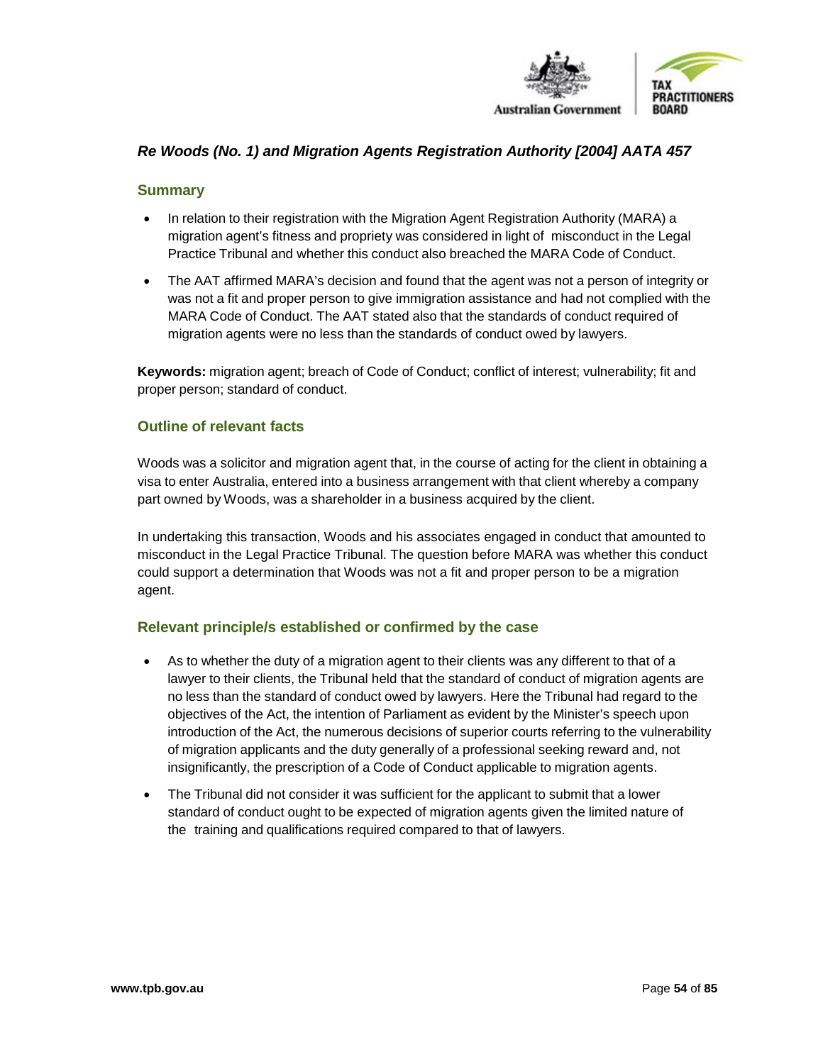## *Re Woods (No. 1) and Migration Agents Registration Authority [2004] AATA 457*

### Summary

- In relation to their registration with the Migration Agent Registration Authority (MARA) a migration agent's fitness and propriety was considered in light of misconduct in the Legal Practice Tribunal and whether this conduct also breached the MARA Code of Conduct.
- The AAT affirmed MARA's decision and found that the agent was not a person of integrity or was not a fit and proper person to give immigration assistance and had not complied with the MARA Code of Conduct. The AAT stated also that the standards of conduct required of migration agents were no less than the standards of conduct owed by lawyers.

**Keywords:** migration agent; breach of Code of Conduct; conflict of interest; vulnerability; fit and proper person; standard of conduct.

### Outline of relevant facts

Woods was a solicitor and migration agent that, in the course of acting for the client in obtaining a visa to enter Australia, entered into a business arrangement with that client whereby a company part owned by Woods, was a shareholder in a business acquired by the client.

In undertaking this transaction, Woods and his associates engaged in conduct that amounted to misconduct in the Legal Practice Tribunal. The question before MARA was whether this conduct could support a determination that Woods was not a fit and proper person to be a migration agent.

### Relevant principle/s established or confirmed by the case

- As to whether the duty of a migration agent to their clients was any different to that of a lawyer to their clients, the Tribunal held that the standard of conduct of migration agents are no less than the standard of conduct owed by lawyers. Here the Tribunal had regard to the objectives of the Act, the intention of Parliament as evident by the Minister's speech upon introduction of the Act, the numerous decisions of superior courts referring to the vulnerability of migration applicants and the duty generally of a professional seeking reward and, not insignificantly, the prescription of a Code of Conduct applicable to migration agents.
- The Tribunal did not consider it was sufficient for the applicant to submit that a lower standard of conduct ought to be expected of migration agents given the limited nature of the training and qualifications required compared to that of lawyers.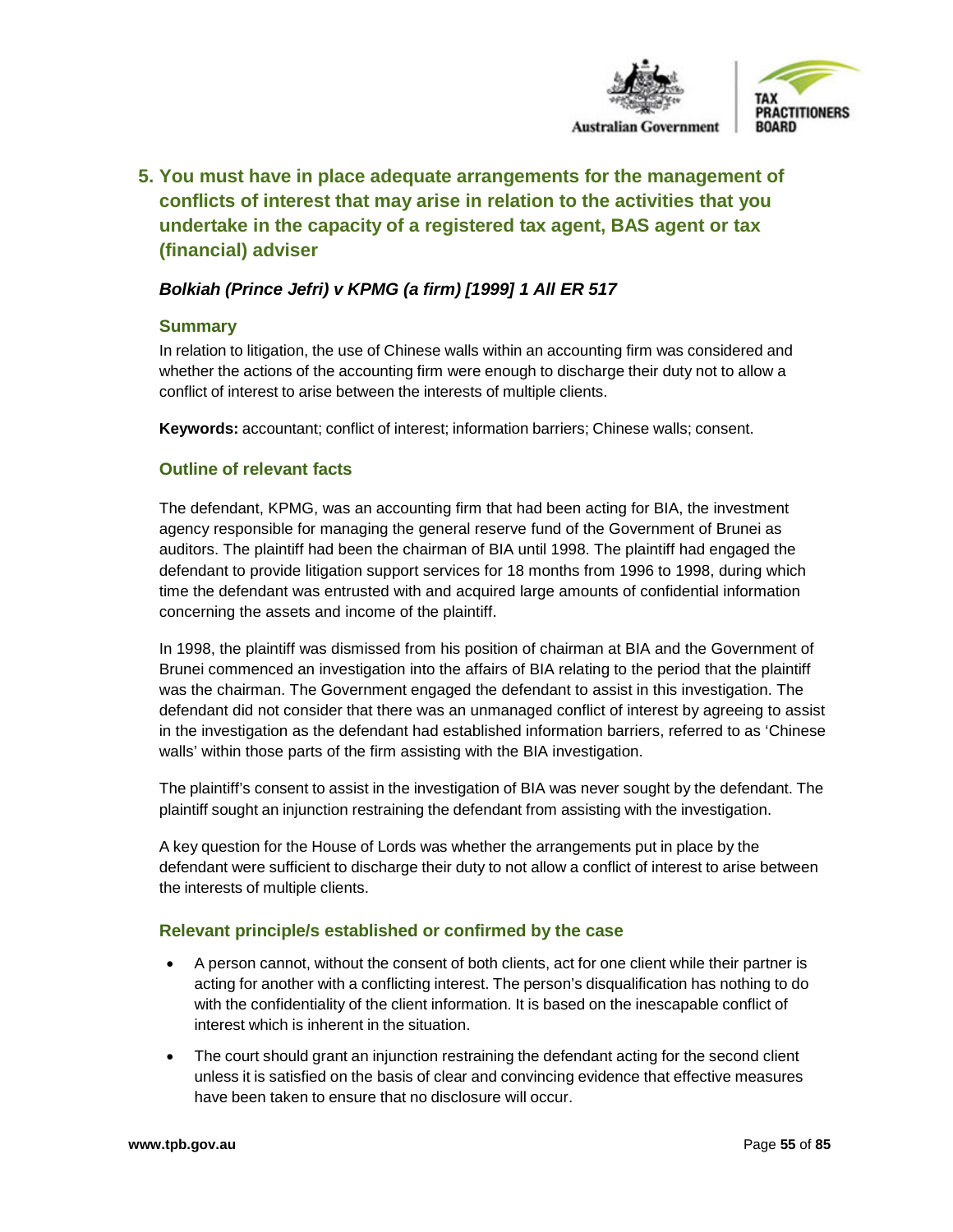## 5. You must have in place adequate arrangements for the management of conflicts of interest that may arise in relation to the activities that you undertake in the capacity of a registered tax agent, BAS agent or tax (financial) adviser

### *Bolkiah (Prince Jefri) v KPMG (a firm) [1999] 1 All ER 517*

#### Summary

In relation to litigation, the use of Chinese walls within an accounting firm was considered and whether the actions of the accounting firm were enough to discharge their duty not to allow a conflict of interest to arise between the interests of multiple clients.

**Keywords:** accountant; conflict of interest; information barriers; Chinese walls; consent.

#### Outline of relevant facts

The defendant, KPMG, was an accounting firm that had been acting for BIA, the investment agency responsible for managing the general reserve fund of the Government of Brunei as auditors. The plaintiff had been the chairman of BIA until 1998. The plaintiff had engaged the defendant to provide litigation support services for 18 months from 1996 to 1998, during which time the defendant was entrusted with and acquired large amounts of confidential information concerning the assets and income of the plaintiff.

In 1998, the plaintiff was dismissed from his position of chairman at BIA and the Government of Brunei commenced an investigation into the affairs of BIA relating to the period that the plaintiff was the chairman. The Government engaged the defendant to assist in this investigation. The defendant did not consider that there was an unmanaged conflict of interest by agreeing to assist in the investigation as the defendant had established information barriers, referred to as 'Chinese walls' within those parts of the firm assisting with the BIA investigation.

The plaintiff's consent to assist in the investigation of BIA was never sought by the defendant. The plaintiff sought an injunction restraining the defendant from assisting with the investigation.

A key question for the House of Lords was whether the arrangements put in place by the defendant were sufficient to discharge their duty to not allow a conflict of interest to arise between the interests of multiple clients.

#### Relevant principle/s established or confirmed by the case

- A person cannot, without the consent of both clients, act for one client while their partner is acting for another with a conflicting interest. The person's disqualification has nothing to do with the confidentiality of the client information. It is based on the inescapable conflict of interest which is inherent in the situation.
- The court should grant an injunction restraining the defendant acting for the second client unless it is satisfied on the basis of clear and convincing evidence that effective measures have been taken to ensure that no disclosure will occur.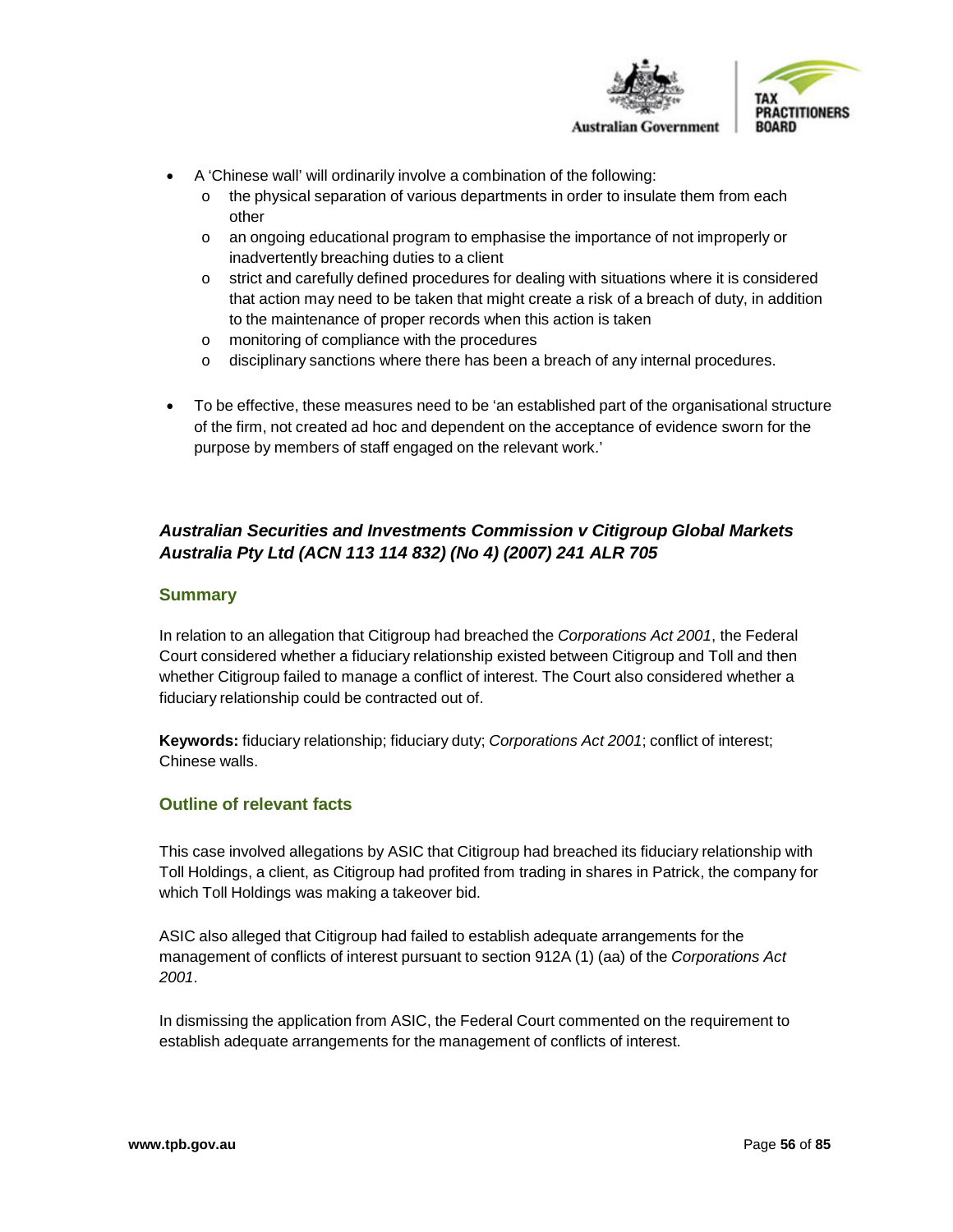- A 'Chinese wall' will ordinarily involve a combination of the following:
  - the physical separation of various departments in order to insulate them from each other
  - an ongoing educational program to emphasise the importance of not improperly or inadvertently breaching duties to a client
  - strict and carefully defined procedures for dealing with situations where it is considered that action may need to be taken that might create a risk of a breach of duty, in addition to the maintenance of proper records when this action is taken
  - monitoring of compliance with the procedures
  - disciplinary sanctions where there has been a breach of any internal procedures.
- To be effective, these measures need to be 'an established part of the organisational structure of the firm, not created ad hoc and dependent on the acceptance of evidence sworn for the purpose by members of staff engaged on the relevant work.'

### *Australian Securities and Investments Commission v Citigroup Global Markets Australia Pty Ltd (ACN 113 114 832) (No 4) (2007) 241 ALR 705*

#### Summary

In relation to an allegation that Citigroup had breached the *Corporations Act 2001*, the Federal Court considered whether a fiduciary relationship existed between Citigroup and Toll and then whether Citigroup failed to manage a conflict of interest. The Court also considered whether a fiduciary relationship could be contracted out of.

**Keywords:** fiduciary relationship; fiduciary duty; *Corporations Act 2001*; conflict of interest; Chinese walls.

#### Outline of relevant facts

This case involved allegations by ASIC that Citigroup had breached its fiduciary relationship with Toll Holdings, a client, as Citigroup had profited from trading in shares in Patrick, the company for which Toll Holdings was making a takeover bid.

ASIC also alleged that Citigroup had failed to establish adequate arrangements for the management of conflicts of interest pursuant to section 912A (1) (aa) of the *Corporations Act 2001*.

In dismissing the application from ASIC, the Federal Court commented on the requirement to establish adequate arrangements for the management of conflicts of interest.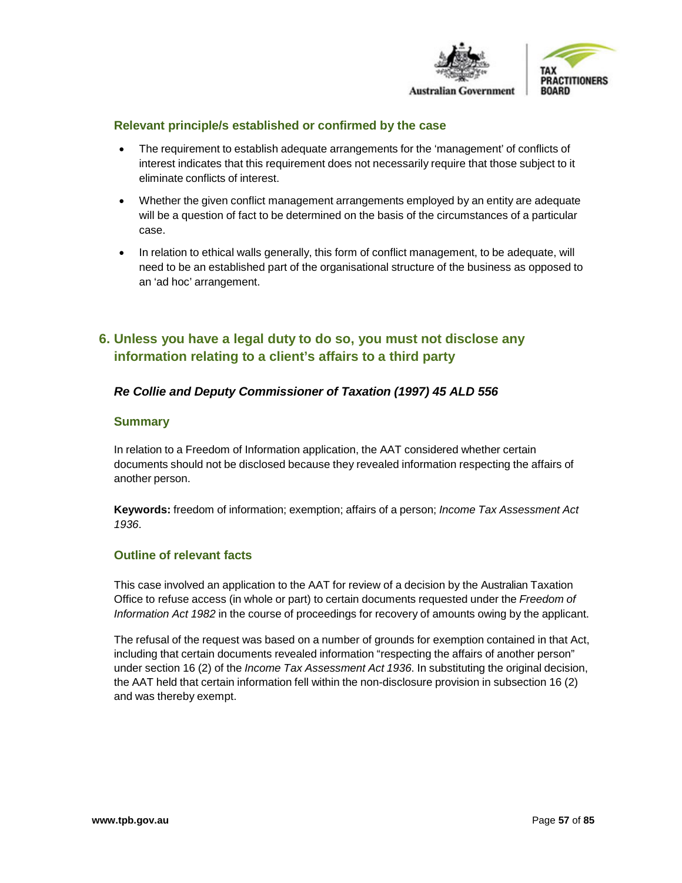### Relevant principle/s established or confirmed by the case

- The requirement to establish adequate arrangements for the 'management' of conflicts of interest indicates that this requirement does not necessarily require that those subject to it eliminate conflicts of interest.
- Whether the given conflict management arrangements employed by an entity are adequate will be a question of fact to be determined on the basis of the circumstances of a particular case.
- In relation to ethical walls generally, this form of conflict management, to be adequate, will need to be an established part of the organisational structure of the business as opposed to an 'ad hoc' arrangement.

## 6. Unless you have a legal duty to do so, you must not disclose any information relating to a client's affairs to a third party

### *Re Collie and Deputy Commissioner of Taxation (1997) 45 ALD 556*

### Summary

In relation to a Freedom of Information application, the AAT considered whether certain documents should not be disclosed because they revealed information respecting the affairs of another person.

**Keywords:** freedom of information; exemption; affairs of a person; *Income Tax Assessment Act 1936*.

### Outline of relevant facts

This case involved an application to the AAT for review of a decision by the Australian Taxation Office to refuse access (in whole or part) to certain documents requested under the *Freedom of Information Act 1982* in the course of proceedings for recovery of amounts owing by the applicant.

The refusal of the request was based on a number of grounds for exemption contained in that Act, including that certain documents revealed information "respecting the affairs of another person" under section 16 (2) of the *Income Tax Assessment Act 1936*. In substituting the original decision, the AAT held that certain information fell within the non-disclosure provision in subsection 16 (2) and was thereby exempt.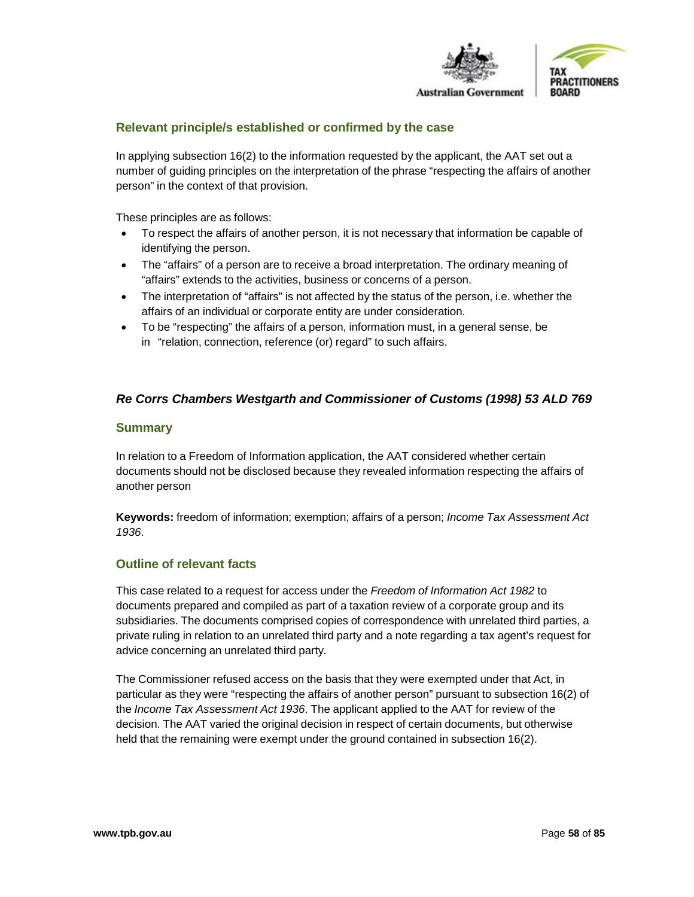### Relevant principle/s established or confirmed by the case

In applying subsection 16(2) to the information requested by the applicant, the AAT set out a number of guiding principles on the interpretation of the phrase "respecting the affairs of another person" in the context of that provision.

These principles are as follows:

- To respect the affairs of another person, it is not necessary that information be capable of identifying the person.
- The "affairs" of a person are to receive a broad interpretation. The ordinary meaning of "affairs" extends to the activities, business or concerns of a person.
- The interpretation of "affairs" is not affected by the status of the person, i.e. whether the affairs of an individual or corporate entity are under consideration.
- To be "respecting" the affairs of a person, information must, in a general sense, be in "relation, connection, reference (or) regard" to such affairs.

## *Re Corrs Chambers Westgarth and Commissioner of Customs (1998) 53 ALD 769*

### Summary

In relation to a Freedom of Information application, the AAT considered whether certain documents should not be disclosed because they revealed information respecting the affairs of another person

**Keywords:** freedom of information; exemption; affairs of a person; *Income Tax Assessment Act 1936*.

### Outline of relevant facts

This case related to a request for access under the *Freedom of Information Act 1982* to documents prepared and compiled as part of a taxation review of a corporate group and its subsidiaries. The documents comprised copies of correspondence with unrelated third parties, a private ruling in relation to an unrelated third party and a note regarding a tax agent's request for advice concerning an unrelated third party.

The Commissioner refused access on the basis that they were exempted under that Act, in particular as they were "respecting the affairs of another person" pursuant to subsection 16(2) of the *Income Tax Assessment Act 1936*. The applicant applied to the AAT for review of the decision. The AAT varied the original decision in respect of certain documents, but otherwise held that the remaining were exempt under the ground contained in subsection 16(2).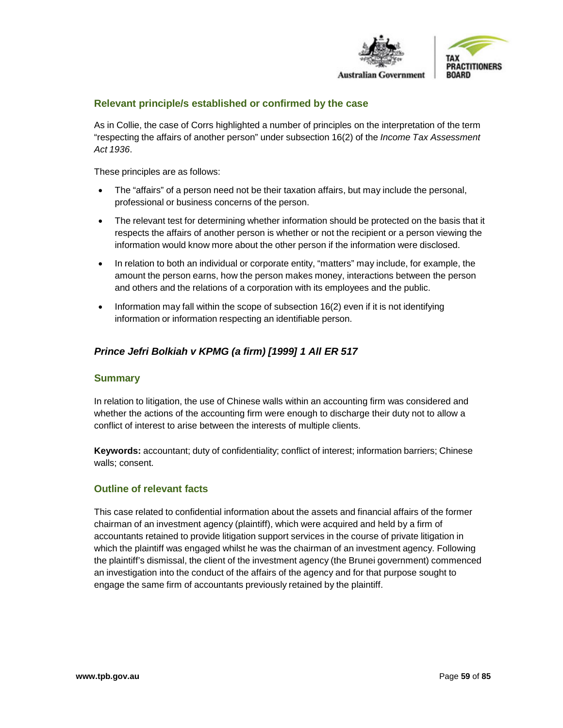### Relevant principle/s established or confirmed by the case

As in Collie, the case of Corrs highlighted a number of principles on the interpretation of the term "respecting the affairs of another person" under subsection 16(2) of the *Income Tax Assessment Act 1936*.

These principles are as follows:

- The "affairs" of a person need not be their taxation affairs, but may include the personal, professional or business concerns of the person.
- The relevant test for determining whether information should be protected on the basis that it respects the affairs of another person is whether or not the recipient or a person viewing the information would know more about the other person if the information were disclosed.
- In relation to both an individual or corporate entity, "matters" may include, for example, the amount the person earns, how the person makes money, interactions between the person and others and the relations of a corporation with its employees and the public.
- Information may fall within the scope of subsection 16(2) even if it is not identifying information or information respecting an identifiable person.

## *Prince Jefri Bolkiah v KPMG (a firm) [1999] 1 All ER 517*

### Summary

In relation to litigation, the use of Chinese walls within an accounting firm was considered and whether the actions of the accounting firm were enough to discharge their duty not to allow a conflict of interest to arise between the interests of multiple clients.

**Keywords:** accountant; duty of confidentiality; conflict of interest; information barriers; Chinese walls; consent.

### Outline of relevant facts

This case related to confidential information about the assets and financial affairs of the former chairman of an investment agency (plaintiff), which were acquired and held by a firm of accountants retained to provide litigation support services in the course of private litigation in which the plaintiff was engaged whilst he was the chairman of an investment agency. Following the plaintiff's dismissal, the client of the investment agency (the Brunei government) commenced an investigation into the conduct of the affairs of the agency and for that purpose sought to engage the same firm of accountants previously retained by the plaintiff.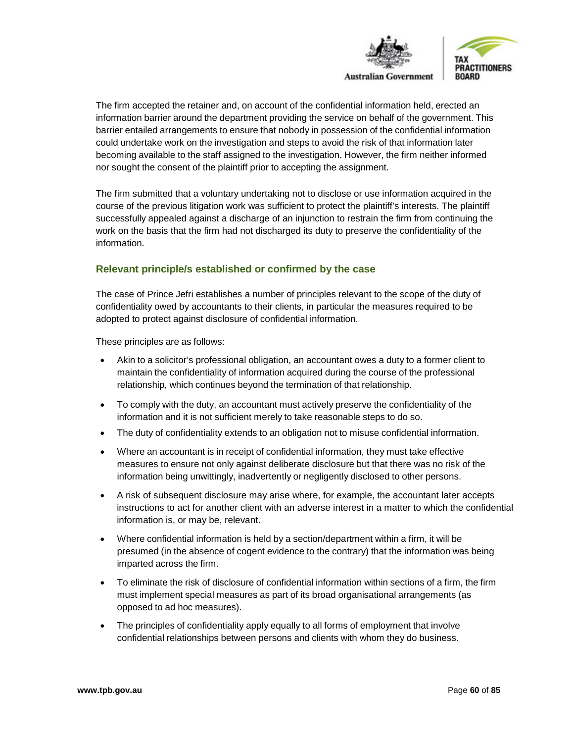The firm accepted the retainer and, on account of the confidential information held, erected an information barrier around the department providing the service on behalf of the government. This barrier entailed arrangements to ensure that nobody in possession of the confidential information could undertake work on the investigation and steps to avoid the risk of that information later becoming available to the staff assigned to the investigation. However, the firm neither informed nor sought the consent of the plaintiff prior to accepting the assignment.

The firm submitted that a voluntary undertaking not to disclose or use information acquired in the course of the previous litigation work was sufficient to protect the plaintiff's interests. The plaintiff successfully appealed against a discharge of an injunction to restrain the firm from continuing the work on the basis that the firm had not discharged its duty to preserve the confidentiality of the information.

### Relevant principle/s established or confirmed by the case

The case of Prince Jefri establishes a number of principles relevant to the scope of the duty of confidentiality owed by accountants to their clients, in particular the measures required to be adopted to protect against disclosure of confidential information.

These principles are as follows:

- Akin to a solicitor's professional obligation, an accountant owes a duty to a former client to maintain the confidentiality of information acquired during the course of the professional relationship, which continues beyond the termination of that relationship.
- To comply with the duty, an accountant must actively preserve the confidentiality of the information and it is not sufficient merely to take reasonable steps to do so.
- The duty of confidentiality extends to an obligation not to misuse confidential information.
- Where an accountant is in receipt of confidential information, they must take effective measures to ensure not only against deliberate disclosure but that there was no risk of the information being unwittingly, inadvertently or negligently disclosed to other persons.
- A risk of subsequent disclosure may arise where, for example, the accountant later accepts instructions to act for another client with an adverse interest in a matter to which the confidential information is, or may be, relevant.
- Where confidential information is held by a section/department within a firm, it will be presumed (in the absence of cogent evidence to the contrary) that the information was being imparted across the firm.
- To eliminate the risk of disclosure of confidential information within sections of a firm, the firm must implement special measures as part of its broad organisational arrangements (as opposed to ad hoc measures).
- The principles of confidentiality apply equally to all forms of employment that involve confidential relationships between persons and clients with whom they do business.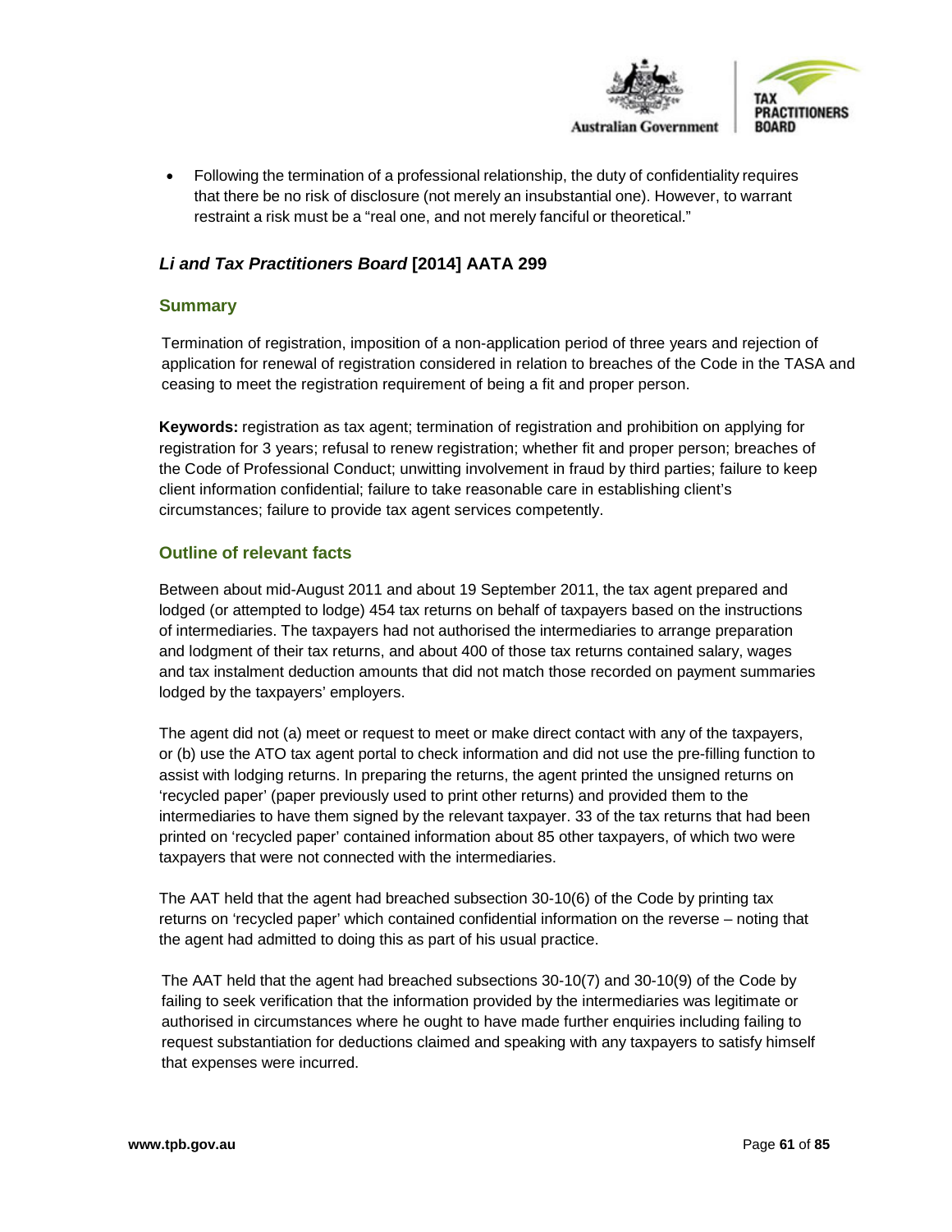- Following the termination of a professional relationship, the duty of confidentiality requires that there be no risk of disclosure (not merely an insubstantial one). However, to warrant restraint a risk must be a "real one, and not merely fanciful or theoretical."

### *Li and Tax Practitioners Board* [2014] AATA 299

#### Summary

Termination of registration, imposition of a non-application period of three years and rejection of application for renewal of registration considered in relation to breaches of the Code in the TASA and ceasing to meet the registration requirement of being a fit and proper person.

**Keywords:** registration as tax agent; termination of registration and prohibition on applying for registration for 3 years; refusal to renew registration; whether fit and proper person; breaches of the Code of Professional Conduct; unwitting involvement in fraud by third parties; failure to keep client information confidential; failure to take reasonable care in establishing client's circumstances; failure to provide tax agent services competently.

#### Outline of relevant facts

Between about mid-August 2011 and about 19 September 2011, the tax agent prepared and lodged (or attempted to lodge) 454 tax returns on behalf of taxpayers based on the instructions of intermediaries. The taxpayers had not authorised the intermediaries to arrange preparation and lodgment of their tax returns, and about 400 of those tax returns contained salary, wages and tax instalment deduction amounts that did not match those recorded on payment summaries lodged by the taxpayers' employers.

The agent did not (a) meet or request to meet or make direct contact with any of the taxpayers, or (b) use the ATO tax agent portal to check information and did not use the pre-filling function to assist with lodging returns. In preparing the returns, the agent printed the unsigned returns on 'recycled paper' (paper previously used to print other returns) and provided them to the intermediaries to have them signed by the relevant taxpayer. 33 of the tax returns that had been printed on 'recycled paper' contained information about 85 other taxpayers, of which two were taxpayers that were not connected with the intermediaries.

The AAT held that the agent had breached subsection 30-10(6) of the Code by printing tax returns on 'recycled paper' which contained confidential information on the reverse – noting that the agent had admitted to doing this as part of his usual practice.

The AAT held that the agent had breached subsections 30-10(7) and 30-10(9) of the Code by failing to seek verification that the information provided by the intermediaries was legitimate or authorised in circumstances where he ought to have made further enquiries including failing to request substantiation for deductions claimed and speaking with any taxpayers to satisfy himself that expenses were incurred.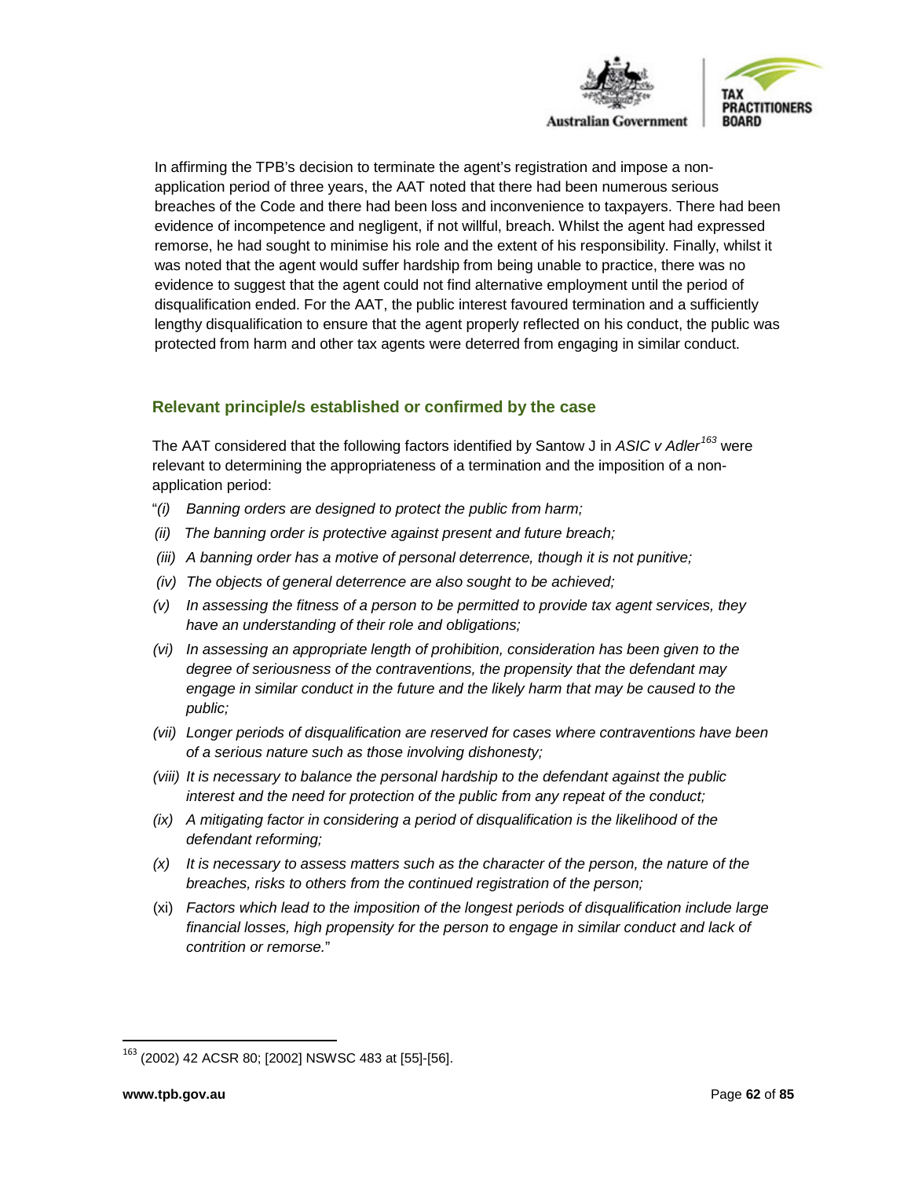In affirming the TPB's decision to terminate the agent's registration and impose a non-application period of three years, the AAT noted that there had been numerous serious breaches of the Code and there had been loss and inconvenience to taxpayers. There had been evidence of incompetence and negligent, if not willful, breach. Whilst the agent had expressed remorse, he had sought to minimise his role and the extent of his responsibility. Finally, whilst it was noted that the agent would suffer hardship from being unable to practice, there was no evidence to suggest that the agent could not find alternative employment until the period of disqualification ended. For the AAT, the public interest favoured termination and a sufficiently lengthy disqualification to ensure that the agent properly reflected on his conduct, the public was protected from harm and other tax agents were deterred from engaging in similar conduct.

### Relevant principle/s established or confirmed by the case

The AAT considered that the following factors identified by Santow J in *ASIC v Adler*[163] were relevant to determining the appropriateness of a termination and the imposition of a non-application period:

"*(i) Banning orders are designed to protect the public from harm;*

*(ii) The banning order is protective against present and future breach;*

*(iii) A banning order has a motive of personal deterrence, though it is not punitive;*

*(iv) The objects of general deterrence are also sought to be achieved;*

*(v) In assessing the fitness of a person to be permitted to provide tax agent services, they have an understanding of their role and obligations;*

*(vi) In assessing an appropriate length of prohibition, consideration has been given to the degree of seriousness of the contraventions, the propensity that the defendant may engage in similar conduct in the future and the likely harm that may be caused to the public;*

*(vii) Longer periods of disqualification are reserved for cases where contraventions have been of a serious nature such as those involving dishonesty;*

*(viii) It is necessary to balance the personal hardship to the defendant against the public interest and the need for protection of the public from any repeat of the conduct;*

*(ix) A mitigating factor in considering a period of disqualification is the likelihood of the defendant reforming;*

*(x) It is necessary to assess matters such as the character of the person, the nature of the breaches, risks to others from the continued registration of the person;*

(xi) *Factors which lead to the imposition of the longest periods of disqualification include large financial losses, high propensity for the person to engage in similar conduct and lack of contrition or remorse.*"

---

[163] (2002) 42 ACSR 80; [2002] NSWSC 483 at [55]-[56].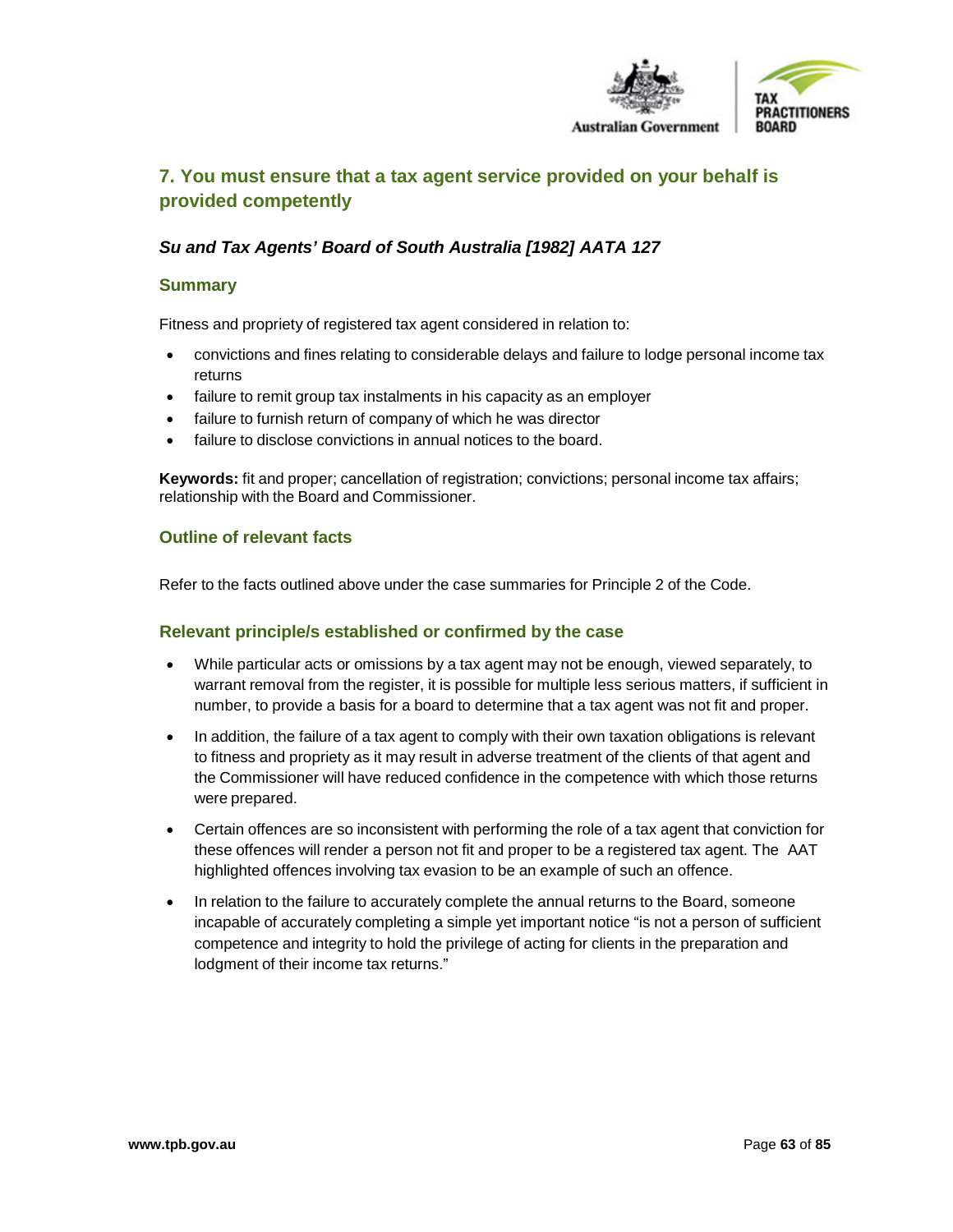## 7. You must ensure that a tax agent service provided on your behalf is provided competently

### *Su and Tax Agents' Board of South Australia [1982] AATA 127*

#### Summary

Fitness and propriety of registered tax agent considered in relation to:

- convictions and fines relating to considerable delays and failure to lodge personal income tax returns
- failure to remit group tax instalments in his capacity as an employer
- failure to furnish return of company of which he was director
- failure to disclose convictions in annual notices to the board.

**Keywords:** fit and proper; cancellation of registration; convictions; personal income tax affairs; relationship with the Board and Commissioner.

#### Outline of relevant facts

Refer to the facts outlined above under the case summaries for Principle 2 of the Code.

#### Relevant principle/s established or confirmed by the case

- While particular acts or omissions by a tax agent may not be enough, viewed separately, to warrant removal from the register, it is possible for multiple less serious matters, if sufficient in number, to provide a basis for a board to determine that a tax agent was not fit and proper.
- In addition, the failure of a tax agent to comply with their own taxation obligations is relevant to fitness and propriety as it may result in adverse treatment of the clients of that agent and the Commissioner will have reduced confidence in the competence with which those returns were prepared.
- Certain offences are so inconsistent with performing the role of a tax agent that conviction for these offences will render a person not fit and proper to be a registered tax agent. The AAT highlighted offences involving tax evasion to be an example of such an offence.
- In relation to the failure to accurately complete the annual returns to the Board, someone incapable of accurately completing a simple yet important notice "is not a person of sufficient competence and integrity to hold the privilege of acting for clients in the preparation and lodgment of their income tax returns."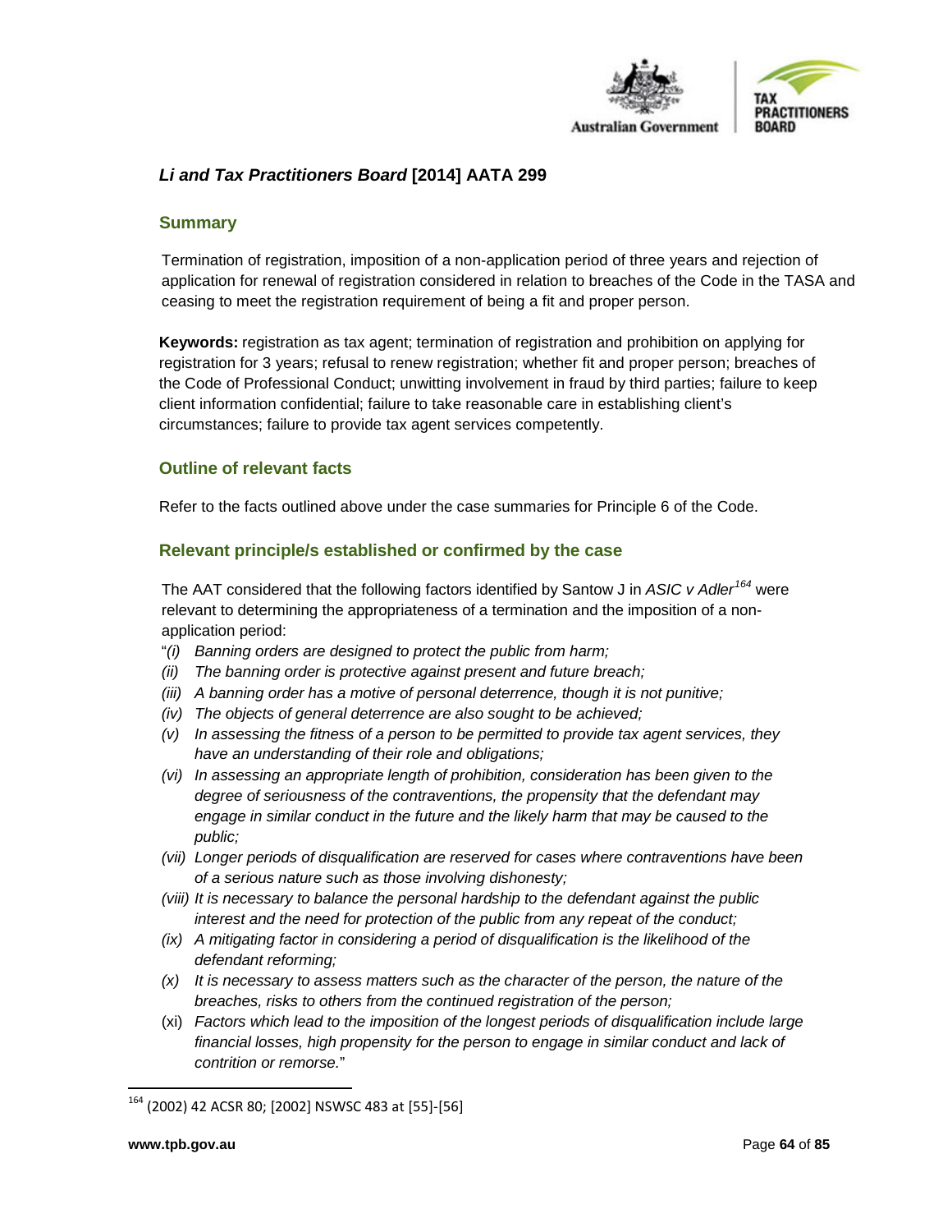## *Li and Tax Practitioners Board* [2014] AATA 299

### Summary

Termination of registration, imposition of a non-application period of three years and rejection of application for renewal of registration considered in relation to breaches of the Code in the TASA and ceasing to meet the registration requirement of being a fit and proper person.

**Keywords:** registration as tax agent; termination of registration and prohibition on applying for registration for 3 years; refusal to renew registration; whether fit and proper person; breaches of the Code of Professional Conduct; unwitting involvement in fraud by third parties; failure to keep client information confidential; failure to take reasonable care in establishing client's circumstances; failure to provide tax agent services competently.

### Outline of relevant facts

Refer to the facts outlined above under the case summaries for Principle 6 of the Code.

### Relevant principle/s established or confirmed by the case

The AAT considered that the following factors identified by Santow J in *ASIC v Adler*[164] were relevant to determining the appropriateness of a termination and the imposition of a non-application period:

"*(i) Banning orders are designed to protect the public from harm;*
*(ii) The banning order is protective against present and future breach;*
*(iii) A banning order has a motive of personal deterrence, though it is not punitive;*
*(iv) The objects of general deterrence are also sought to be achieved;*
*(v) In assessing the fitness of a person to be permitted to provide tax agent services, they have an understanding of their role and obligations;*
*(vi) In assessing an appropriate length of prohibition, consideration has been given to the degree of seriousness of the contraventions, the propensity that the defendant may engage in similar conduct in the future and the likely harm that may be caused to the public;*
*(vii) Longer periods of disqualification are reserved for cases where contraventions have been of a serious nature such as those involving dishonesty;*
*(viii) It is necessary to balance the personal hardship to the defendant against the public interest and the need for protection of the public from any repeat of the conduct;*
*(ix) A mitigating factor in considering a period of disqualification is the likelihood of the defendant reforming;*
*(x) It is necessary to assess matters such as the character of the person, the nature of the breaches, risks to others from the continued registration of the person;*
(xi) *Factors which lead to the imposition of the longest periods of disqualification include large financial losses, high propensity for the person to engage in similar conduct and lack of contrition or remorse.*"

---

[164] (2002) 42 ACSR 80; [2002] NSWSC 483 at [55]-[56]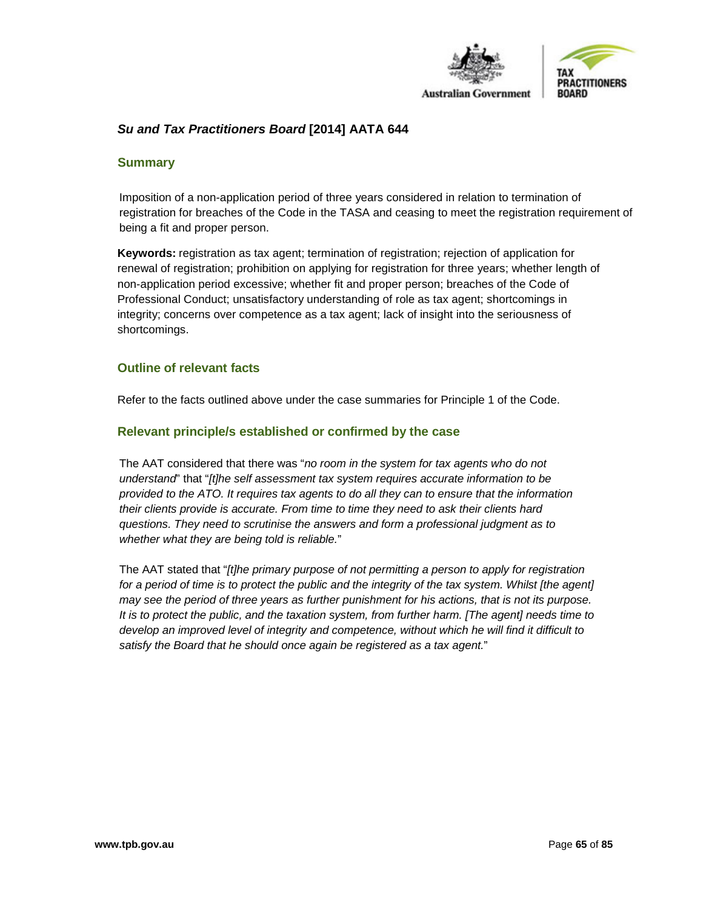## *Su and Tax Practitioners Board* [2014] AATA 644

### Summary

Imposition of a non-application period of three years considered in relation to termination of registration for breaches of the Code in the TASA and ceasing to meet the registration requirement of being a fit and proper person.

**Keywords:** registration as tax agent; termination of registration; rejection of application for renewal of registration; prohibition on applying for registration for three years; whether length of non-application period excessive; whether fit and proper person; breaches of the Code of Professional Conduct; unsatisfactory understanding of role as tax agent; shortcomings in integrity; concerns over competence as a tax agent; lack of insight into the seriousness of shortcomings.

### Outline of relevant facts

Refer to the facts outlined above under the case summaries for Principle 1 of the Code.

### Relevant principle/s established or confirmed by the case

The AAT considered that there was "*no room in the system for tax agents who do not understand*" that "*[t]he self assessment tax system requires accurate information to be provided to the ATO. It requires tax agents to do all they can to ensure that the information their clients provide is accurate. From time to time they need to ask their clients hard questions. They need to scrutinise the answers and form a professional judgment as to whether what they are being told is reliable.*"

The AAT stated that "*[t]he primary purpose of not permitting a person to apply for registration for a period of time is to protect the public and the integrity of the tax system. Whilst [the agent] may see the period of three years as further punishment for his actions, that is not its purpose. It is to protect the public, and the taxation system, from further harm. [The agent] needs time to develop an improved level of integrity and competence, without which he will find it difficult to satisfy the Board that he should once again be registered as a tax agent.*"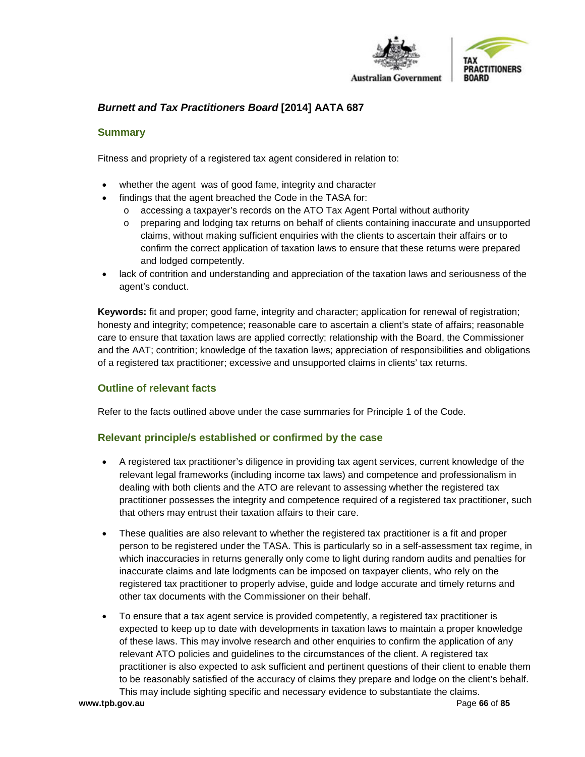### *Burnett and Tax Practitioners Board* [2014] AATA 687

#### Summary

Fitness and propriety of a registered tax agent considered in relation to:

- whether the agent was of good fame, integrity and character
- findings that the agent breached the Code in the TASA for:
  - accessing a taxpayer's records on the ATO Tax Agent Portal without authority
  - preparing and lodging tax returns on behalf of clients containing inaccurate and unsupported claims, without making sufficient enquiries with the clients to ascertain their affairs or to confirm the correct application of taxation laws to ensure that these returns were prepared and lodged competently.
- lack of contrition and understanding and appreciation of the taxation laws and seriousness of the agent's conduct.

**Keywords:** fit and proper; good fame, integrity and character; application for renewal of registration; honesty and integrity; competence; reasonable care to ascertain a client's state of affairs; reasonable care to ensure that taxation laws are applied correctly; relationship with the Board, the Commissioner and the AAT; contrition; knowledge of the taxation laws; appreciation of responsibilities and obligations of a registered tax practitioner; excessive and unsupported claims in clients' tax returns.

#### Outline of relevant facts

Refer to the facts outlined above under the case summaries for Principle 1 of the Code.

#### Relevant principle/s established or confirmed by the case

- A registered tax practitioner's diligence in providing tax agent services, current knowledge of the relevant legal frameworks (including income tax laws) and competence and professionalism in dealing with both clients and the ATO are relevant to assessing whether the registered tax practitioner possesses the integrity and competence required of a registered tax practitioner, such that others may entrust their taxation affairs to their care.

- These qualities are also relevant to whether the registered tax practitioner is a fit and proper person to be registered under the TASA. This is particularly so in a self-assessment tax regime, in which inaccuracies in returns generally only come to light during random audits and penalties for inaccurate claims and late lodgments can be imposed on taxpayer clients, who rely on the registered tax practitioner to properly advise, guide and lodge accurate and timely returns and other tax documents with the Commissioner on their behalf.

- To ensure that a tax agent service is provided competently, a registered tax practitioner is expected to keep up to date with developments in taxation laws to maintain a proper knowledge of these laws. This may involve research and other enquiries to confirm the application of any relevant ATO policies and guidelines to the circumstances of the client. A registered tax practitioner is also expected to ask sufficient and pertinent questions of their client to enable them to be reasonably satisfied of the accuracy of claims they prepare and lodge on the client's behalf. This may include sighting specific and necessary evidence to substantiate the claims.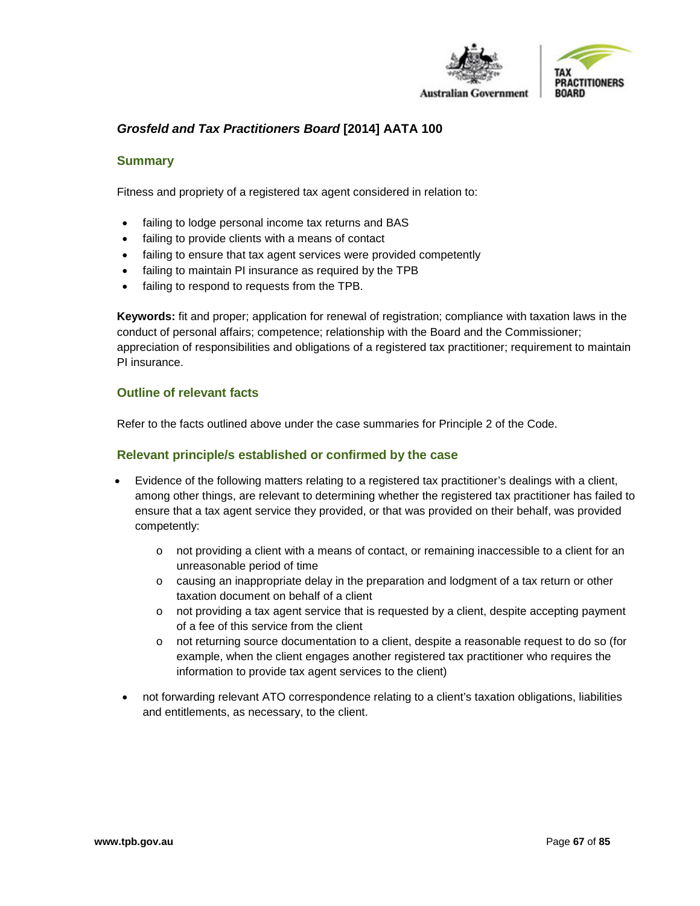## *Grosfeld and Tax Practitioners Board* [2014] AATA 100

### Summary

Fitness and propriety of a registered tax agent considered in relation to:

- failing to lodge personal income tax returns and BAS
- failing to provide clients with a means of contact
- failing to ensure that tax agent services were provided competently
- failing to maintain PI insurance as required by the TPB
- failing to respond to requests from the TPB.

**Keywords:** fit and proper; application for renewal of registration; compliance with taxation laws in the conduct of personal affairs; competence; relationship with the Board and the Commissioner; appreciation of responsibilities and obligations of a registered tax practitioner; requirement to maintain PI insurance.

### Outline of relevant facts

Refer to the facts outlined above under the case summaries for Principle 2 of the Code.

### Relevant principle/s established or confirmed by the case

- Evidence of the following matters relating to a registered tax practitioner's dealings with a client, among other things, are relevant to determining whether the registered tax practitioner has failed to ensure that a tax agent service they provided, or that was provided on their behalf, was provided competently:
  - not providing a client with a means of contact, or remaining inaccessible to a client for an unreasonable period of time
  - causing an inappropriate delay in the preparation and lodgment of a tax return or other taxation document on behalf of a client
  - not providing a tax agent service that is requested by a client, despite accepting payment of a fee of this service from the client
  - not returning source documentation to a client, despite a reasonable request to do so (for example, when the client engages another registered tax practitioner who requires the information to provide tax agent services to the client)
- not forwarding relevant ATO correspondence relating to a client's taxation obligations, liabilities and entitlements, as necessary, to the client.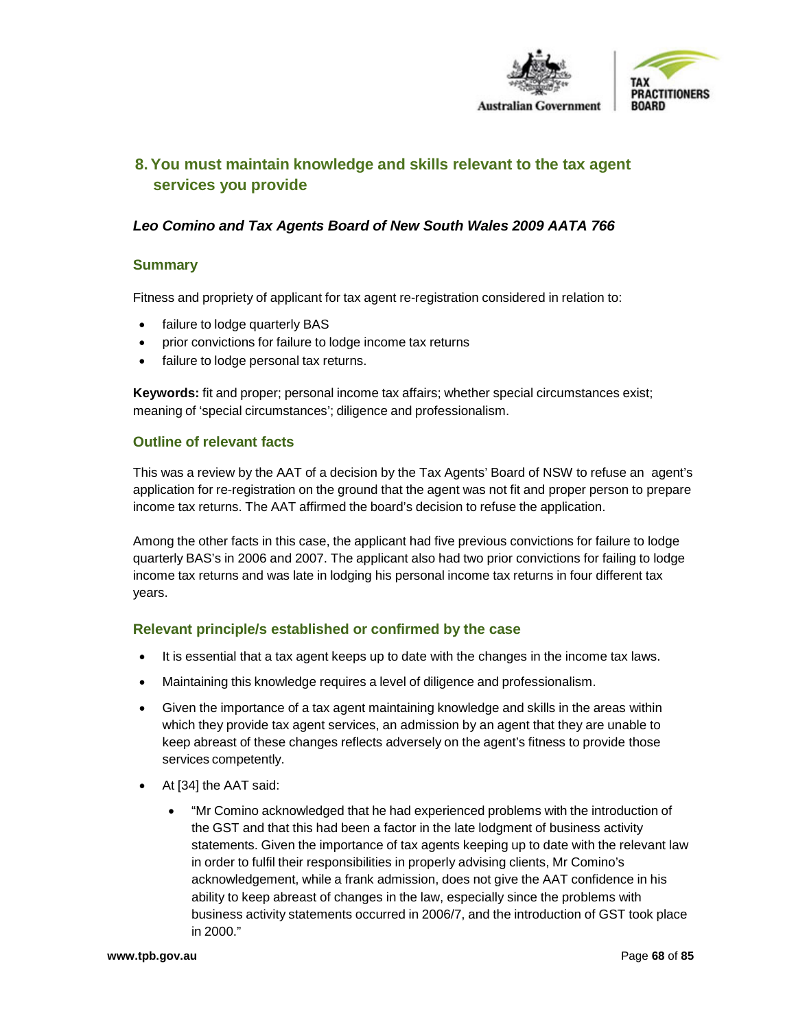## 8. You must maintain knowledge and skills relevant to the tax agent services you provide

### *Leo Comino and Tax Agents Board of New South Wales 2009 AATA 766*

#### Summary

Fitness and propriety of applicant for tax agent re-registration considered in relation to:

- failure to lodge quarterly BAS
- prior convictions for failure to lodge income tax returns
- failure to lodge personal tax returns.

**Keywords:** fit and proper; personal income tax affairs; whether special circumstances exist; meaning of 'special circumstances'; diligence and professionalism.

#### Outline of relevant facts

This was a review by the AAT of a decision by the Tax Agents' Board of NSW to refuse an agent's application for re-registration on the ground that the agent was not fit and proper person to prepare income tax returns. The AAT affirmed the board's decision to refuse the application.

Among the other facts in this case, the applicant had five previous convictions for failure to lodge quarterly BAS's in 2006 and 2007. The applicant also had two prior convictions for failing to lodge income tax returns and was late in lodging his personal income tax returns in four different tax years.

#### Relevant principle/s established or confirmed by the case

- It is essential that a tax agent keeps up to date with the changes in the income tax laws.
- Maintaining this knowledge requires a level of diligence and professionalism.
- Given the importance of a tax agent maintaining knowledge and skills in the areas within which they provide tax agent services, an admission by an agent that they are unable to keep abreast of these changes reflects adversely on the agent's fitness to provide those services competently.
- At [34] the AAT said:
    - "Mr Comino acknowledged that he had experienced problems with the introduction of the GST and that this had been a factor in the late lodgment of business activity statements. Given the importance of tax agents keeping up to date with the relevant law in order to fulfil their responsibilities in properly advising clients, Mr Comino's acknowledgement, while a frank admission, does not give the AAT confidence in his ability to keep abreast of changes in the law, especially since the problems with business activity statements occurred in 2006/7, and the introduction of GST took place in 2000."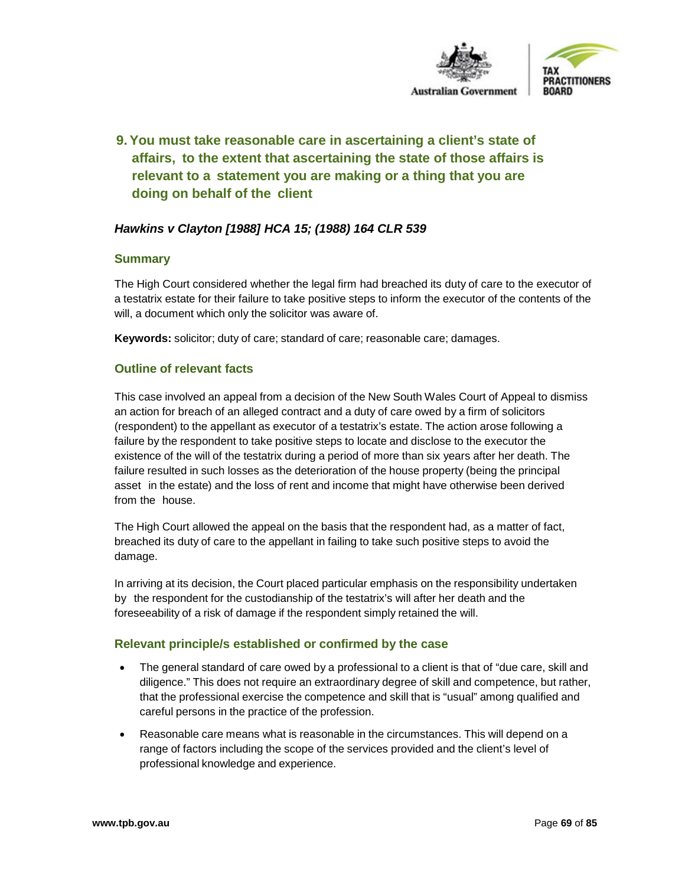## 9. You must take reasonable care in ascertaining a client's state of affairs, to the extent that ascertaining the state of those affairs is relevant to a statement you are making or a thing that you are doing on behalf of the client

### *Hawkins v Clayton [1988] HCA 15; (1988) 164 CLR 539*

#### Summary

The High Court considered whether the legal firm had breached its duty of care to the executor of a testatrix estate for their failure to take positive steps to inform the executor of the contents of the will, a document which only the solicitor was aware of.

**Keywords:** solicitor; duty of care; standard of care; reasonable care; damages.

#### Outline of relevant facts

This case involved an appeal from a decision of the New South Wales Court of Appeal to dismiss an action for breach of an alleged contract and a duty of care owed by a firm of solicitors (respondent) to the appellant as executor of a testatrix's estate. The action arose following a failure by the respondent to take positive steps to locate and disclose to the executor the existence of the will of the testatrix during a period of more than six years after her death. The failure resulted in such losses as the deterioration of the house property (being the principal asset in the estate) and the loss of rent and income that might have otherwise been derived from the house.

The High Court allowed the appeal on the basis that the respondent had, as a matter of fact, breached its duty of care to the appellant in failing to take such positive steps to avoid the damage.

In arriving at its decision, the Court placed particular emphasis on the responsibility undertaken by the respondent for the custodianship of the testatrix's will after her death and the foreseeability of a risk of damage if the respondent simply retained the will.

#### Relevant principle/s established or confirmed by the case

- The general standard of care owed by a professional to a client is that of "due care, skill and diligence." This does not require an extraordinary degree of skill and competence, but rather, that the professional exercise the competence and skill that is "usual" among qualified and careful persons in the practice of the profession.
- Reasonable care means what is reasonable in the circumstances. This will depend on a range of factors including the scope of the services provided and the client's level of professional knowledge and experience.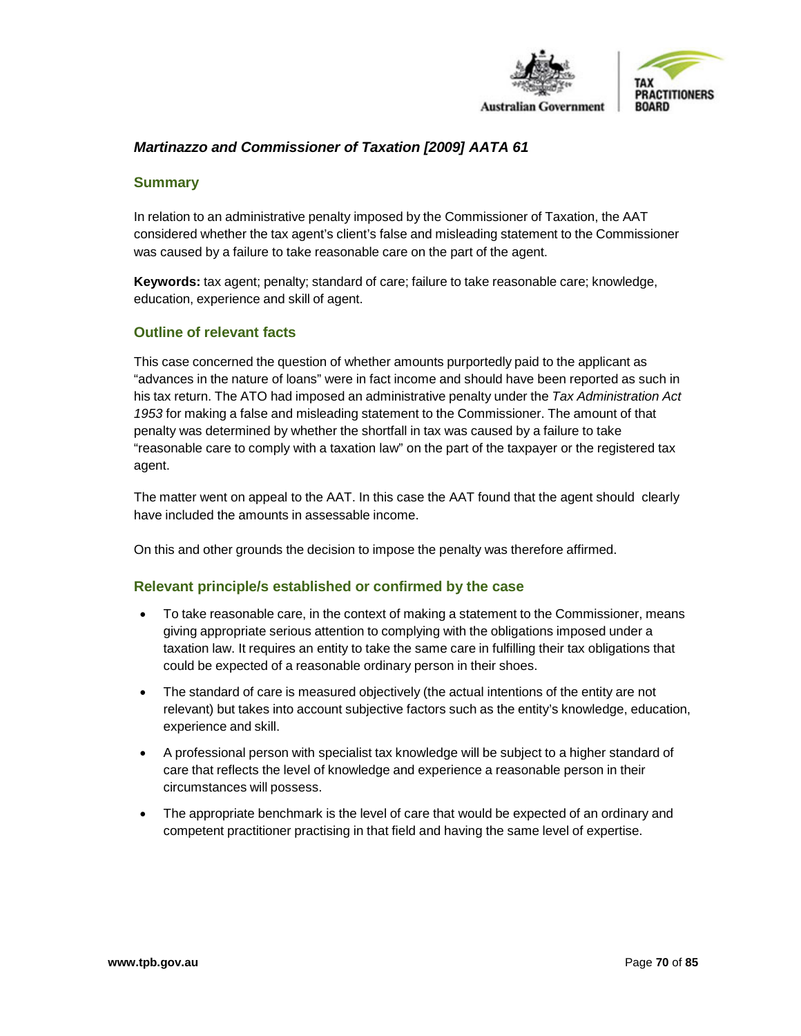### *Martinazzo and Commissioner of Taxation [2009] AATA 61*

#### Summary

In relation to an administrative penalty imposed by the Commissioner of Taxation, the AAT considered whether the tax agent's client's false and misleading statement to the Commissioner was caused by a failure to take reasonable care on the part of the agent.

**Keywords:** tax agent; penalty; standard of care; failure to take reasonable care; knowledge, education, experience and skill of agent.

#### Outline of relevant facts

This case concerned the question of whether amounts purportedly paid to the applicant as "advances in the nature of loans" were in fact income and should have been reported as such in his tax return. The ATO had imposed an administrative penalty under the *Tax Administration Act 1953* for making a false and misleading statement to the Commissioner. The amount of that penalty was determined by whether the shortfall in tax was caused by a failure to take "reasonable care to comply with a taxation law" on the part of the taxpayer or the registered tax agent.

The matter went on appeal to the AAT. In this case the AAT found that the agent should clearly have included the amounts in assessable income.

On this and other grounds the decision to impose the penalty was therefore affirmed.

#### Relevant principle/s established or confirmed by the case

- To take reasonable care, in the context of making a statement to the Commissioner, means giving appropriate serious attention to complying with the obligations imposed under a taxation law. It requires an entity to take the same care in fulfilling their tax obligations that could be expected of a reasonable ordinary person in their shoes.
- The standard of care is measured objectively (the actual intentions of the entity are not relevant) but takes into account subjective factors such as the entity's knowledge, education, experience and skill.
- A professional person with specialist tax knowledge will be subject to a higher standard of care that reflects the level of knowledge and experience a reasonable person in their circumstances will possess.
- The appropriate benchmark is the level of care that would be expected of an ordinary and competent practitioner practising in that field and having the same level of expertise.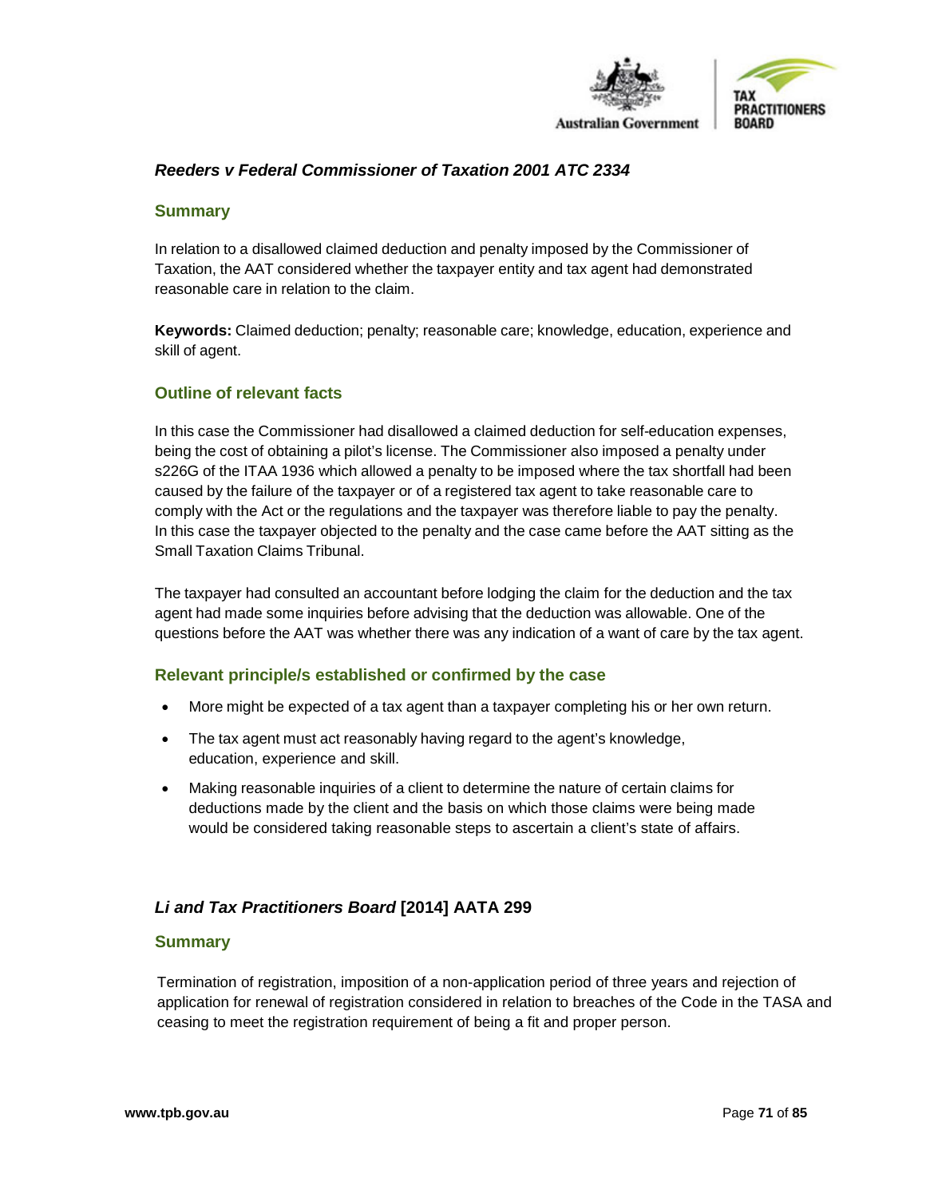## *Reeders v Federal Commissioner of Taxation 2001 ATC 2334*

### Summary

In relation to a disallowed claimed deduction and penalty imposed by the Commissioner of Taxation, the AAT considered whether the taxpayer entity and tax agent had demonstrated reasonable care in relation to the claim.

**Keywords:** Claimed deduction; penalty; reasonable care; knowledge, education, experience and skill of agent.

### Outline of relevant facts

In this case the Commissioner had disallowed a claimed deduction for self-education expenses, being the cost of obtaining a pilot's license. The Commissioner also imposed a penalty under s226G of the ITAA 1936 which allowed a penalty to be imposed where the tax shortfall had been caused by the failure of the taxpayer or of a registered tax agent to take reasonable care to comply with the Act or the regulations and the taxpayer was therefore liable to pay the penalty. In this case the taxpayer objected to the penalty and the case came before the AAT sitting as the Small Taxation Claims Tribunal.

The taxpayer had consulted an accountant before lodging the claim for the deduction and the tax agent had made some inquiries before advising that the deduction was allowable. One of the questions before the AAT was whether there was any indication of a want of care by the tax agent.

### Relevant principle/s established or confirmed by the case

- More might be expected of a tax agent than a taxpayer completing his or her own return.
- The tax agent must act reasonably having regard to the agent's knowledge, education, experience and skill.
- Making reasonable inquiries of a client to determine the nature of certain claims for deductions made by the client and the basis on which those claims were being made would be considered taking reasonable steps to ascertain a client's state of affairs.

## *Li and Tax Practitioners Board* [2014] AATA 299

### Summary

Termination of registration, imposition of a non-application period of three years and rejection of application for renewal of registration considered in relation to breaches of the Code in the TASA and ceasing to meet the registration requirement of being a fit and proper person.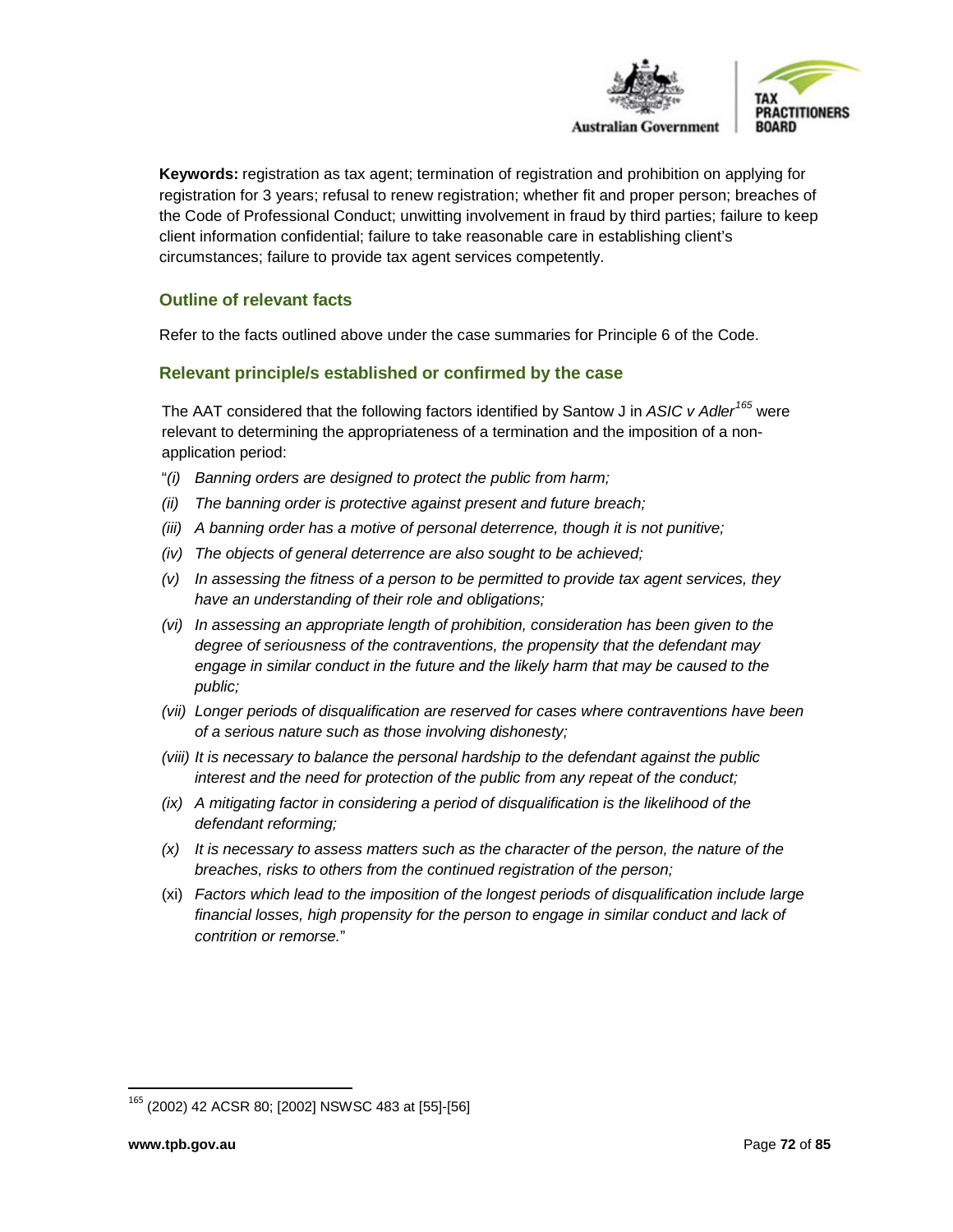**Keywords:** registration as tax agent; termination of registration and prohibition on applying for registration for 3 years; refusal to renew registration; whether fit and proper person; breaches of the Code of Professional Conduct; unwitting involvement in fraud by third parties; failure to keep client information confidential; failure to take reasonable care in establishing client's circumstances; failure to provide tax agent services competently.

### Outline of relevant facts

Refer to the facts outlined above under the case summaries for Principle 6 of the Code.

### Relevant principle/s established or confirmed by the case

The AAT considered that the following factors identified by Santow J in *ASIC v Adler*[165] were relevant to determining the appropriateness of a termination and the imposition of a non-application period:

"*(i) Banning orders are designed to protect the public from harm;*

*(ii) The banning order is protective against present and future breach;*

*(iii) A banning order has a motive of personal deterrence, though it is not punitive;*

*(iv) The objects of general deterrence are also sought to be achieved;*

*(v) In assessing the fitness of a person to be permitted to provide tax agent services, they have an understanding of their role and obligations;*

*(vi) In assessing an appropriate length of prohibition, consideration has been given to the degree of seriousness of the contraventions, the propensity that the defendant may engage in similar conduct in the future and the likely harm that may be caused to the public;*

*(vii) Longer periods of disqualification are reserved for cases where contraventions have been of a serious nature such as those involving dishonesty;*

*(viii) It is necessary to balance the personal hardship to the defendant against the public interest and the need for protection of the public from any repeat of the conduct;*

*(ix) A mitigating factor in considering a period of disqualification is the likelihood of the defendant reforming;*

*(x) It is necessary to assess matters such as the character of the person, the nature of the breaches, risks to others from the continued registration of the person;*

(xi) *Factors which lead to the imposition of the longest periods of disqualification include large financial losses, high propensity for the person to engage in similar conduct and lack of contrition or remorse.*"

---

[165] (2002) 42 ACSR 80; [2002] NSWSC 483 at [55]-[56]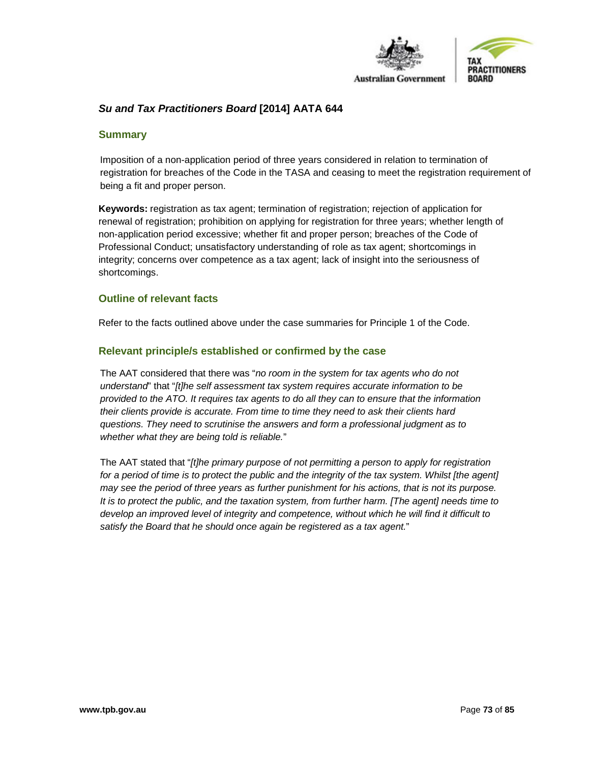## *Su and Tax Practitioners Board* [2014] AATA 644

### Summary

Imposition of a non-application period of three years considered in relation to termination of registration for breaches of the Code in the TASA and ceasing to meet the registration requirement of being a fit and proper person.

**Keywords:** registration as tax agent; termination of registration; rejection of application for renewal of registration; prohibition on applying for registration for three years; whether length of non-application period excessive; whether fit and proper person; breaches of the Code of Professional Conduct; unsatisfactory understanding of role as tax agent; shortcomings in integrity; concerns over competence as a tax agent; lack of insight into the seriousness of shortcomings.

### Outline of relevant facts

Refer to the facts outlined above under the case summaries for Principle 1 of the Code.

### Relevant principle/s established or confirmed by the case

The AAT considered that there was "*no room in the system for tax agents who do not understand*" that "*[t]he self assessment tax system requires accurate information to be provided to the ATO. It requires tax agents to do all they can to ensure that the information their clients provide is accurate. From time to time they need to ask their clients hard questions. They need to scrutinise the answers and form a professional judgment as to whether what they are being told is reliable.*"

The AAT stated that "*[t]he primary purpose of not permitting a person to apply for registration for a period of time is to protect the public and the integrity of the tax system. Whilst [the agent] may see the period of three years as further punishment for his actions, that is not its purpose. It is to protect the public, and the taxation system, from further harm. [The agent] needs time to develop an improved level of integrity and competence, without which he will find it difficult to satisfy the Board that he should once again be registered as a tax agent.*"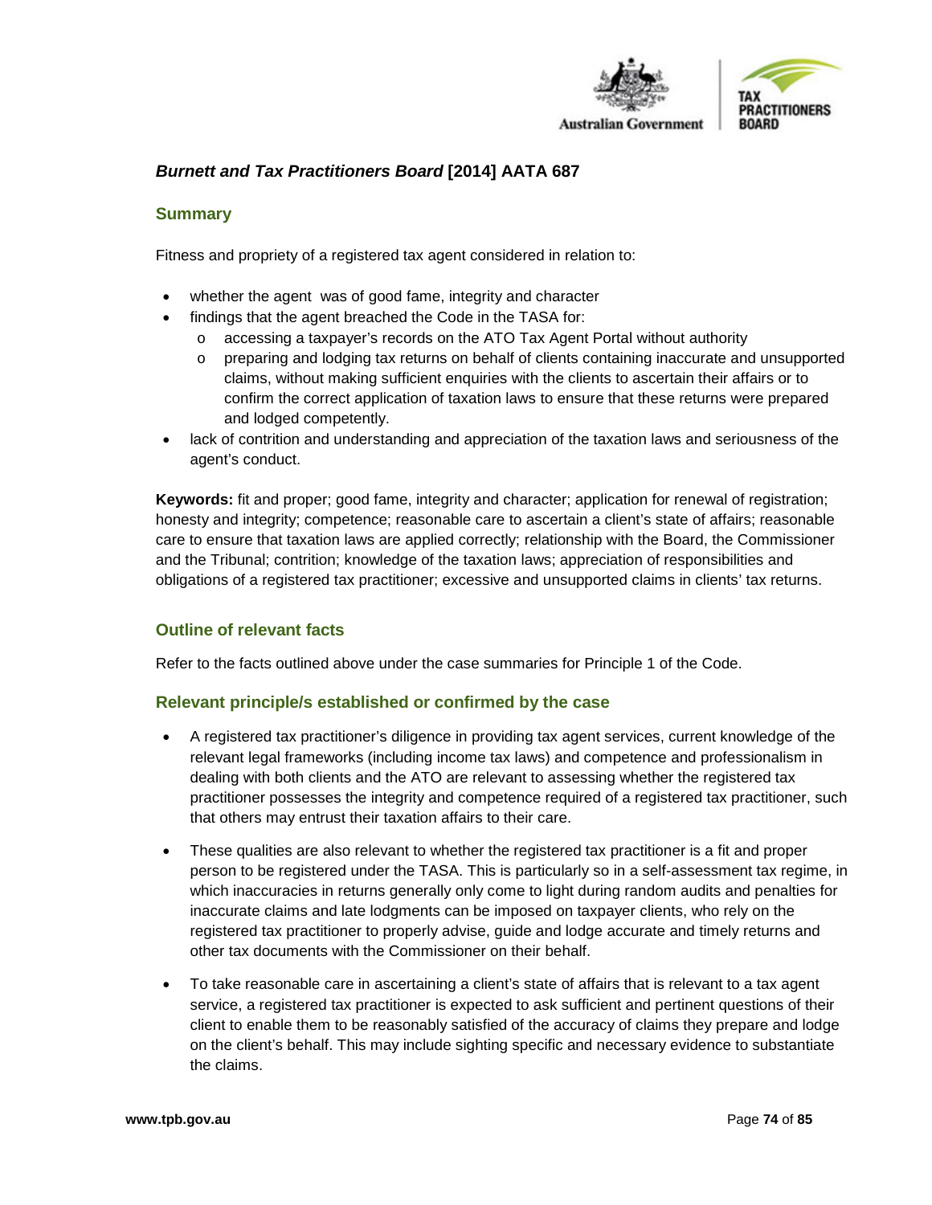## *Burnett and Tax Practitioners Board* [2014] AATA 687

### Summary

Fitness and propriety of a registered tax agent considered in relation to:

- whether the agent was of good fame, integrity and character
- findings that the agent breached the Code in the TASA for:
  - accessing a taxpayer's records on the ATO Tax Agent Portal without authority
  - preparing and lodging tax returns on behalf of clients containing inaccurate and unsupported claims, without making sufficient enquiries with the clients to ascertain their affairs or to confirm the correct application of taxation laws to ensure that these returns were prepared and lodged competently.
- lack of contrition and understanding and appreciation of the taxation laws and seriousness of the agent's conduct.

**Keywords:** fit and proper; good fame, integrity and character; application for renewal of registration; honesty and integrity; competence; reasonable care to ascertain a client's state of affairs; reasonable care to ensure that taxation laws are applied correctly; relationship with the Board, the Commissioner and the Tribunal; contrition; knowledge of the taxation laws; appreciation of responsibilities and obligations of a registered tax practitioner; excessive and unsupported claims in clients' tax returns.

### Outline of relevant facts

Refer to the facts outlined above under the case summaries for Principle 1 of the Code.

### Relevant principle/s established or confirmed by the case

- A registered tax practitioner's diligence in providing tax agent services, current knowledge of the relevant legal frameworks (including income tax laws) and competence and professionalism in dealing with both clients and the ATO are relevant to assessing whether the registered tax practitioner possesses the integrity and competence required of a registered tax practitioner, such that others may entrust their taxation affairs to their care.

- These qualities are also relevant to whether the registered tax practitioner is a fit and proper person to be registered under the TASA. This is particularly so in a self-assessment tax regime, in which inaccuracies in returns generally only come to light during random audits and penalties for inaccurate claims and late lodgments can be imposed on taxpayer clients, who rely on the registered tax practitioner to properly advise, guide and lodge accurate and timely returns and other tax documents with the Commissioner on their behalf.

- To take reasonable care in ascertaining a client's state of affairs that is relevant to a tax agent service, a registered tax practitioner is expected to ask sufficient and pertinent questions of their client to enable them to be reasonably satisfied of the accuracy of claims they prepare and lodge on the client's behalf. This may include sighting specific and necessary evidence to substantiate the claims.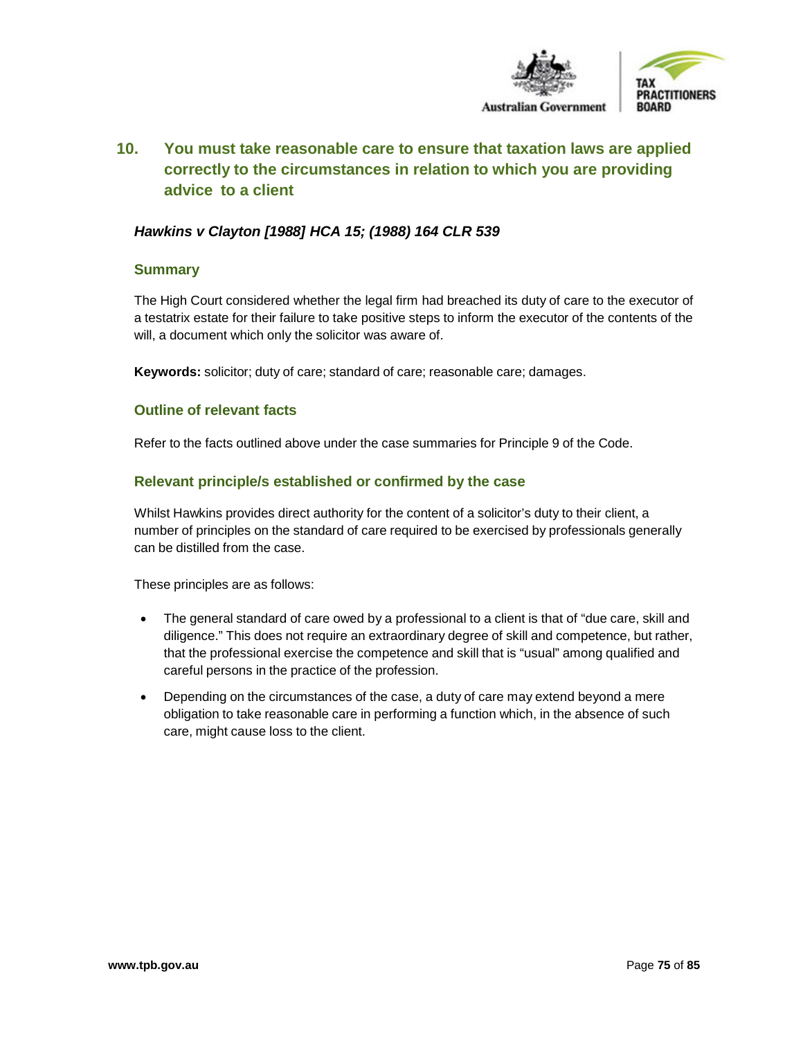## 10. You must take reasonable care to ensure that taxation laws are applied correctly to the circumstances in relation to which you are providing advice to a client

### *Hawkins v Clayton [1988] HCA 15; (1988) 164 CLR 539*

#### Summary

The High Court considered whether the legal firm had breached its duty of care to the executor of a testatrix estate for their failure to take positive steps to inform the executor of the contents of the will, a document which only the solicitor was aware of.

**Keywords:** solicitor; duty of care; standard of care; reasonable care; damages.

#### Outline of relevant facts

Refer to the facts outlined above under the case summaries for Principle 9 of the Code.

#### Relevant principle/s established or confirmed by the case

Whilst Hawkins provides direct authority for the content of a solicitor's duty to their client, a number of principles on the standard of care required to be exercised by professionals generally can be distilled from the case.

These principles are as follows:

- The general standard of care owed by a professional to a client is that of "due care, skill and diligence." This does not require an extraordinary degree of skill and competence, but rather, that the professional exercise the competence and skill that is "usual" among qualified and careful persons in the practice of the profession.
- Depending on the circumstances of the case, a duty of care may extend beyond a mere obligation to take reasonable care in performing a function which, in the absence of such care, might cause loss to the client.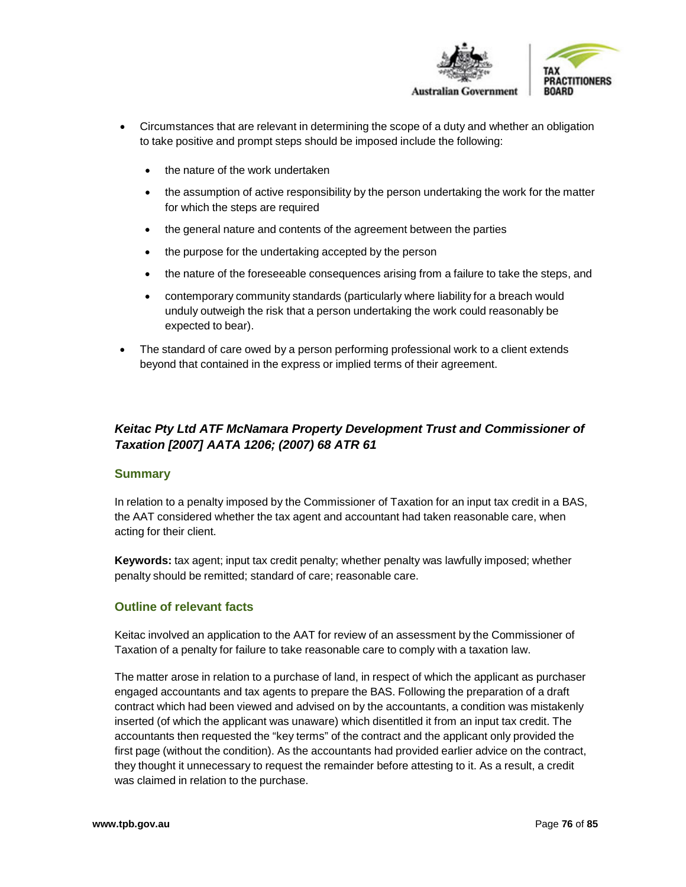- Circumstances that are relevant in determining the scope of a duty and whether an obligation to take positive and prompt steps should be imposed include the following:
  - the nature of the work undertaken
  - the assumption of active responsibility by the person undertaking the work for the matter for which the steps are required
  - the general nature and contents of the agreement between the parties
  - the purpose for the undertaking accepted by the person
  - the nature of the foreseeable consequences arising from a failure to take the steps, and
  - contemporary community standards (particularly where liability for a breach would unduly outweigh the risk that a person undertaking the work could reasonably be expected to bear).
- The standard of care owed by a person performing professional work to a client extends beyond that contained in the express or implied terms of their agreement.

### *Keitac Pty Ltd ATF McNamara Property Development Trust and Commissioner of Taxation [2007] AATA 1206; (2007) 68 ATR 61*

#### Summary

In relation to a penalty imposed by the Commissioner of Taxation for an input tax credit in a BAS, the AAT considered whether the tax agent and accountant had taken reasonable care, when acting for their client.

**Keywords:** tax agent; input tax credit penalty; whether penalty was lawfully imposed; whether penalty should be remitted; standard of care; reasonable care.

#### Outline of relevant facts

Keitac involved an application to the AAT for review of an assessment by the Commissioner of Taxation of a penalty for failure to take reasonable care to comply with a taxation law.

The matter arose in relation to a purchase of land, in respect of which the applicant as purchaser engaged accountants and tax agents to prepare the BAS. Following the preparation of a draft contract which had been viewed and advised on by the accountants, a condition was mistakenly inserted (of which the applicant was unaware) which disentitled it from an input tax credit. The accountants then requested the "key terms" of the contract and the applicant only provided the first page (without the condition). As the accountants had provided earlier advice on the contract, they thought it unnecessary to request the remainder before attesting to it. As a result, a credit was claimed in relation to the purchase.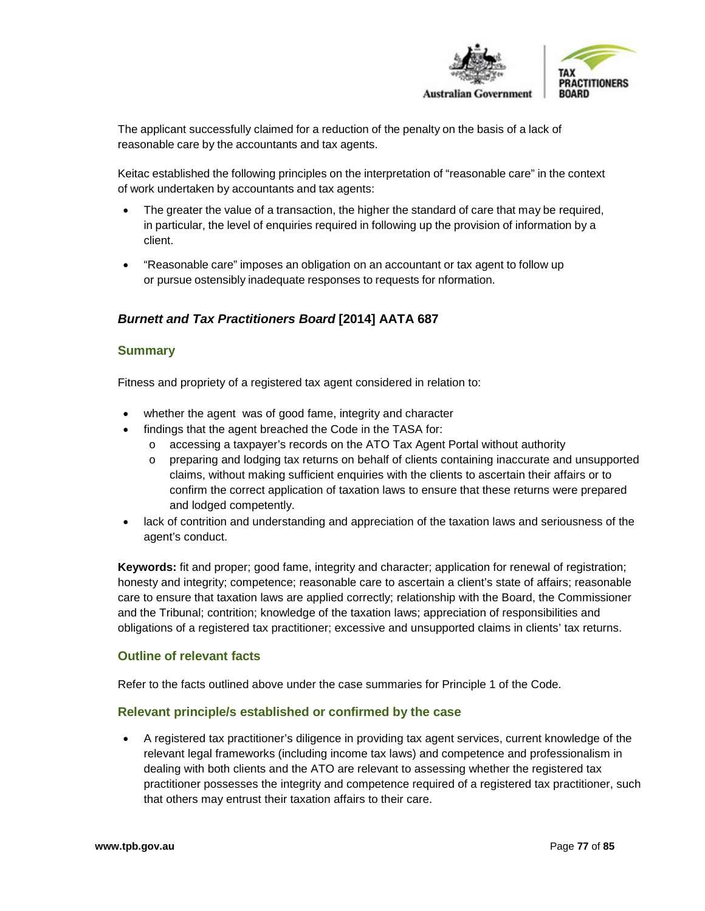The applicant successfully claimed for a reduction of the penalty on the basis of a lack of reasonable care by the accountants and tax agents.

Keitac established the following principles on the interpretation of "reasonable care" in the context of work undertaken by accountants and tax agents:

- The greater the value of a transaction, the higher the standard of care that may be required, in particular, the level of enquiries required in following up the provision of information by a client.
- "Reasonable care" imposes an obligation on an accountant or tax agent to follow up or pursue ostensibly inadequate responses to requests for nformation.

### *Burnett and Tax Practitioners Board* [2014] AATA 687

#### Summary

Fitness and propriety of a registered tax agent considered in relation to:

- whether the agent was of good fame, integrity and character
- findings that the agent breached the Code in the TASA for:
  - accessing a taxpayer's records on the ATO Tax Agent Portal without authority
  - preparing and lodging tax returns on behalf of clients containing inaccurate and unsupported claims, without making sufficient enquiries with the clients to ascertain their affairs or to confirm the correct application of taxation laws to ensure that these returns were prepared and lodged competently.
- lack of contrition and understanding and appreciation of the taxation laws and seriousness of the agent's conduct.

**Keywords:** fit and proper; good fame, integrity and character; application for renewal of registration; honesty and integrity; competence; reasonable care to ascertain a client's state of affairs; reasonable care to ensure that taxation laws are applied correctly; relationship with the Board, the Commissioner and the Tribunal; contrition; knowledge of the taxation laws; appreciation of responsibilities and obligations of a registered tax practitioner; excessive and unsupported claims in clients' tax returns.

#### Outline of relevant facts

Refer to the facts outlined above under the case summaries for Principle 1 of the Code.

#### Relevant principle/s established or confirmed by the case

- A registered tax practitioner's diligence in providing tax agent services, current knowledge of the relevant legal frameworks (including income tax laws) and competence and professionalism in dealing with both clients and the ATO are relevant to assessing whether the registered tax practitioner possesses the integrity and competence required of a registered tax practitioner, such that others may entrust their taxation affairs to their care.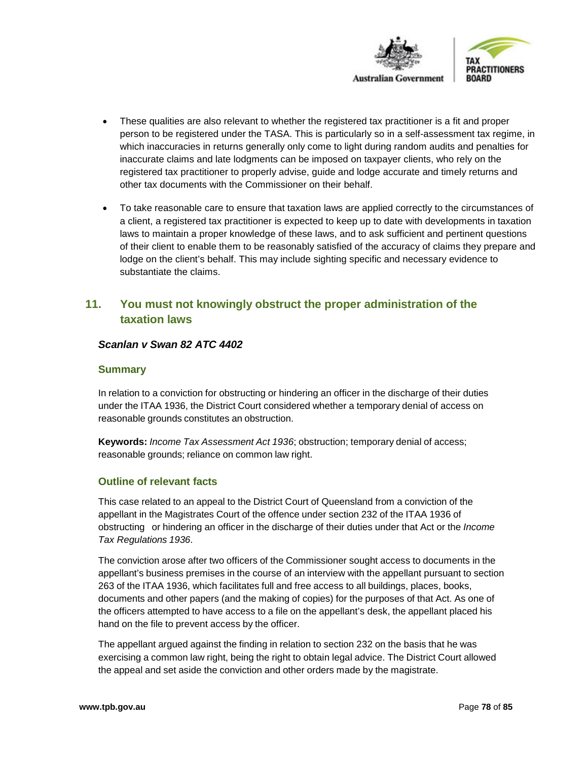- These qualities are also relevant to whether the registered tax practitioner is a fit and proper person to be registered under the TASA. This is particularly so in a self-assessment tax regime, in which inaccuracies in returns generally only come to light during random audits and penalties for inaccurate claims and late lodgments can be imposed on taxpayer clients, who rely on the registered tax practitioner to properly advise, guide and lodge accurate and timely returns and other tax documents with the Commissioner on their behalf.

- To take reasonable care to ensure that taxation laws are applied correctly to the circumstances of a client, a registered tax practitioner is expected to keep up to date with developments in taxation laws to maintain a proper knowledge of these laws, and to ask sufficient and pertinent questions of their client to enable them to be reasonably satisfied of the accuracy of claims they prepare and lodge on the client's behalf. This may include sighting specific and necessary evidence to substantiate the claims.

## 11. You must not knowingly obstruct the proper administration of the taxation laws

### *Scanlan v Swan 82 ATC 4402*

#### Summary

In relation to a conviction for obstructing or hindering an officer in the discharge of their duties under the ITAA 1936, the District Court considered whether a temporary denial of access on reasonable grounds constitutes an obstruction.

**Keywords:** *Income Tax Assessment Act 1936*; obstruction; temporary denial of access; reasonable grounds; reliance on common law right.

#### Outline of relevant facts

This case related to an appeal to the District Court of Queensland from a conviction of the appellant in the Magistrates Court of the offence under section 232 of the ITAA 1936 of obstructing or hindering an officer in the discharge of their duties under that Act or the *Income Tax Regulations 1936*.

The conviction arose after two officers of the Commissioner sought access to documents in the appellant's business premises in the course of an interview with the appellant pursuant to section 263 of the ITAA 1936, which facilitates full and free access to all buildings, places, books, documents and other papers (and the making of copies) for the purposes of that Act. As one of the officers attempted to have access to a file on the appellant's desk, the appellant placed his hand on the file to prevent access by the officer.

The appellant argued against the finding in relation to section 232 on the basis that he was exercising a common law right, being the right to obtain legal advice. The District Court allowed the appeal and set aside the conviction and other orders made by the magistrate.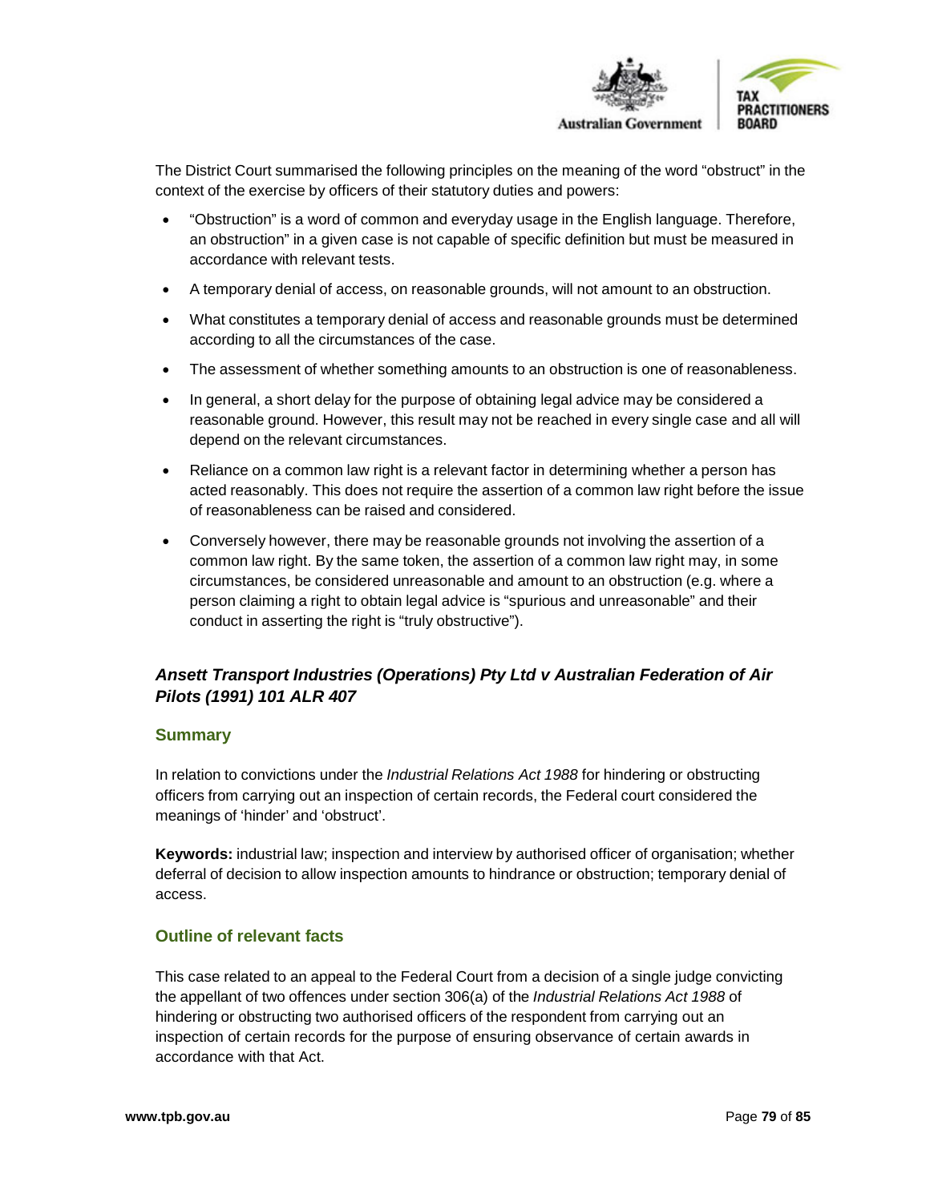The District Court summarised the following principles on the meaning of the word "obstruct" in the context of the exercise by officers of their statutory duties and powers:

- "Obstruction" is a word of common and everyday usage in the English language. Therefore, an obstruction" in a given case is not capable of specific definition but must be measured in accordance with relevant tests.
- A temporary denial of access, on reasonable grounds, will not amount to an obstruction.
- What constitutes a temporary denial of access and reasonable grounds must be determined according to all the circumstances of the case.
- The assessment of whether something amounts to an obstruction is one of reasonableness.
- In general, a short delay for the purpose of obtaining legal advice may be considered a reasonable ground. However, this result may not be reached in every single case and all will depend on the relevant circumstances.
- Reliance on a common law right is a relevant factor in determining whether a person has acted reasonably. This does not require the assertion of a common law right before the issue of reasonableness can be raised and considered.
- Conversely however, there may be reasonable grounds not involving the assertion of a common law right. By the same token, the assertion of a common law right may, in some circumstances, be considered unreasonable and amount to an obstruction (e.g. where a person claiming a right to obtain legal advice is "spurious and unreasonable" and their conduct in asserting the right is "truly obstructive").

### *Ansett Transport Industries (Operations) Pty Ltd v Australian Federation of Air Pilots (1991) 101 ALR 407*

#### Summary

In relation to convictions under the *Industrial Relations Act 1988* for hindering or obstructing officers from carrying out an inspection of certain records, the Federal court considered the meanings of 'hinder' and 'obstruct'.

**Keywords:** industrial law; inspection and interview by authorised officer of organisation; whether deferral of decision to allow inspection amounts to hindrance or obstruction; temporary denial of access.

#### Outline of relevant facts

This case related to an appeal to the Federal Court from a decision of a single judge convicting the appellant of two offences under section 306(a) of the *Industrial Relations Act 1988* of hindering or obstructing two authorised officers of the respondent from carrying out an inspection of certain records for the purpose of ensuring observance of certain awards in accordance with that Act.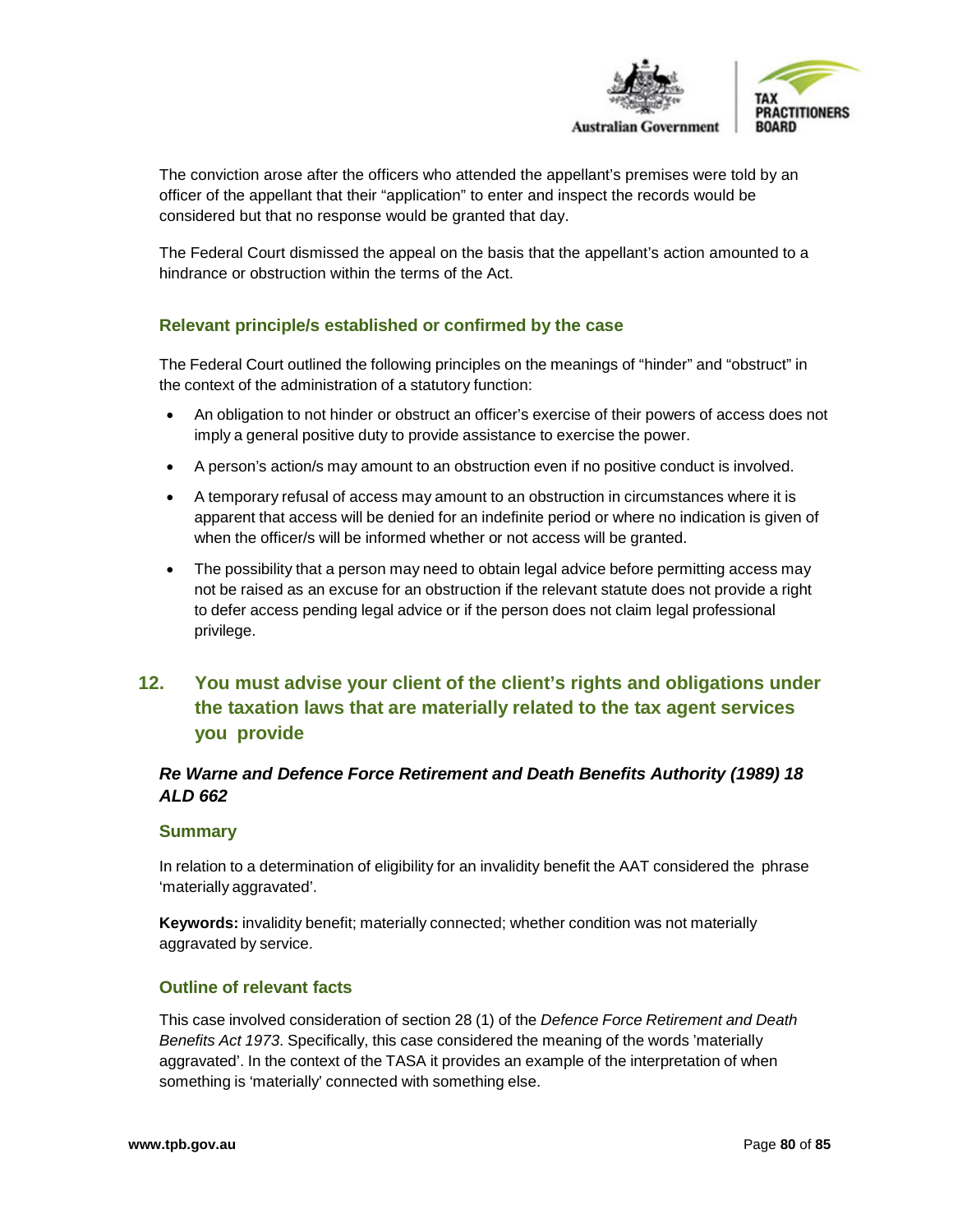The conviction arose after the officers who attended the appellant's premises were told by an officer of the appellant that their "application" to enter and inspect the records would be considered but that no response would be granted that day.

The Federal Court dismissed the appeal on the basis that the appellant's action amounted to a hindrance or obstruction within the terms of the Act.

### Relevant principle/s established or confirmed by the case

The Federal Court outlined the following principles on the meanings of "hinder" and "obstruct" in the context of the administration of a statutory function:

- An obligation to not hinder or obstruct an officer's exercise of their powers of access does not imply a general positive duty to provide assistance to exercise the power.
- A person's action/s may amount to an obstruction even if no positive conduct is involved.
- A temporary refusal of access may amount to an obstruction in circumstances where it is apparent that access will be denied for an indefinite period or where no indication is given of when the officer/s will be informed whether or not access will be granted.
- The possibility that a person may need to obtain legal advice before permitting access may not be raised as an excuse for an obstruction if the relevant statute does not provide a right to defer access pending legal advice or if the person does not claim legal professional privilege.

## 12. You must advise your client of the client's rights and obligations under the taxation laws that are materially related to the tax agent services you provide

### *Re Warne and Defence Force Retirement and Death Benefits Authority (1989) 18 ALD 662*

### Summary

In relation to a determination of eligibility for an invalidity benefit the AAT considered the phrase 'materially aggravated'.

**Keywords:** invalidity benefit; materially connected; whether condition was not materially aggravated by service.

### Outline of relevant facts

This case involved consideration of section 28 (1) of the *Defence Force Retirement and Death Benefits Act 1973*. Specifically, this case considered the meaning of the words 'materially aggravated'. In the context of the TASA it provides an example of the interpretation of when something is 'materially' connected with something else.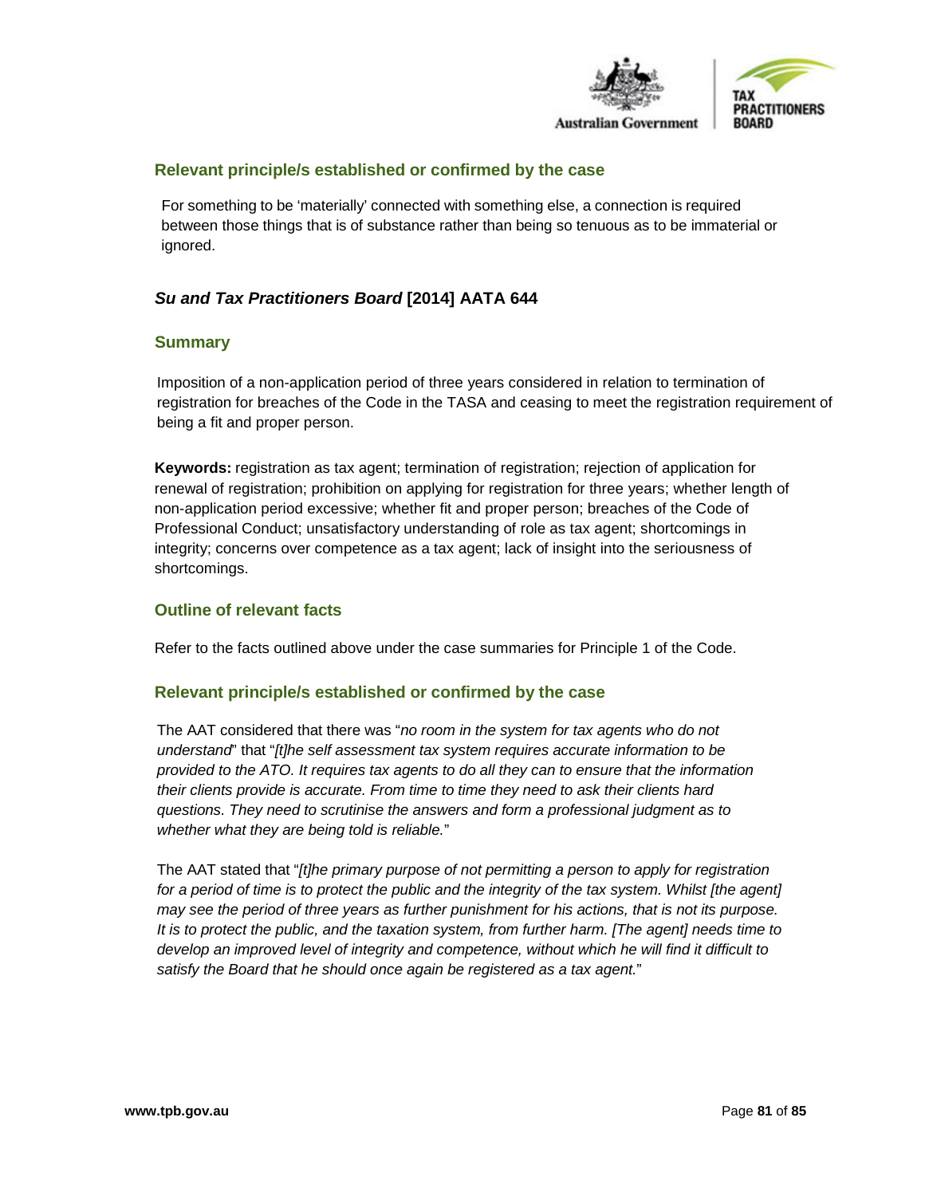### Relevant principle/s established or confirmed by the case

For something to be 'materially' connected with something else, a connection is required between those things that is of substance rather than being so tenuous as to be immaterial or ignored.

## *Su and Tax Practitioners Board* [2014] AATA 644

### Summary

Imposition of a non-application period of three years considered in relation to termination of registration for breaches of the Code in the TASA and ceasing to meet the registration requirement of being a fit and proper person.

**Keywords:** registration as tax agent; termination of registration; rejection of application for renewal of registration; prohibition on applying for registration for three years; whether length of non-application period excessive; whether fit and proper person; breaches of the Code of Professional Conduct; unsatisfactory understanding of role as tax agent; shortcomings in integrity; concerns over competence as a tax agent; lack of insight into the seriousness of shortcomings.

### Outline of relevant facts

Refer to the facts outlined above under the case summaries for Principle 1 of the Code.

### Relevant principle/s established or confirmed by the case

The AAT considered that there was "*no room in the system for tax agents who do not understand*" that "*[t]he self assessment tax system requires accurate information to be provided to the ATO. It requires tax agents to do all they can to ensure that the information their clients provide is accurate. From time to time they need to ask their clients hard questions. They need to scrutinise the answers and form a professional judgment as to whether what they are being told is reliable.*"

The AAT stated that "*[t]he primary purpose of not permitting a person to apply for registration for a period of time is to protect the public and the integrity of the tax system. Whilst [the agent] may see the period of three years as further punishment for his actions, that is not its purpose. It is to protect the public, and the taxation system, from further harm. [The agent] needs time to develop an improved level of integrity and competence, without which he will find it difficult to satisfy the Board that he should once again be registered as a tax agent.*"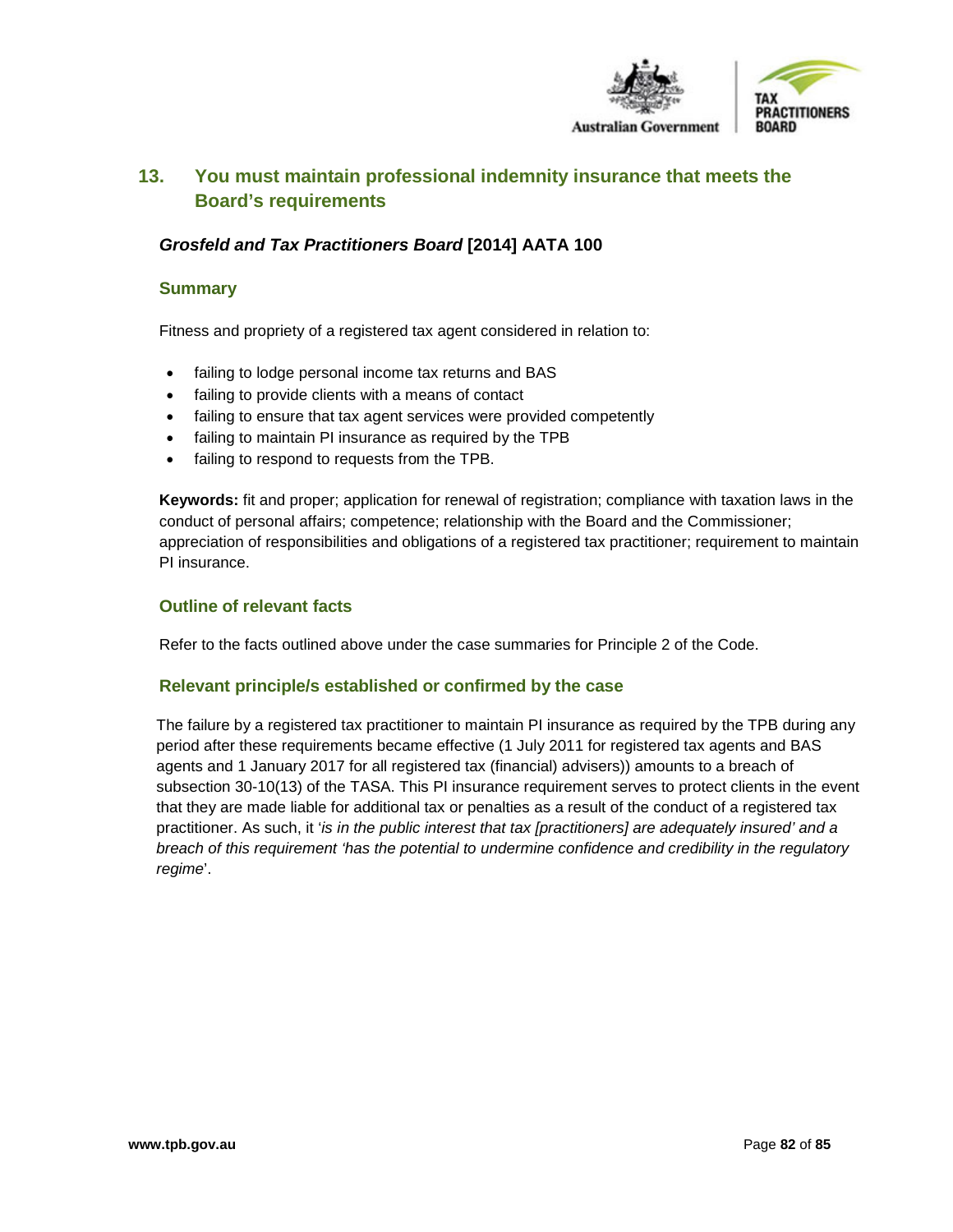## 13. You must maintain professional indemnity insurance that meets the Board's requirements

### *Grosfeld and Tax Practitioners Board* [2014] AATA 100

#### Summary

Fitness and propriety of a registered tax agent considered in relation to:

- failing to lodge personal income tax returns and BAS
- failing to provide clients with a means of contact
- failing to ensure that tax agent services were provided competently
- failing to maintain PI insurance as required by the TPB
- failing to respond to requests from the TPB.

**Keywords:** fit and proper; application for renewal of registration; compliance with taxation laws in the conduct of personal affairs; competence; relationship with the Board and the Commissioner; appreciation of responsibilities and obligations of a registered tax practitioner; requirement to maintain PI insurance.

#### Outline of relevant facts

Refer to the facts outlined above under the case summaries for Principle 2 of the Code.

#### Relevant principle/s established or confirmed by the case

The failure by a registered tax practitioner to maintain PI insurance as required by the TPB during any period after these requirements became effective (1 July 2011 for registered tax agents and BAS agents and 1 January 2017 for all registered tax (financial) advisers)) amounts to a breach of subsection 30-10(13) of the TASA. This PI insurance requirement serves to protect clients in the event that they are made liable for additional tax or penalties as a result of the conduct of a registered tax practitioner. As such, it '*is in the public interest that tax [practitioners] are adequately insured' and a breach of this requirement 'has the potential to undermine confidence and credibility in the regulatory regime*'.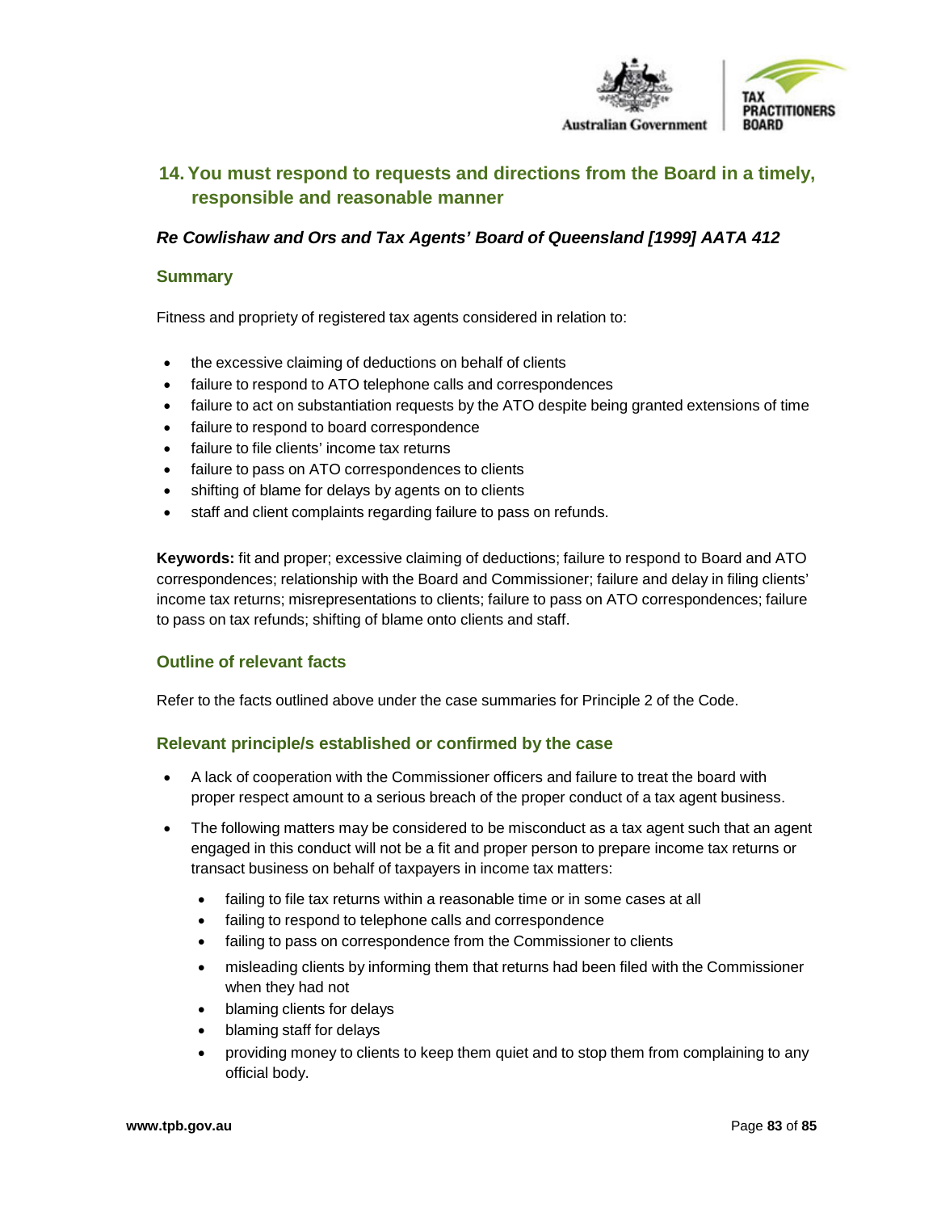## 14. You must respond to requests and directions from the Board in a timely, responsible and reasonable manner

### *Re Cowlishaw and Ors and Tax Agents' Board of Queensland [1999] AATA 412*

#### Summary

Fitness and propriety of registered tax agents considered in relation to:

- the excessive claiming of deductions on behalf of clients
- failure to respond to ATO telephone calls and correspondences
- failure to act on substantiation requests by the ATO despite being granted extensions of time
- failure to respond to board correspondence
- failure to file clients' income tax returns
- failure to pass on ATO correspondences to clients
- shifting of blame for delays by agents on to clients
- staff and client complaints regarding failure to pass on refunds.

**Keywords:** fit and proper; excessive claiming of deductions; failure to respond to Board and ATO correspondences; relationship with the Board and Commissioner; failure and delay in filing clients' income tax returns; misrepresentations to clients; failure to pass on ATO correspondences; failure to pass on tax refunds; shifting of blame onto clients and staff.

#### Outline of relevant facts

Refer to the facts outlined above under the case summaries for Principle 2 of the Code.

#### Relevant principle/s established or confirmed by the case

- A lack of cooperation with the Commissioner officers and failure to treat the board with proper respect amount to a serious breach of the proper conduct of a tax agent business.
- The following matters may be considered to be misconduct as a tax agent such that an agent engaged in this conduct will not be a fit and proper person to prepare income tax returns or transact business on behalf of taxpayers in income tax matters:
  - failing to file tax returns within a reasonable time or in some cases at all
  - failing to respond to telephone calls and correspondence
  - failing to pass on correspondence from the Commissioner to clients
  - misleading clients by informing them that returns had been filed with the Commissioner when they had not
  - blaming clients for delays
  - blaming staff for delays
  - providing money to clients to keep them quiet and to stop them from complaining to any official body.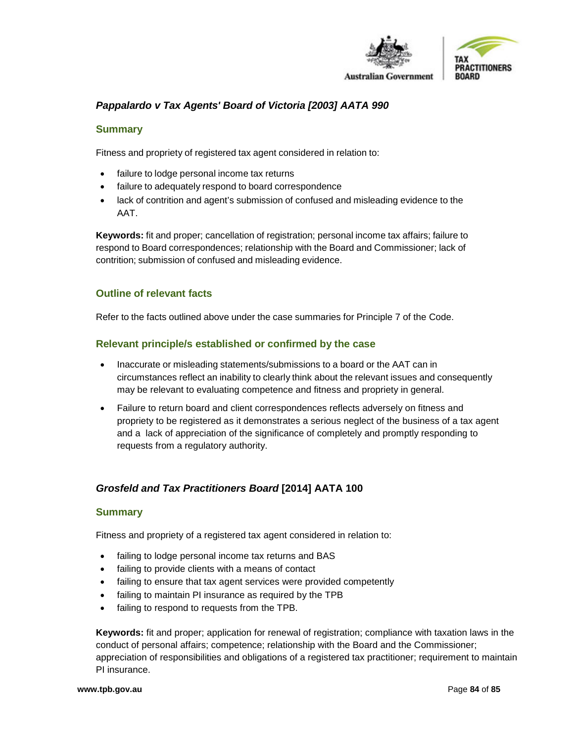### *Pappalardo v Tax Agents' Board of Victoria [2003] AATA 990*

#### Summary

Fitness and propriety of registered tax agent considered in relation to:

- failure to lodge personal income tax returns
- failure to adequately respond to board correspondence
- lack of contrition and agent's submission of confused and misleading evidence to the AAT.

**Keywords:** fit and proper; cancellation of registration; personal income tax affairs; failure to respond to Board correspondences; relationship with the Board and Commissioner; lack of contrition; submission of confused and misleading evidence.

#### Outline of relevant facts

Refer to the facts outlined above under the case summaries for Principle 7 of the Code.

#### Relevant principle/s established or confirmed by the case

- Inaccurate or misleading statements/submissions to a board or the AAT can in circumstances reflect an inability to clearly think about the relevant issues and consequently may be relevant to evaluating competence and fitness and propriety in general.
- Failure to return board and client correspondences reflects adversely on fitness and propriety to be registered as it demonstrates a serious neglect of the business of a tax agent and a lack of appreciation of the significance of completely and promptly responding to requests from a regulatory authority.

### *Grosfeld and Tax Practitioners Board* [2014] AATA 100

#### Summary

Fitness and propriety of a registered tax agent considered in relation to:

- failing to lodge personal income tax returns and BAS
- failing to provide clients with a means of contact
- failing to ensure that tax agent services were provided competently
- failing to maintain PI insurance as required by the TPB
- failing to respond to requests from the TPB.

**Keywords:** fit and proper; application for renewal of registration; compliance with taxation laws in the conduct of personal affairs; competence; relationship with the Board and the Commissioner; appreciation of responsibilities and obligations of a registered tax practitioner; requirement to maintain PI insurance.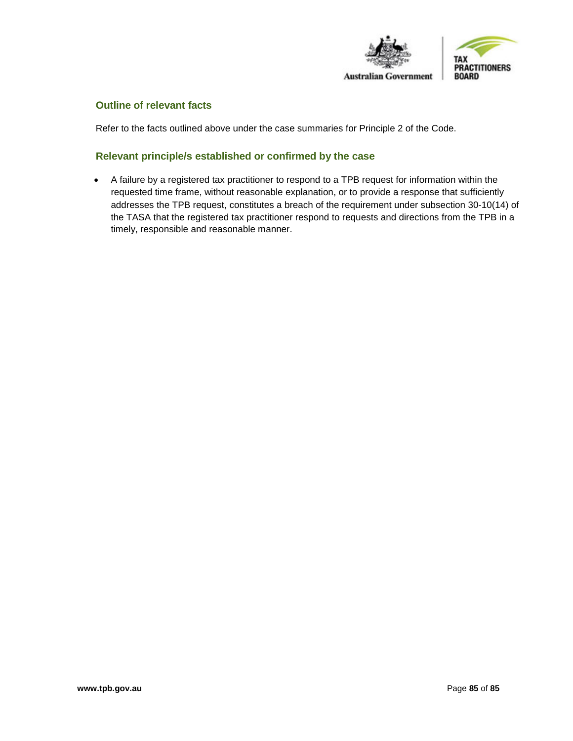### Outline of relevant facts

Refer to the facts outlined above under the case summaries for Principle 2 of the Code.

### Relevant principle/s established or confirmed by the case

- A failure by a registered tax practitioner to respond to a TPB request for information within the requested time frame, without reasonable explanation, or to provide a response that sufficiently addresses the TPB request, constitutes a breach of the requirement under subsection 30-10(14) of the TASA that the registered tax practitioner respond to requests and directions from the TPB in a timely, responsible and reasonable manner.